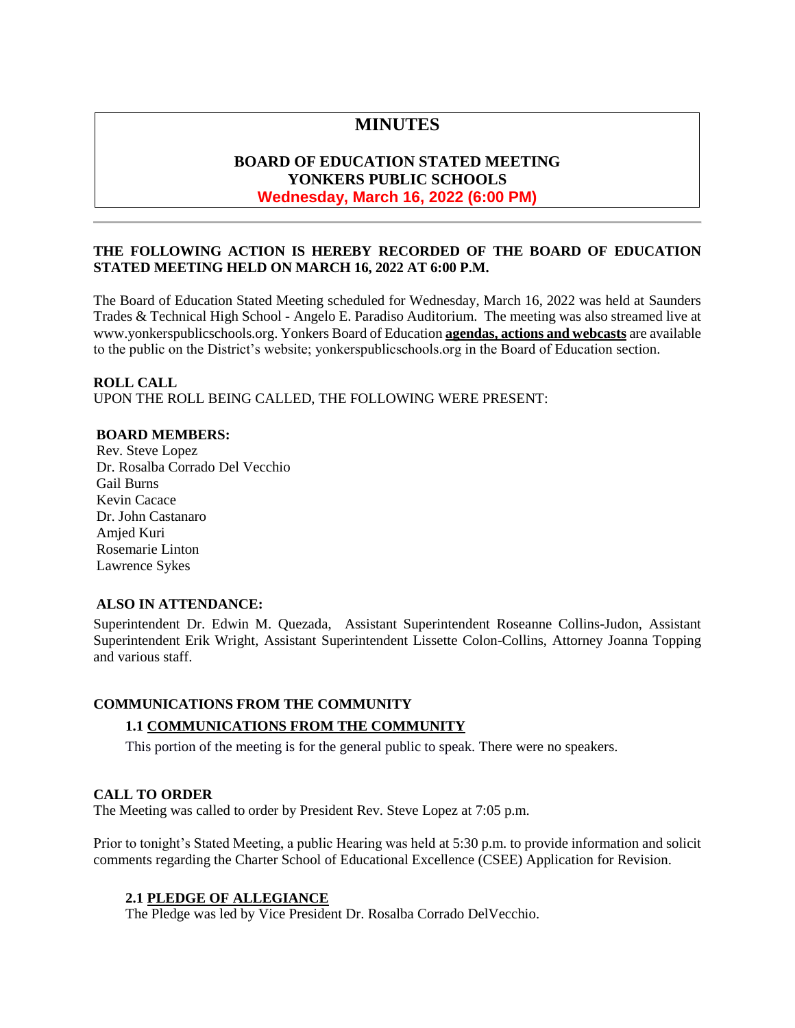# MINUTES

## BOARD OF EDUCATION STATED MEETING
## YONKERS PUBLIC SCHOOLS
## Wednesday, March 16, 2022 (6:00 PM)

---

**THE FOLLOWING ACTION IS HEREBY RECORDED OF THE BOARD OF EDUCATION STATED MEETING HELD ON MARCH 16, 2022 AT 6:00 P.M.**

The Board of Education Stated Meeting scheduled for Wednesday, March 16, 2022 was held at Saunders Trades & Technical High School - Angelo E. Paradiso Auditorium. The meeting was also streamed live at www.yonkerspublicschools.org. Yonkers Board of Education **agendas, actions and webcasts** are available to the public on the District's website; yonkerspublicschools.org in the Board of Education section.

**ROLL CALL**
UPON THE ROLL BEING CALLED, THE FOLLOWING WERE PRESENT:

**BOARD MEMBERS:**
Rev. Steve Lopez
Dr. Rosalba Corrado Del Vecchio
Gail Burns
Kevin Cacace
Dr. John Castanaro
Amjed Kuri
Rosemarie Linton
Lawrence Sykes

**ALSO IN ATTENDANCE:**

Superintendent Dr. Edwin M. Quezada, Assistant Superintendent Roseanne Collins-Judon, Assistant Superintendent Erik Wright, Assistant Superintendent Lissette Colon-Collins, Attorney Joanna Topping and various staff.

**COMMUNICATIONS FROM THE COMMUNITY**

**1.1 COMMUNICATIONS FROM THE COMMUNITY**

This portion of the meeting is for the general public to speak. There were no speakers.

**CALL TO ORDER**
The Meeting was called to order by President Rev. Steve Lopez at 7:05 p.m.

Prior to tonight's Stated Meeting, a public Hearing was held at 5:30 p.m. to provide information and solicit comments regarding the Charter School of Educational Excellence (CSEE) Application for Revision.

**2.1 PLEDGE OF ALLEGIANCE**

The Pledge was led by Vice President Dr. Rosalba Corrado DelVecchio.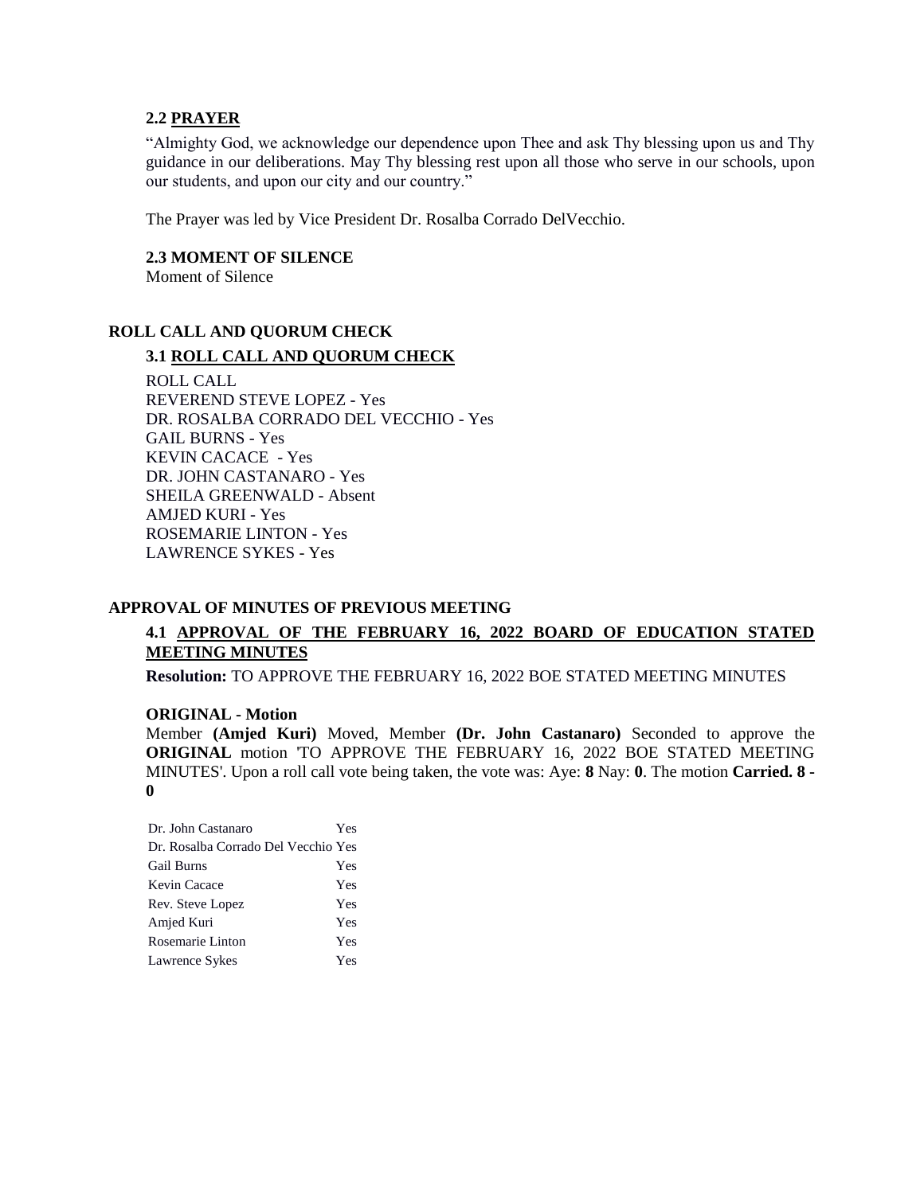### 2.2 PRAYER

"Almighty God, we acknowledge our dependence upon Thee and ask Thy blessing upon us and Thy guidance in our deliberations. May Thy blessing rest upon all those who serve in our schools, upon our students, and upon our city and our country."

The Prayer was led by Vice President Dr. Rosalba Corrado DelVecchio.

### 2.3 MOMENT OF SILENCE

Moment of Silence

## ROLL CALL AND QUORUM CHECK

### 3.1 ROLL CALL AND QUORUM CHECK

ROLL CALL
REVEREND STEVE LOPEZ - Yes
DR. ROSALBA CORRADO DEL VECCHIO - Yes
GAIL BURNS - Yes
KEVIN CACACE - Yes
DR. JOHN CASTANARO - Yes
SHEILA GREENWALD - Absent
AMJED KURI - Yes
ROSEMARIE LINTON - Yes
LAWRENCE SYKES - Yes

## APPROVAL OF MINUTES OF PREVIOUS MEETING

### 4.1 APPROVAL OF THE FEBRUARY 16, 2022 BOARD OF EDUCATION STATED MEETING MINUTES

**Resolution:** TO APPROVE THE FEBRUARY 16, 2022 BOE STATED MEETING MINUTES

**ORIGINAL - Motion**

Member **(Amjed Kuri)** Moved, Member **(Dr. John Castanaro)** Seconded to approve the **ORIGINAL** motion 'TO APPROVE THE FEBRUARY 16, 2022 BOE STATED MEETING MINUTES'. Upon a roll call vote being taken, the vote was: Aye: **8** Nay: **0**. The motion **Carried. 8 - 0**

| | |
|---|---|
| Dr. John Castanaro | Yes |
| Dr. Rosalba Corrado Del Vecchio | Yes |
| Gail Burns | Yes |
| Kevin Cacace | Yes |
| Rev. Steve Lopez | Yes |
| Amjed Kuri | Yes |
| Rosemarie Linton | Yes |
| Lawrence Sykes | Yes |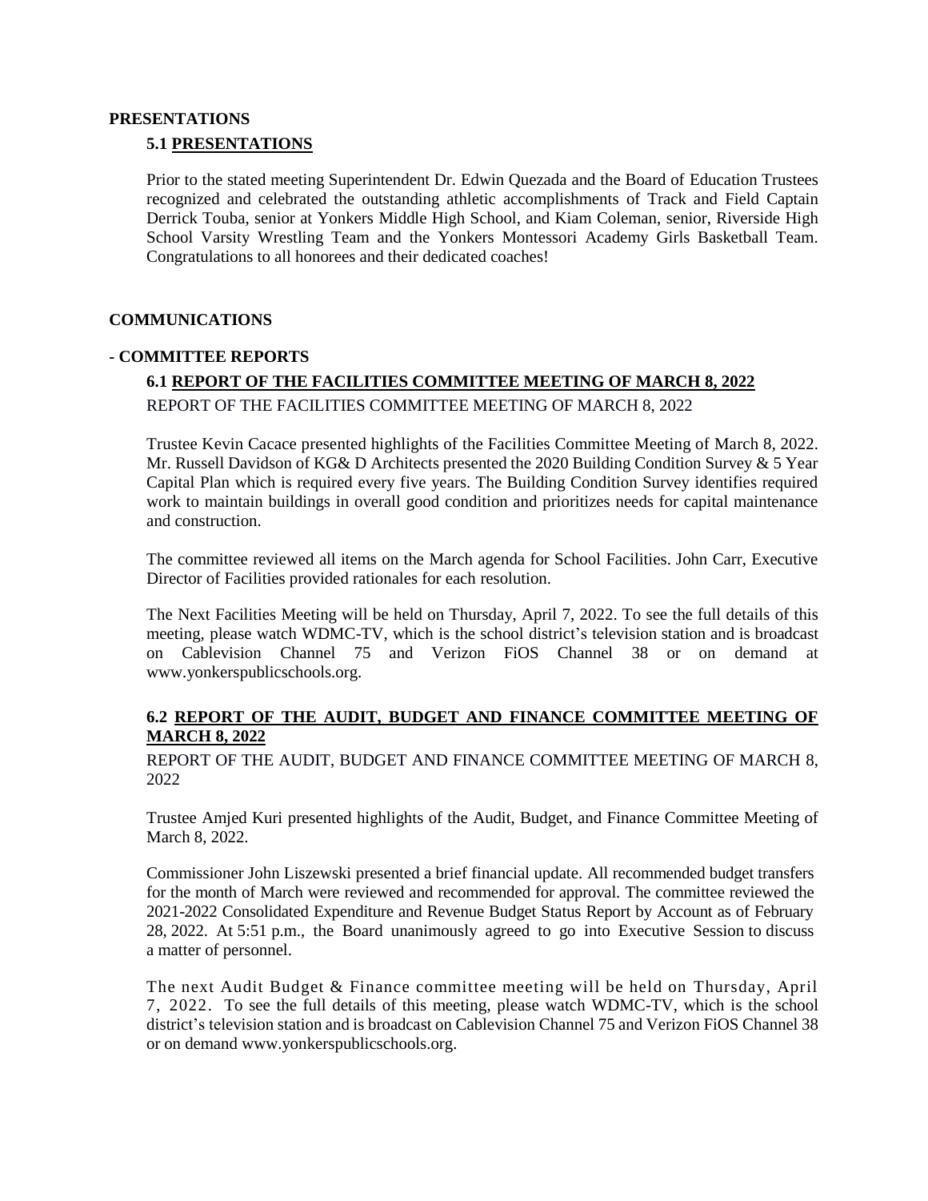## PRESENTATIONS

### 5.1 PRESENTATIONS

Prior to the stated meeting Superintendent Dr. Edwin Quezada and the Board of Education Trustees recognized and celebrated the outstanding athletic accomplishments of Track and Field Captain Derrick Touba, senior at Yonkers Middle High School, and Kiam Coleman, senior, Riverside High School Varsity Wrestling Team and the Yonkers Montessori Academy Girls Basketball Team. Congratulations to all honorees and their dedicated coaches!

## COMMUNICATIONS

## - COMMITTEE REPORTS

### 6.1 REPORT OF THE FACILITIES COMMITTEE MEETING OF MARCH 8, 2022

REPORT OF THE FACILITIES COMMITTEE MEETING OF MARCH 8, 2022

Trustee Kevin Cacace presented highlights of the Facilities Committee Meeting of March 8, 2022. Mr. Russell Davidson of KG& D Architects presented the 2020 Building Condition Survey & 5 Year Capital Plan which is required every five years. The Building Condition Survey identifies required work to maintain buildings in overall good condition and prioritizes needs for capital maintenance and construction.

The committee reviewed all items on the March agenda for School Facilities. John Carr, Executive Director of Facilities provided rationales for each resolution.

The Next Facilities Meeting will be held on Thursday, April 7, 2022. To see the full details of this meeting, please watch WDMC-TV, which is the school district's television station and is broadcast on Cablevision Channel 75 and Verizon FiOS Channel 38 or on demand at www.yonkerspublicschools.org.

### 6.2 REPORT OF THE AUDIT, BUDGET AND FINANCE COMMITTEE MEETING OF MARCH 8, 2022

REPORT OF THE AUDIT, BUDGET AND FINANCE COMMITTEE MEETING OF MARCH 8, 2022

Trustee Amjed Kuri presented highlights of the Audit, Budget, and Finance Committee Meeting of March 8, 2022.

Commissioner John Liszewski presented a brief financial update. All recommended budget transfers for the month of March were reviewed and recommended for approval. The committee reviewed the 2021-2022 Consolidated Expenditure and Revenue Budget Status Report by Account as of February 28, 2022. At 5:51 p.m., the Board unanimously agreed to go into Executive Session to discuss a matter of personnel.

The next Audit Budget & Finance committee meeting will be held on Thursday, April 7, 2022. To see the full details of this meeting, please watch WDMC-TV, which is the school district's television station and is broadcast on Cablevision Channel 75 and Verizon FiOS Channel 38 or on demand www.yonkerspublicschools.org.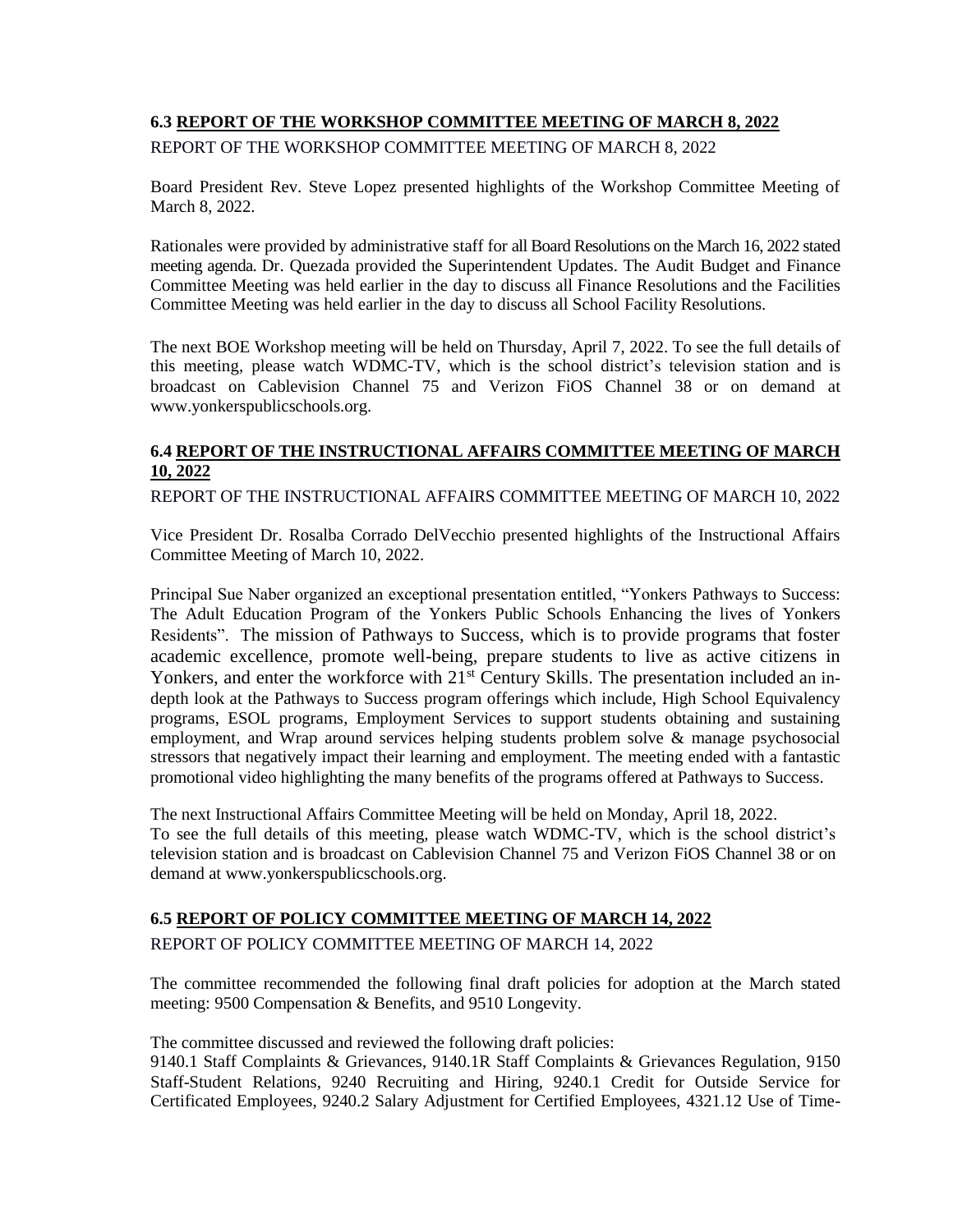### 6.3 REPORT OF THE WORKSHOP COMMITTEE MEETING OF MARCH 8, 2022

REPORT OF THE WORKSHOP COMMITTEE MEETING OF MARCH 8, 2022

Board President Rev. Steve Lopez presented highlights of the Workshop Committee Meeting of March 8, 2022.

Rationales were provided by administrative staff for all Board Resolutions on the March 16, 2022 stated meeting agenda. Dr. Quezada provided the Superintendent Updates. The Audit Budget and Finance Committee Meeting was held earlier in the day to discuss all Finance Resolutions and the Facilities Committee Meeting was held earlier in the day to discuss all School Facility Resolutions.

The next BOE Workshop meeting will be held on Thursday, April 7, 2022. To see the full details of this meeting, please watch WDMC-TV, which is the school district's television station and is broadcast on Cablevision Channel 75 and Verizon FiOS Channel 38 or on demand at www.yonkerspublicschools.org.

### 6.4 REPORT OF THE INSTRUCTIONAL AFFAIRS COMMITTEE MEETING OF MARCH 10, 2022

REPORT OF THE INSTRUCTIONAL AFFAIRS COMMITTEE MEETING OF MARCH 10, 2022

Vice President Dr. Rosalba Corrado DelVecchio presented highlights of the Instructional Affairs Committee Meeting of March 10, 2022.

Principal Sue Naber organized an exceptional presentation entitled, "Yonkers Pathways to Success: The Adult Education Program of the Yonkers Public Schools Enhancing the lives of Yonkers Residents". The mission of Pathways to Success, which is to provide programs that foster academic excellence, promote well-being, prepare students to live as active citizens in Yonkers, and enter the workforce with 21st Century Skills. The presentation included an in-depth look at the Pathways to Success program offerings which include, High School Equivalency programs, ESOL programs, Employment Services to support students obtaining and sustaining employment, and Wrap around services helping students problem solve & manage psychosocial stressors that negatively impact their learning and employment. The meeting ended with a fantastic promotional video highlighting the many benefits of the programs offered at Pathways to Success.

The next Instructional Affairs Committee Meeting will be held on Monday, April 18, 2022.
To see the full details of this meeting, please watch WDMC-TV, which is the school district's television station and is broadcast on Cablevision Channel 75 and Verizon FiOS Channel 38 or on demand at www.yonkerspublicschools.org.

### 6.5 REPORT OF POLICY COMMITTEE MEETING OF MARCH 14, 2022

REPORT OF POLICY COMMITTEE MEETING OF MARCH 14, 2022

The committee recommended the following final draft policies for adoption at the March stated meeting: 9500 Compensation & Benefits, and 9510 Longevity.

The committee discussed and reviewed the following draft policies:
9140.1 Staff Complaints & Grievances, 9140.1R Staff Complaints & Grievances Regulation, 9150 Staff-Student Relations, 9240 Recruiting and Hiring, 9240.1 Credit for Outside Service for Certificated Employees, 9240.2 Salary Adjustment for Certified Employees, 4321.12 Use of Time-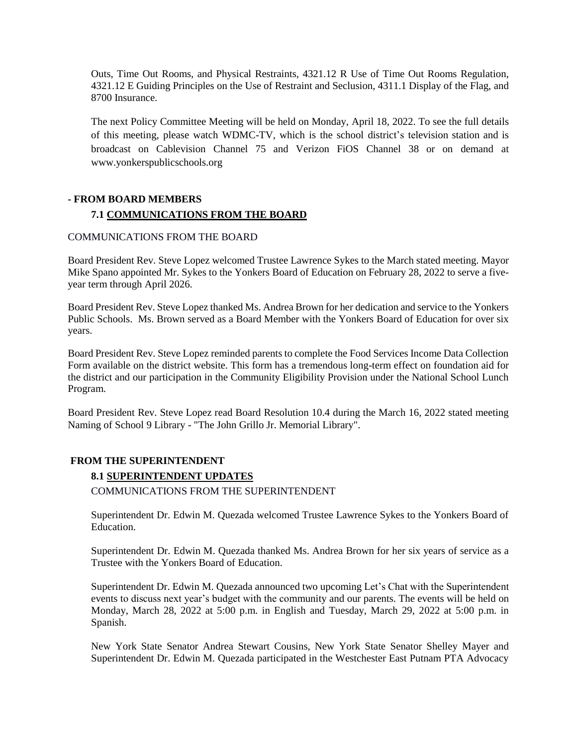Outs, Time Out Rooms, and Physical Restraints, 4321.12 R Use of Time Out Rooms Regulation, 4321.12 E Guiding Principles on the Use of Restraint and Seclusion, 4311.1 Display of the Flag, and 8700 Insurance.

The next Policy Committee Meeting will be held on Monday, April 18, 2022. To see the full details of this meeting, please watch WDMC-TV, which is the school district's television station and is broadcast on Cablevision Channel 75 and Verizon FiOS Channel 38 or on demand at www.yonkerspublicschools.org

**- FROM BOARD MEMBERS**

**7.1 COMMUNICATIONS FROM THE BOARD**

COMMUNICATIONS FROM THE BOARD

Board President Rev. Steve Lopez welcomed Trustee Lawrence Sykes to the March stated meeting. Mayor Mike Spano appointed Mr. Sykes to the Yonkers Board of Education on February 28, 2022 to serve a five-year term through April 2026.

Board President Rev. Steve Lopez thanked Ms. Andrea Brown for her dedication and service to the Yonkers Public Schools. Ms. Brown served as a Board Member with the Yonkers Board of Education for over six years.

Board President Rev. Steve Lopez reminded parents to complete the Food Services Income Data Collection Form available on the district website. This form has a tremendous long-term effect on foundation aid for the district and our participation in the Community Eligibility Provision under the National School Lunch Program.

Board President Rev. Steve Lopez read Board Resolution 10.4 during the March 16, 2022 stated meeting Naming of School 9 Library - "The John Grillo Jr. Memorial Library".

**FROM THE SUPERINTENDENT**

**8.1 SUPERINTENDENT UPDATES**

COMMUNICATIONS FROM THE SUPERINTENDENT

Superintendent Dr. Edwin M. Quezada welcomed Trustee Lawrence Sykes to the Yonkers Board of Education.

Superintendent Dr. Edwin M. Quezada thanked Ms. Andrea Brown for her six years of service as a Trustee with the Yonkers Board of Education.

Superintendent Dr. Edwin M. Quezada announced two upcoming Let's Chat with the Superintendent events to discuss next year's budget with the community and our parents. The events will be held on Monday, March 28, 2022 at 5:00 p.m. in English and Tuesday, March 29, 2022 at 5:00 p.m. in Spanish.

New York State Senator Andrea Stewart Cousins, New York State Senator Shelley Mayer and Superintendent Dr. Edwin M. Quezada participated in the Westchester East Putnam PTA Advocacy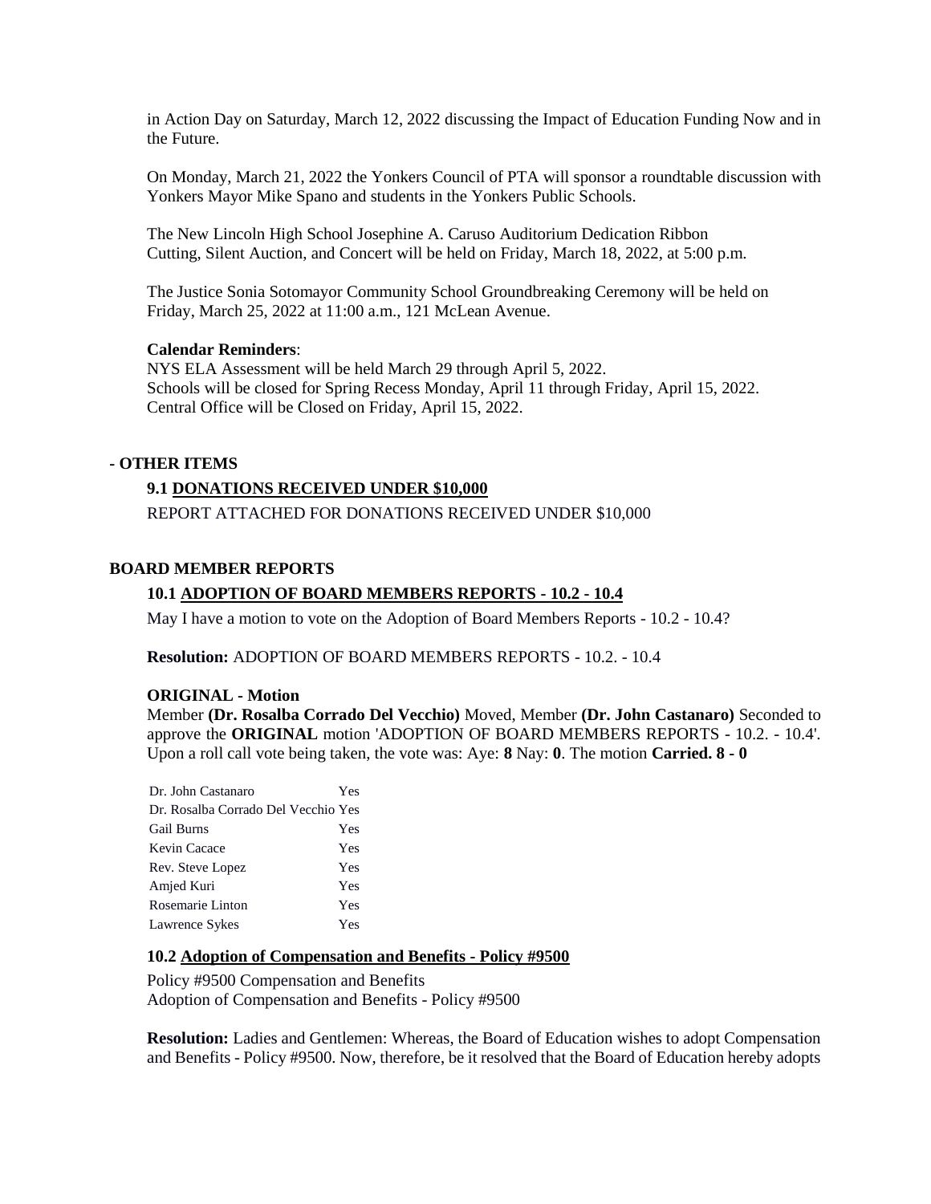in Action Day on Saturday, March 12, 2022 discussing the Impact of Education Funding Now and in the Future.

On Monday, March 21, 2022 the Yonkers Council of PTA will sponsor a roundtable discussion with Yonkers Mayor Mike Spano and students in the Yonkers Public Schools.

The New Lincoln High School Josephine A. Caruso Auditorium Dedication Ribbon Cutting, Silent Auction, and Concert will be held on Friday, March 18, 2022, at 5:00 p.m.

The Justice Sonia Sotomayor Community School Groundbreaking Ceremony will be held on Friday, March 25, 2022 at 11:00 a.m., 121 McLean Avenue.

**Calendar Reminders**:
NYS ELA Assessment will be held March 29 through April 5, 2022.
Schools will be closed for Spring Recess Monday, April 11 through Friday, April 15, 2022.
Central Office will be Closed on Friday, April 15, 2022.

## - OTHER ITEMS

### 9.1 DONATIONS RECEIVED UNDER $10,000

REPORT ATTACHED FOR DONATIONS RECEIVED UNDER $10,000

## BOARD MEMBER REPORTS

### 10.1 ADOPTION OF BOARD MEMBERS REPORTS - 10.2 - 10.4

May I have a motion to vote on the Adoption of Board Members Reports - 10.2 - 10.4?

**Resolution:** ADOPTION OF BOARD MEMBERS REPORTS - 10.2. - 10.4

**ORIGINAL - Motion**
Member **(Dr. Rosalba Corrado Del Vecchio)** Moved, Member **(Dr. John Castanaro)** Seconded to approve the **ORIGINAL** motion 'ADOPTION OF BOARD MEMBERS REPORTS - 10.2. - 10.4'. Upon a roll call vote being taken, the vote was: Aye: **8** Nay: **0**. The motion **Carried. 8 - 0**

| | |
|---|---|
| Dr. John Castanaro | Yes |
| Dr. Rosalba Corrado Del Vecchio | Yes |
| Gail Burns | Yes |
| Kevin Cacace | Yes |
| Rev. Steve Lopez | Yes |
| Amjed Kuri | Yes |
| Rosemarie Linton | Yes |
| Lawrence Sykes | Yes |

### 10.2 Adoption of Compensation and Benefits - Policy #9500

Policy #9500 Compensation and Benefits
Adoption of Compensation and Benefits - Policy #9500

**Resolution:** Ladies and Gentlemen: Whereas, the Board of Education wishes to adopt Compensation and Benefits - Policy #9500. Now, therefore, be it resolved that the Board of Education hereby adopts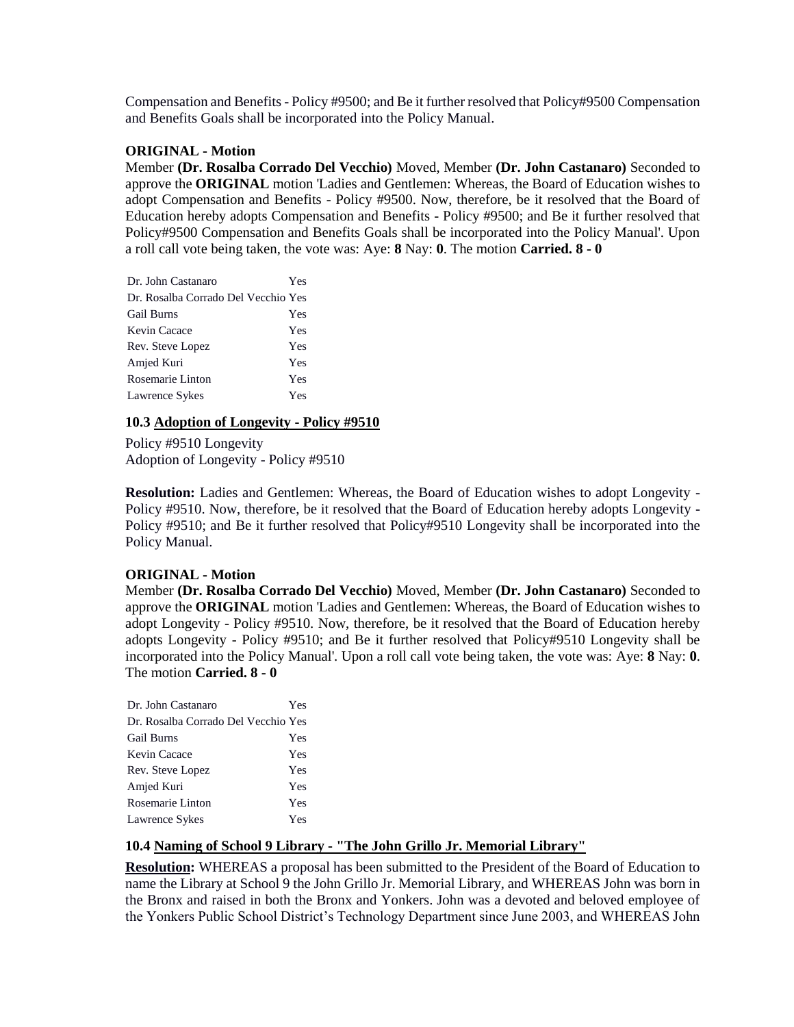Compensation and Benefits - Policy #9500; and Be it further resolved that Policy#9500 Compensation and Benefits Goals shall be incorporated into the Policy Manual.

**ORIGINAL - Motion**

Member **(Dr. Rosalba Corrado Del Vecchio)** Moved, Member **(Dr. John Castanaro)** Seconded to approve the **ORIGINAL** motion 'Ladies and Gentlemen: Whereas, the Board of Education wishes to adopt Compensation and Benefits - Policy #9500. Now, therefore, be it resolved that the Board of Education hereby adopts Compensation and Benefits - Policy #9500; and Be it further resolved that Policy#9500 Compensation and Benefits Goals shall be incorporated into the Policy Manual'. Upon a roll call vote being taken, the vote was: Aye: **8** Nay: **0**. The motion **Carried. 8 - 0**

| | |
|---|---|
| Dr. John Castanaro | Yes |
| Dr. Rosalba Corrado Del Vecchio | Yes |
| Gail Burns | Yes |
| Kevin Cacace | Yes |
| Rev. Steve Lopez | Yes |
| Amjed Kuri | Yes |
| Rosemarie Linton | Yes |
| Lawrence Sykes | Yes |

### 10.3 Adoption of Longevity - Policy #9510

Policy #9510 Longevity
Adoption of Longevity - Policy #9510

**Resolution:** Ladies and Gentlemen: Whereas, the Board of Education wishes to adopt Longevity - Policy #9510. Now, therefore, be it resolved that the Board of Education hereby adopts Longevity - Policy #9510; and Be it further resolved that Policy#9510 Longevity shall be incorporated into the Policy Manual.

**ORIGINAL - Motion**

Member **(Dr. Rosalba Corrado Del Vecchio)** Moved, Member **(Dr. John Castanaro)** Seconded to approve the **ORIGINAL** motion 'Ladies and Gentlemen: Whereas, the Board of Education wishes to adopt Longevity - Policy #9510. Now, therefore, be it resolved that the Board of Education hereby adopts Longevity - Policy #9510; and Be it further resolved that Policy#9510 Longevity shall be incorporated into the Policy Manual'. Upon a roll call vote being taken, the vote was: Aye: **8** Nay: **0**. The motion **Carried. 8 - 0**

| | |
|---|---|
| Dr. John Castanaro | Yes |
| Dr. Rosalba Corrado Del Vecchio | Yes |
| Gail Burns | Yes |
| Kevin Cacace | Yes |
| Rev. Steve Lopez | Yes |
| Amjed Kuri | Yes |
| Rosemarie Linton | Yes |
| Lawrence Sykes | Yes |

### 10.4 Naming of School 9 Library - "The John Grillo Jr. Memorial Library"

**Resolution:** WHEREAS a proposal has been submitted to the President of the Board of Education to name the Library at School 9 the John Grillo Jr. Memorial Library, and WHEREAS John was born in the Bronx and raised in both the Bronx and Yonkers. John was a devoted and beloved employee of the Yonkers Public School District's Technology Department since June 2003, and WHEREAS John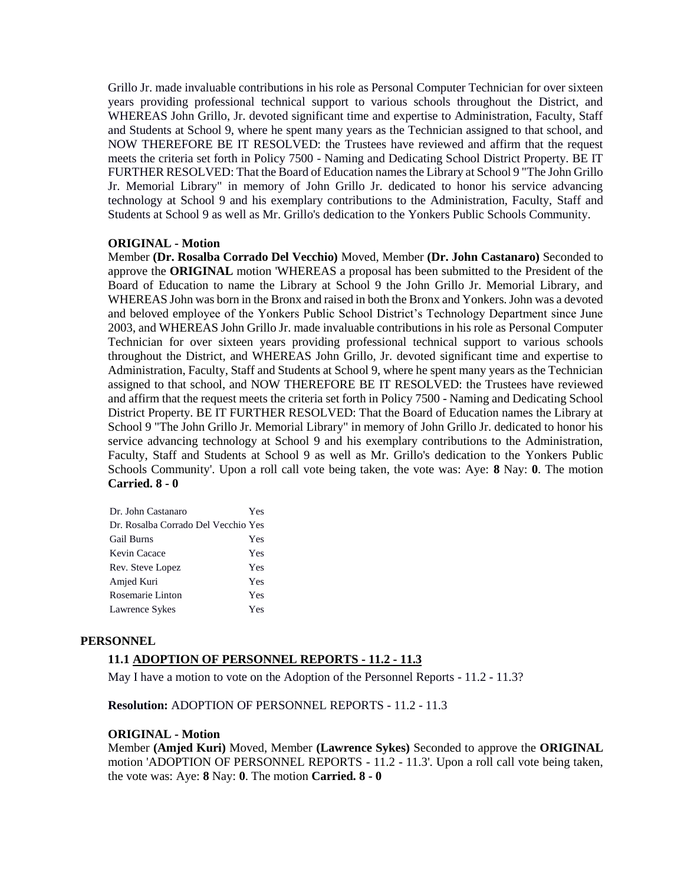Grillo Jr. made invaluable contributions in his role as Personal Computer Technician for over sixteen years providing professional technical support to various schools throughout the District, and WHEREAS John Grillo, Jr. devoted significant time and expertise to Administration, Faculty, Staff and Students at School 9, where he spent many years as the Technician assigned to that school, and NOW THEREFORE BE IT RESOLVED: the Trustees have reviewed and affirm that the request meets the criteria set forth in Policy 7500 - Naming and Dedicating School District Property. BE IT FURTHER RESOLVED: That the Board of Education names the Library at School 9 "The John Grillo Jr. Memorial Library" in memory of John Grillo Jr. dedicated to honor his service advancing technology at School 9 and his exemplary contributions to the Administration, Faculty, Staff and Students at School 9 as well as Mr. Grillo's dedication to the Yonkers Public Schools Community.

**ORIGINAL - Motion**

Member **(Dr. Rosalba Corrado Del Vecchio)** Moved, Member **(Dr. John Castanaro)** Seconded to approve the **ORIGINAL** motion 'WHEREAS a proposal has been submitted to the President of the Board of Education to name the Library at School 9 the John Grillo Jr. Memorial Library, and WHEREAS John was born in the Bronx and raised in both the Bronx and Yonkers. John was a devoted and beloved employee of the Yonkers Public School District's Technology Department since June 2003, and WHEREAS John Grillo Jr. made invaluable contributions in his role as Personal Computer Technician for over sixteen years providing professional technical support to various schools throughout the District, and WHEREAS John Grillo, Jr. devoted significant time and expertise to Administration, Faculty, Staff and Students at School 9, where he spent many years as the Technician assigned to that school, and NOW THEREFORE BE IT RESOLVED: the Trustees have reviewed and affirm that the request meets the criteria set forth in Policy 7500 - Naming and Dedicating School District Property. BE IT FURTHER RESOLVED: That the Board of Education names the Library at School 9 "The John Grillo Jr. Memorial Library" in memory of John Grillo Jr. dedicated to honor his service advancing technology at School 9 and his exemplary contributions to the Administration, Faculty, Staff and Students at School 9 as well as Mr. Grillo's dedication to the Yonkers Public Schools Community'. Upon a roll call vote being taken, the vote was: Aye: **8** Nay: **0**. The motion **Carried. 8 - 0**

| | |
|---|---|
| Dr. John Castanaro | Yes |
| Dr. Rosalba Corrado Del Vecchio | Yes |
| Gail Burns | Yes |
| Kevin Cacace | Yes |
| Rev. Steve Lopez | Yes |
| Amjed Kuri | Yes |
| Rosemarie Linton | Yes |
| Lawrence Sykes | Yes |

## PERSONNEL

### 11.1 ADOPTION OF PERSONNEL REPORTS - 11.2 - 11.3

May I have a motion to vote on the Adoption of the Personnel Reports - 11.2 - 11.3?

**Resolution:** ADOPTION OF PERSONNEL REPORTS - 11.2 - 11.3

**ORIGINAL - Motion**

Member **(Amjed Kuri)** Moved, Member **(Lawrence Sykes)** Seconded to approve the **ORIGINAL** motion 'ADOPTION OF PERSONNEL REPORTS - 11.2 - 11.3'. Upon a roll call vote being taken, the vote was: Aye: **8** Nay: **0**. The motion **Carried. 8 - 0**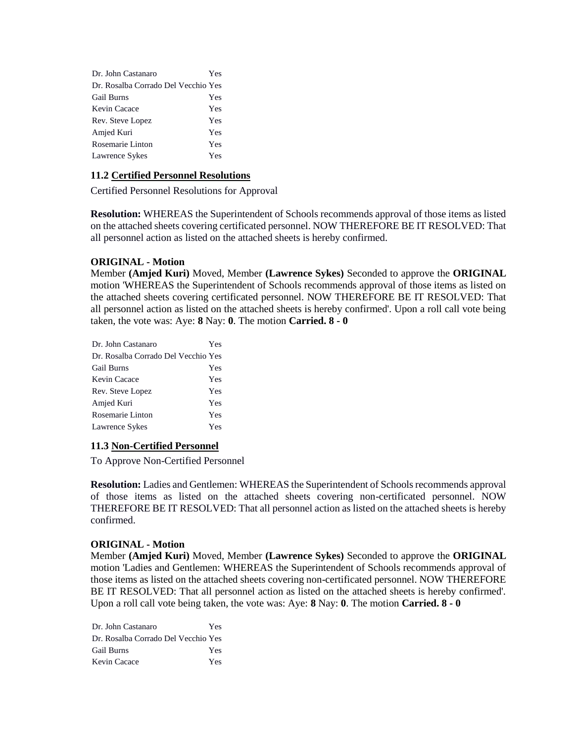| | |
|---|---|
| Dr. John Castanaro | Yes |
| Dr. Rosalba Corrado Del Vecchio | Yes |
| Gail Burns | Yes |
| Kevin Cacace | Yes |
| Rev. Steve Lopez | Yes |
| Amjed Kuri | Yes |
| Rosemarie Linton | Yes |
| Lawrence Sykes | Yes |

### 11.2 Certified Personnel Resolutions

Certified Personnel Resolutions for Approval

**Resolution:** WHEREAS the Superintendent of Schools recommends approval of those items as listed on the attached sheets covering certificated personnel. NOW THEREFORE BE IT RESOLVED: That all personnel action as listed on the attached sheets is hereby confirmed.

**ORIGINAL - Motion**
Member **(Amjed Kuri)** Moved, Member **(Lawrence Sykes)** Seconded to approve the **ORIGINAL** motion 'WHEREAS the Superintendent of Schools recommends approval of those items as listed on the attached sheets covering certificated personnel. NOW THEREFORE BE IT RESOLVED: That all personnel action as listed on the attached sheets is hereby confirmed'. Upon a roll call vote being taken, the vote was: Aye: **8** Nay: **0**. The motion **Carried. 8 - 0**

| | |
|---|---|
| Dr. John Castanaro | Yes |
| Dr. Rosalba Corrado Del Vecchio | Yes |
| Gail Burns | Yes |
| Kevin Cacace | Yes |
| Rev. Steve Lopez | Yes |
| Amjed Kuri | Yes |
| Rosemarie Linton | Yes |
| Lawrence Sykes | Yes |

### 11.3 Non-Certified Personnel

To Approve Non-Certified Personnel

**Resolution:** Ladies and Gentlemen: WHEREAS the Superintendent of Schools recommends approval of those items as listed on the attached sheets covering non-certificated personnel. NOW THEREFORE BE IT RESOLVED: That all personnel action as listed on the attached sheets is hereby confirmed.

**ORIGINAL - Motion**
Member **(Amjed Kuri)** Moved, Member **(Lawrence Sykes)** Seconded to approve the **ORIGINAL** motion 'Ladies and Gentlemen: WHEREAS the Superintendent of Schools recommends approval of those items as listed on the attached sheets covering non-certificated personnel. NOW THEREFORE BE IT RESOLVED: That all personnel action as listed on the attached sheets is hereby confirmed'. Upon a roll call vote being taken, the vote was: Aye: **8** Nay: **0**. The motion **Carried. 8 - 0**

| | |
|---|---|
| Dr. John Castanaro | Yes |
| Dr. Rosalba Corrado Del Vecchio | Yes |
| Gail Burns | Yes |
| Kevin Cacace | Yes |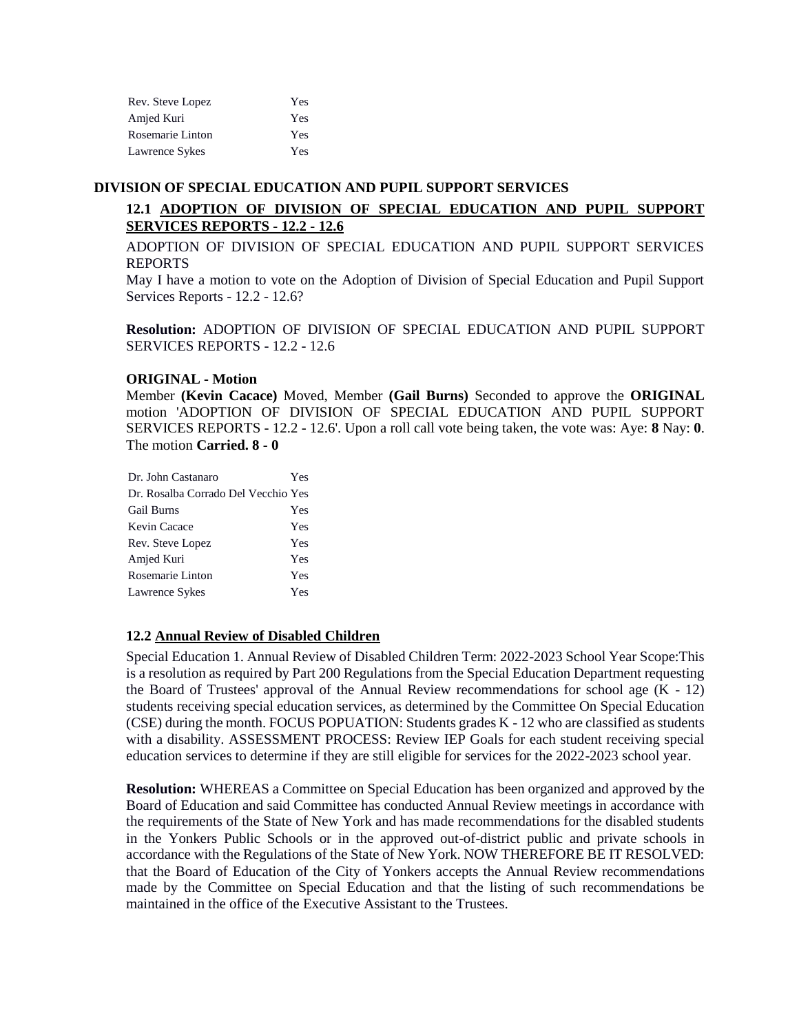| | |
|---|---|
| Rev. Steve Lopez | Yes |
| Amjed Kuri | Yes |
| Rosemarie Linton | Yes |
| Lawrence Sykes | Yes |

## DIVISION OF SPECIAL EDUCATION AND PUPIL SUPPORT SERVICES

### 12.1 ADOPTION OF DIVISION OF SPECIAL EDUCATION AND PUPIL SUPPORT SERVICES REPORTS - 12.2 - 12.6

ADOPTION OF DIVISION OF SPECIAL EDUCATION AND PUPIL SUPPORT SERVICES REPORTS
May I have a motion to vote on the Adoption of Division of Special Education and Pupil Support Services Reports - 12.2 - 12.6?

**Resolution:** ADOPTION OF DIVISION OF SPECIAL EDUCATION AND PUPIL SUPPORT SERVICES REPORTS - 12.2 - 12.6

**ORIGINAL - Motion**
Member **(Kevin Cacace)** Moved, Member **(Gail Burns)** Seconded to approve the **ORIGINAL** motion 'ADOPTION OF DIVISION OF SPECIAL EDUCATION AND PUPIL SUPPORT SERVICES REPORTS - 12.2 - 12.6'. Upon a roll call vote being taken, the vote was: Aye: **8** Nay: **0**. The motion **Carried. 8 - 0**

| | |
|---|---|
| Dr. John Castanaro | Yes |
| Dr. Rosalba Corrado Del Vecchio | Yes |
| Gail Burns | Yes |
| Kevin Cacace | Yes |
| Rev. Steve Lopez | Yes |
| Amjed Kuri | Yes |
| Rosemarie Linton | Yes |
| Lawrence Sykes | Yes |

### 12.2 Annual Review of Disabled Children

Special Education 1. Annual Review of Disabled Children Term: 2022-2023 School Year Scope:This is a resolution as required by Part 200 Regulations from the Special Education Department requesting the Board of Trustees' approval of the Annual Review recommendations for school age (K - 12) students receiving special education services, as determined by the Committee On Special Education (CSE) during the month. FOCUS POPUATION: Students grades K - 12 who are classified as students with a disability. ASSESSMENT PROCESS: Review IEP Goals for each student receiving special education services to determine if they are still eligible for services for the 2022-2023 school year.

**Resolution:** WHEREAS a Committee on Special Education has been organized and approved by the Board of Education and said Committee has conducted Annual Review meetings in accordance with the requirements of the State of New York and has made recommendations for the disabled students in the Yonkers Public Schools or in the approved out-of-district public and private schools in accordance with the Regulations of the State of New York. NOW THEREFORE BE IT RESOLVED: that the Board of Education of the City of Yonkers accepts the Annual Review recommendations made by the Committee on Special Education and that the listing of such recommendations be maintained in the office of the Executive Assistant to the Trustees.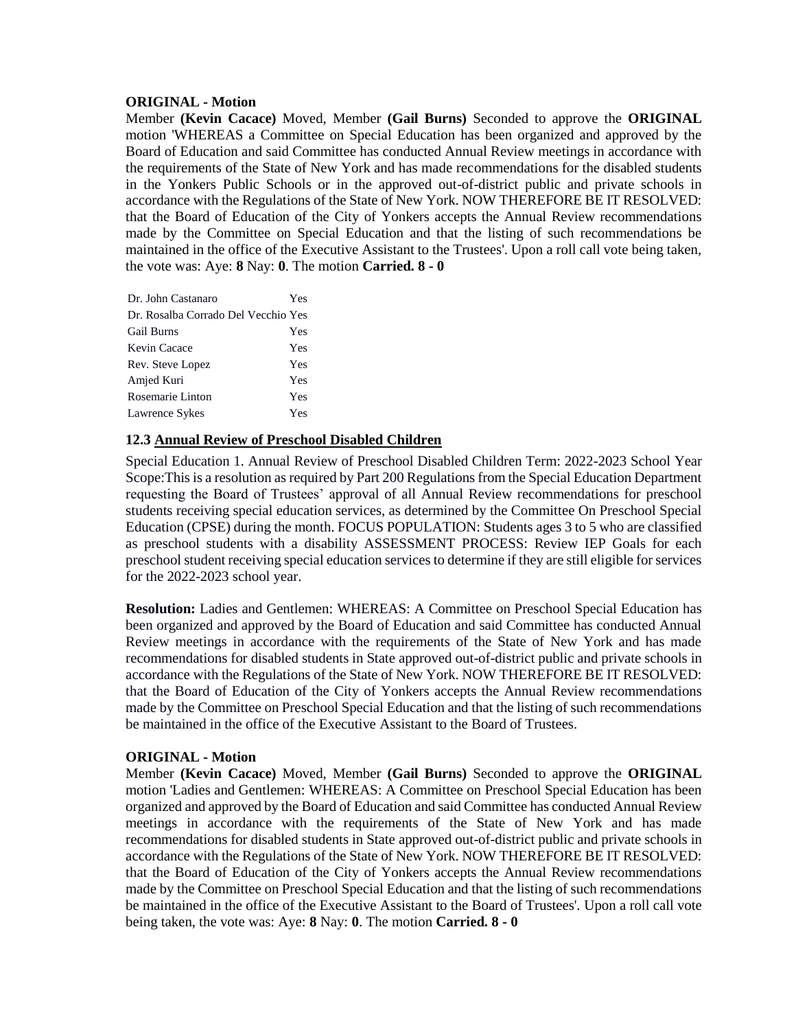**ORIGINAL - Motion**

Member **(Kevin Cacace)** Moved, Member **(Gail Burns)** Seconded to approve the **ORIGINAL** motion 'WHEREAS a Committee on Special Education has been organized and approved by the Board of Education and said Committee has conducted Annual Review meetings in accordance with the requirements of the State of New York and has made recommendations for the disabled students in the Yonkers Public Schools or in the approved out-of-district public and private schools in accordance with the Regulations of the State of New York. NOW THEREFORE BE IT RESOLVED: that the Board of Education of the City of Yonkers accepts the Annual Review recommendations made by the Committee on Special Education and that the listing of such recommendations be maintained in the office of the Executive Assistant to the Trustees'. Upon a roll call vote being taken, the vote was: Aye: **8** Nay: **0**. The motion **Carried. 8 - 0**

| | |
|---|---|
| Dr. John Castanaro | Yes |
| Dr. Rosalba Corrado Del Vecchio | Yes |
| Gail Burns | Yes |
| Kevin Cacace | Yes |
| Rev. Steve Lopez | Yes |
| Amjed Kuri | Yes |
| Rosemarie Linton | Yes |
| Lawrence Sykes | Yes |

### 12.3 Annual Review of Preschool Disabled Children

Special Education 1. Annual Review of Preschool Disabled Children Term: 2022-2023 School Year Scope:This is a resolution as required by Part 200 Regulations from the Special Education Department requesting the Board of Trustees' approval of all Annual Review recommendations for preschool students receiving special education services, as determined by the Committee On Preschool Special Education (CPSE) during the month. FOCUS POPULATION: Students ages 3 to 5 who are classified as preschool students with a disability ASSESSMENT PROCESS: Review IEP Goals for each preschool student receiving special education services to determine if they are still eligible for services for the 2022-2023 school year.

**Resolution:** Ladies and Gentlemen: WHEREAS: A Committee on Preschool Special Education has been organized and approved by the Board of Education and said Committee has conducted Annual Review meetings in accordance with the requirements of the State of New York and has made recommendations for disabled students in State approved out-of-district public and private schools in accordance with the Regulations of the State of New York. NOW THEREFORE BE IT RESOLVED: that the Board of Education of the City of Yonkers accepts the Annual Review recommendations made by the Committee on Preschool Special Education and that the listing of such recommendations be maintained in the office of the Executive Assistant to the Board of Trustees.

**ORIGINAL - Motion**

Member **(Kevin Cacace)** Moved, Member **(Gail Burns)** Seconded to approve the **ORIGINAL** motion 'Ladies and Gentlemen: WHEREAS: A Committee on Preschool Special Education has been organized and approved by the Board of Education and said Committee has conducted Annual Review meetings in accordance with the requirements of the State of New York and has made recommendations for disabled students in State approved out-of-district public and private schools in accordance with the Regulations of the State of New York. NOW THEREFORE BE IT RESOLVED: that the Board of Education of the City of Yonkers accepts the Annual Review recommendations made by the Committee on Preschool Special Education and that the listing of such recommendations be maintained in the office of the Executive Assistant to the Board of Trustees'. Upon a roll call vote being taken, the vote was: Aye: **8** Nay: **0**. The motion **Carried. 8 - 0**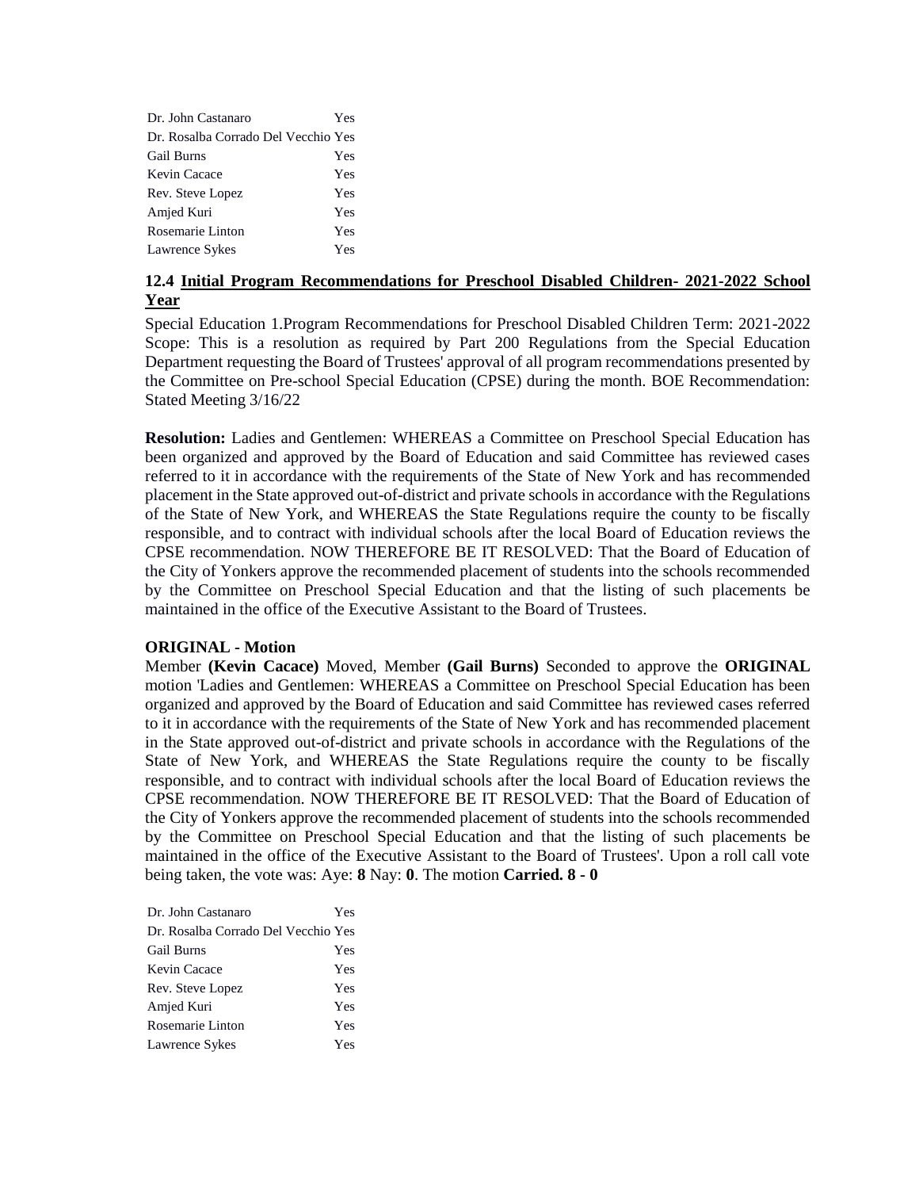| | |
|---|---|
| Dr. John Castanaro | Yes |
| Dr. Rosalba Corrado Del Vecchio | Yes |
| Gail Burns | Yes |
| Kevin Cacace | Yes |
| Rev. Steve Lopez | Yes |
| Amjed Kuri | Yes |
| Rosemarie Linton | Yes |
| Lawrence Sykes | Yes |

## 12.4 Initial Program Recommendations for Preschool Disabled Children- 2021-2022 School Year

Special Education 1.Program Recommendations for Preschool Disabled Children Term: 2021-2022 Scope: This is a resolution as required by Part 200 Regulations from the Special Education Department requesting the Board of Trustees' approval of all program recommendations presented by the Committee on Pre-school Special Education (CPSE) during the month. BOE Recommendation: Stated Meeting 3/16/22

**Resolution:** Ladies and Gentlemen: WHEREAS a Committee on Preschool Special Education has been organized and approved by the Board of Education and said Committee has reviewed cases referred to it in accordance with the requirements of the State of New York and has recommended placement in the State approved out-of-district and private schools in accordance with the Regulations of the State of New York, and WHEREAS the State Regulations require the county to be fiscally responsible, and to contract with individual schools after the local Board of Education reviews the CPSE recommendation. NOW THEREFORE BE IT RESOLVED: That the Board of Education of the City of Yonkers approve the recommended placement of students into the schools recommended by the Committee on Preschool Special Education and that the listing of such placements be maintained in the office of the Executive Assistant to the Board of Trustees.

**ORIGINAL - Motion**

Member **(Kevin Cacace)** Moved, Member **(Gail Burns)** Seconded to approve the **ORIGINAL** motion 'Ladies and Gentlemen: WHEREAS a Committee on Preschool Special Education has been organized and approved by the Board of Education and said Committee has reviewed cases referred to it in accordance with the requirements of the State of New York and has recommended placement in the State approved out-of-district and private schools in accordance with the Regulations of the State of New York, and WHEREAS the State Regulations require the county to be fiscally responsible, and to contract with individual schools after the local Board of Education reviews the CPSE recommendation. NOW THEREFORE BE IT RESOLVED: That the Board of Education of the City of Yonkers approve the recommended placement of students into the schools recommended by the Committee on Preschool Special Education and that the listing of such placements be maintained in the office of the Executive Assistant to the Board of Trustees'. Upon a roll call vote being taken, the vote was: Aye: **8** Nay: **0**. The motion **Carried. 8 - 0**

| | |
|---|---|
| Dr. John Castanaro | Yes |
| Dr. Rosalba Corrado Del Vecchio | Yes |
| Gail Burns | Yes |
| Kevin Cacace | Yes |
| Rev. Steve Lopez | Yes |
| Amjed Kuri | Yes |
| Rosemarie Linton | Yes |
| Lawrence Sykes | Yes |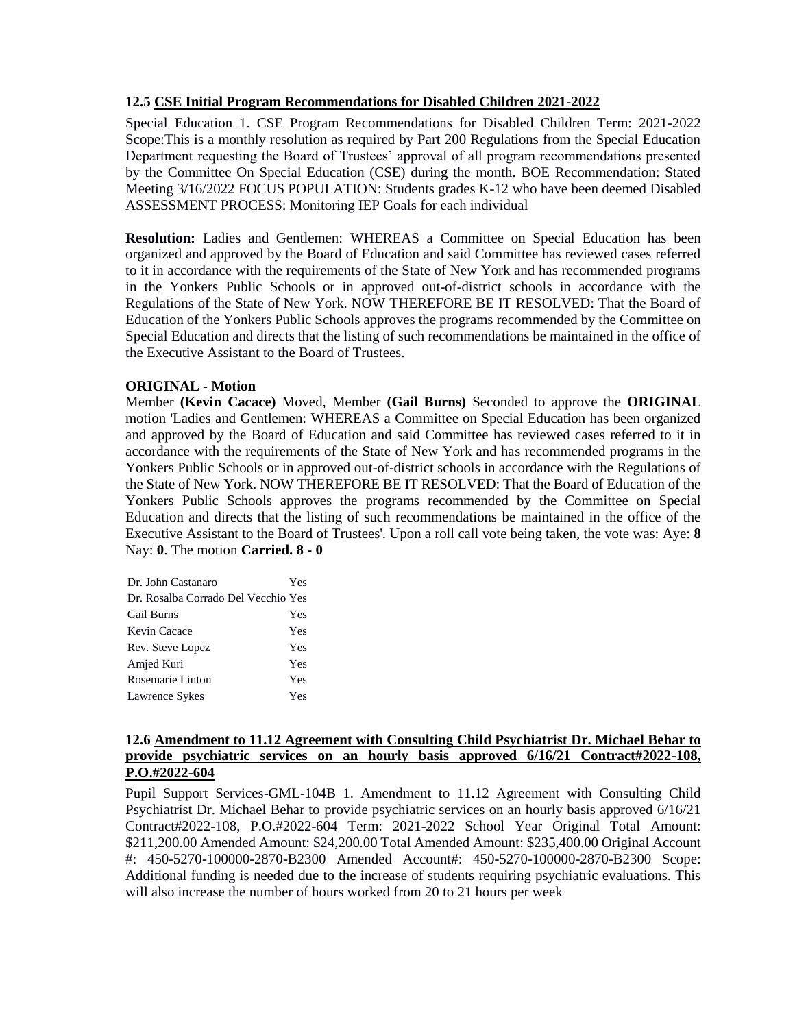### 12.5 CSE Initial Program Recommendations for Disabled Children 2021-2022

Special Education 1. CSE Program Recommendations for Disabled Children Term: 2021-2022 Scope:This is a monthly resolution as required by Part 200 Regulations from the Special Education Department requesting the Board of Trustees' approval of all program recommendations presented by the Committee On Special Education (CSE) during the month. BOE Recommendation: Stated Meeting 3/16/2022 FOCUS POPULATION: Students grades K-12 who have been deemed Disabled ASSESSMENT PROCESS: Monitoring IEP Goals for each individual

**Resolution:** Ladies and Gentlemen: WHEREAS a Committee on Special Education has been organized and approved by the Board of Education and said Committee has reviewed cases referred to it in accordance with the requirements of the State of New York and has recommended programs in the Yonkers Public Schools or in approved out-of-district schools in accordance with the Regulations of the State of New York. NOW THEREFORE BE IT RESOLVED: That the Board of Education of the Yonkers Public Schools approves the programs recommended by the Committee on Special Education and directs that the listing of such recommendations be maintained in the office of the Executive Assistant to the Board of Trustees.

**ORIGINAL - Motion**

Member **(Kevin Cacace)** Moved, Member **(Gail Burns)** Seconded to approve the **ORIGINAL** motion 'Ladies and Gentlemen: WHEREAS a Committee on Special Education has been organized and approved by the Board of Education and said Committee has reviewed cases referred to it in accordance with the requirements of the State of New York and has recommended programs in the Yonkers Public Schools or in approved out-of-district schools in accordance with the Regulations of the State of New York. NOW THEREFORE BE IT RESOLVED: That the Board of Education of the Yonkers Public Schools approves the programs recommended by the Committee on Special Education and directs that the listing of such recommendations be maintained in the office of the Executive Assistant to the Board of Trustees'. Upon a roll call vote being taken, the vote was: Aye: **8** Nay: **0**. The motion **Carried. 8 - 0**

| | |
|---|---|
| Dr. John Castanaro | Yes |
| Dr. Rosalba Corrado Del Vecchio | Yes |
| Gail Burns | Yes |
| Kevin Cacace | Yes |
| Rev. Steve Lopez | Yes |
| Amjed Kuri | Yes |
| Rosemarie Linton | Yes |
| Lawrence Sykes | Yes |

### 12.6 Amendment to 11.12 Agreement with Consulting Child Psychiatrist Dr. Michael Behar to provide psychiatric services on an hourly basis approved 6/16/21 Contract#2022-108, P.O.#2022-604

Pupil Support Services-GML-104B 1. Amendment to 11.12 Agreement with Consulting Child Psychiatrist Dr. Michael Behar to provide psychiatric services on an hourly basis approved 6/16/21 Contract#2022-108, P.O.#2022-604 Term: 2021-2022 School Year Original Total Amount: $211,200.00 Amended Amount: $24,200.00 Total Amended Amount: $235,400.00 Original Account #: 450-5270-100000-2870-B2300 Amended Account#: 450-5270-100000-2870-B2300 Scope: Additional funding is needed due to the increase of students requiring psychiatric evaluations. This will also increase the number of hours worked from 20 to 21 hours per week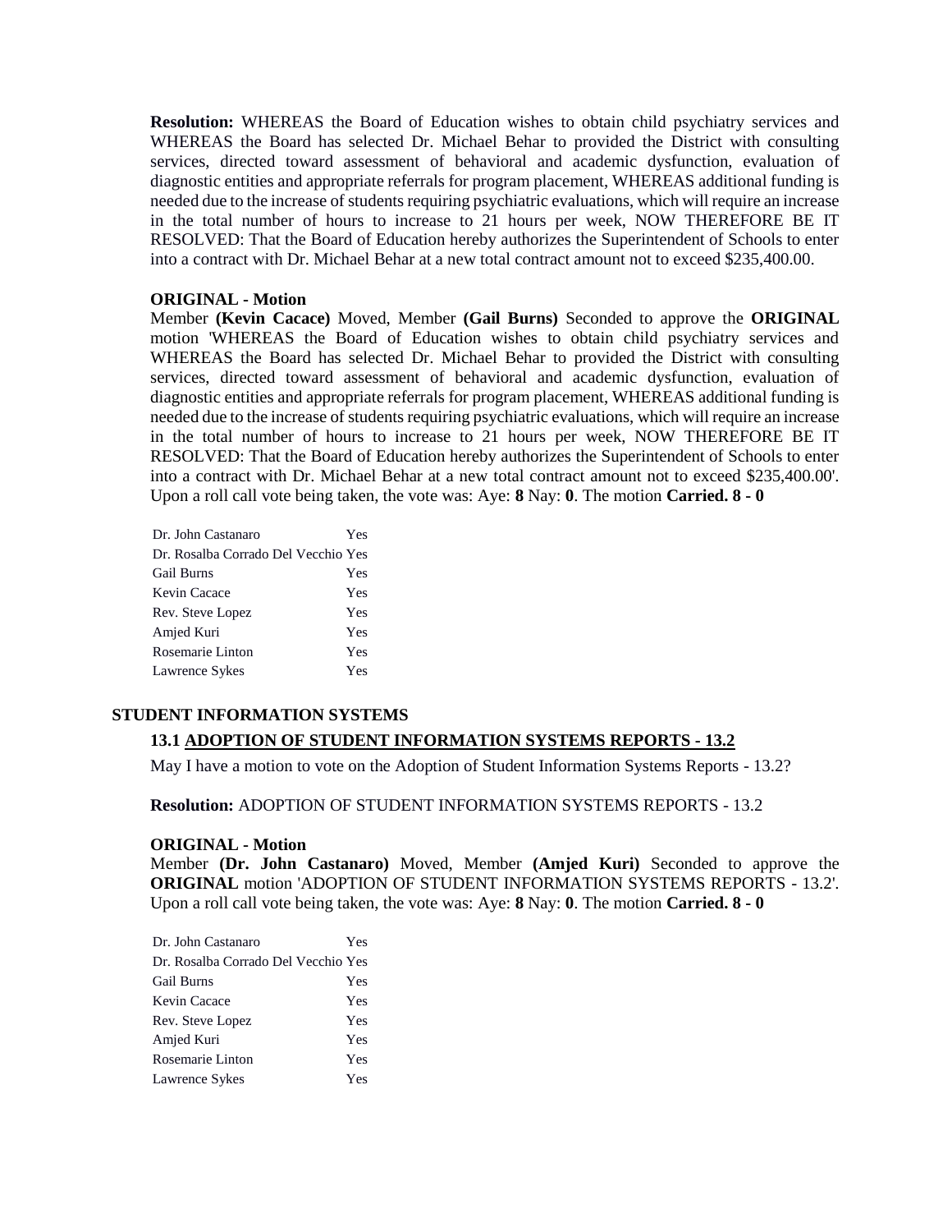**Resolution:** WHEREAS the Board of Education wishes to obtain child psychiatry services and WHEREAS the Board has selected Dr. Michael Behar to provided the District with consulting services, directed toward assessment of behavioral and academic dysfunction, evaluation of diagnostic entities and appropriate referrals for program placement, WHEREAS additional funding is needed due to the increase of students requiring psychiatric evaluations, which will require an increase in the total number of hours to increase to 21 hours per week, NOW THEREFORE BE IT RESOLVED: That the Board of Education hereby authorizes the Superintendent of Schools to enter into a contract with Dr. Michael Behar at a new total contract amount not to exceed $235,400.00.

**ORIGINAL - Motion**

Member **(Kevin Cacace)** Moved, Member **(Gail Burns)** Seconded to approve the **ORIGINAL** motion 'WHEREAS the Board of Education wishes to obtain child psychiatry services and WHEREAS the Board has selected Dr. Michael Behar to provided the District with consulting services, directed toward assessment of behavioral and academic dysfunction, evaluation of diagnostic entities and appropriate referrals for program placement, WHEREAS additional funding is needed due to the increase of students requiring psychiatric evaluations, which will require an increase in the total number of hours to increase to 21 hours per week, NOW THEREFORE BE IT RESOLVED: That the Board of Education hereby authorizes the Superintendent of Schools to enter into a contract with Dr. Michael Behar at a new total contract amount not to exceed $235,400.00'. Upon a roll call vote being taken, the vote was: Aye: **8** Nay: **0**. The motion **Carried. 8 - 0**

| | |
|---|---|
| Dr. John Castanaro | Yes |
| Dr. Rosalba Corrado Del Vecchio | Yes |
| Gail Burns | Yes |
| Kevin Cacace | Yes |
| Rev. Steve Lopez | Yes |
| Amjed Kuri | Yes |
| Rosemarie Linton | Yes |
| Lawrence Sykes | Yes |

## STUDENT INFORMATION SYSTEMS

### 13.1 ADOPTION OF STUDENT INFORMATION SYSTEMS REPORTS - 13.2

May I have a motion to vote on the Adoption of Student Information Systems Reports - 13.2?

**Resolution:** ADOPTION OF STUDENT INFORMATION SYSTEMS REPORTS - 13.2

**ORIGINAL - Motion**

Member **(Dr. John Castanaro)** Moved, Member **(Amjed Kuri)** Seconded to approve the **ORIGINAL** motion 'ADOPTION OF STUDENT INFORMATION SYSTEMS REPORTS - 13.2'. Upon a roll call vote being taken, the vote was: Aye: **8** Nay: **0**. The motion **Carried. 8 - 0**

| | |
|---|---|
| Dr. John Castanaro | Yes |
| Dr. Rosalba Corrado Del Vecchio | Yes |
| Gail Burns | Yes |
| Kevin Cacace | Yes |
| Rev. Steve Lopez | Yes |
| Amjed Kuri | Yes |
| Rosemarie Linton | Yes |
| Lawrence Sykes | Yes |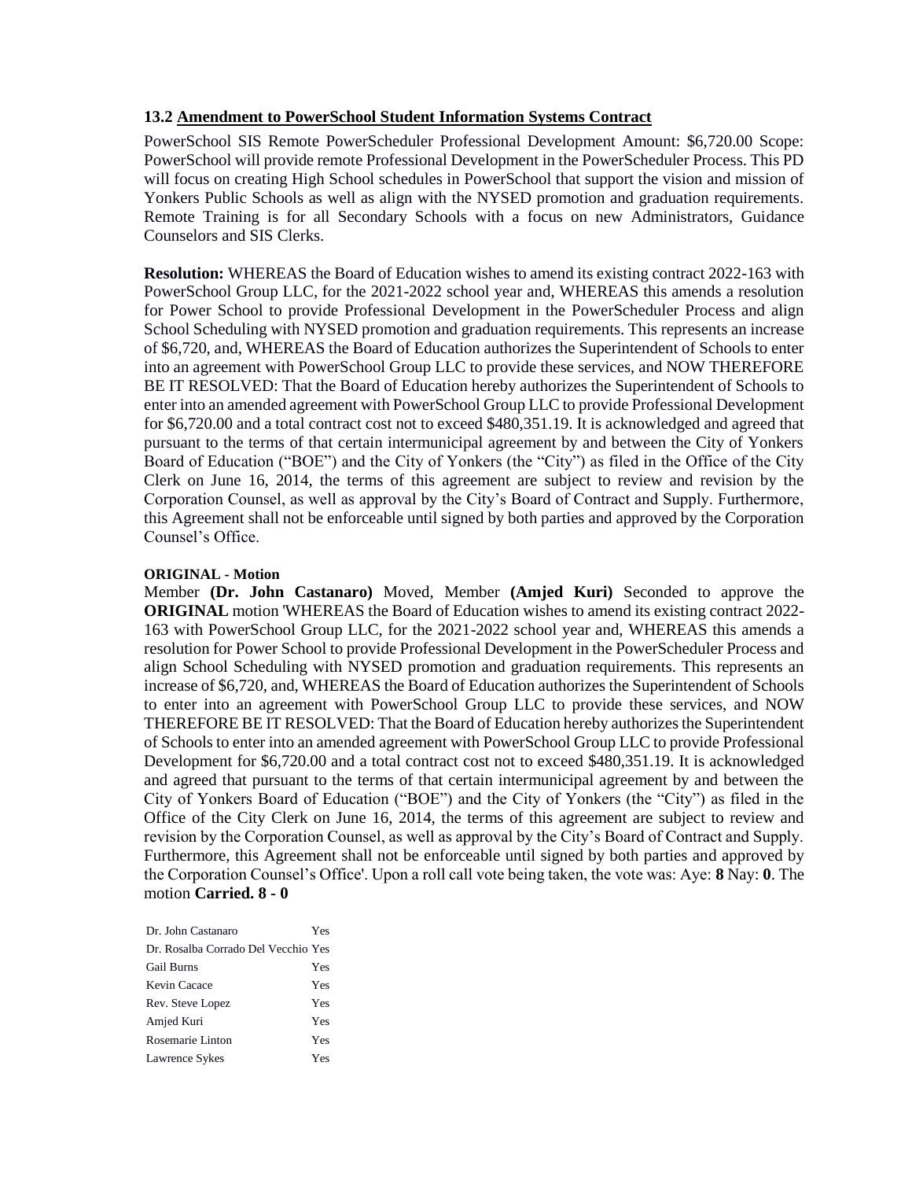### 13.2 Amendment to PowerSchool Student Information Systems Contract

PowerSchool SIS Remote PowerScheduler Professional Development Amount: $6,720.00 Scope: PowerSchool will provide remote Professional Development in the PowerScheduler Process. This PD will focus on creating High School schedules in PowerSchool that support the vision and mission of Yonkers Public Schools as well as align with the NYSED promotion and graduation requirements. Remote Training is for all Secondary Schools with a focus on new Administrators, Guidance Counselors and SIS Clerks.

**Resolution:** WHEREAS the Board of Education wishes to amend its existing contract 2022-163 with PowerSchool Group LLC, for the 2021-2022 school year and, WHEREAS this amends a resolution for Power School to provide Professional Development in the PowerScheduler Process and align School Scheduling with NYSED promotion and graduation requirements. This represents an increase of $6,720, and, WHEREAS the Board of Education authorizes the Superintendent of Schools to enter into an agreement with PowerSchool Group LLC to provide these services, and NOW THEREFORE BE IT RESOLVED: That the Board of Education hereby authorizes the Superintendent of Schools to enter into an amended agreement with PowerSchool Group LLC to provide Professional Development for $6,720.00 and a total contract cost not to exceed $480,351.19. It is acknowledged and agreed that pursuant to the terms of that certain intermunicipal agreement by and between the City of Yonkers Board of Education ("BOE") and the City of Yonkers (the "City") as filed in the Office of the City Clerk on June 16, 2014, the terms of this agreement are subject to review and revision by the Corporation Counsel, as well as approval by the City's Board of Contract and Supply. Furthermore, this Agreement shall not be enforceable until signed by both parties and approved by the Corporation Counsel's Office.

**ORIGINAL - Motion**

Member **(Dr. John Castanaro)** Moved, Member **(Amjed Kuri)** Seconded to approve the **ORIGINAL** motion 'WHEREAS the Board of Education wishes to amend its existing contract 2022-163 with PowerSchool Group LLC, for the 2021-2022 school year and, WHEREAS this amends a resolution for Power School to provide Professional Development in the PowerScheduler Process and align School Scheduling with NYSED promotion and graduation requirements. This represents an increase of $6,720, and, WHEREAS the Board of Education authorizes the Superintendent of Schools to enter into an agreement with PowerSchool Group LLC to provide these services, and NOW THEREFORE BE IT RESOLVED: That the Board of Education hereby authorizes the Superintendent of Schools to enter into an amended agreement with PowerSchool Group LLC to provide Professional Development for $6,720.00 and a total contract cost not to exceed $480,351.19. It is acknowledged and agreed that pursuant to the terms of that certain intermunicipal agreement by and between the City of Yonkers Board of Education ("BOE") and the City of Yonkers (the "City") as filed in the Office of the City Clerk on June 16, 2014, the terms of this agreement are subject to review and revision by the Corporation Counsel, as well as approval by the City's Board of Contract and Supply. Furthermore, this Agreement shall not be enforceable until signed by both parties and approved by the Corporation Counsel's Office'. Upon a roll call vote being taken, the vote was: Aye: **8** Nay: **0**. The motion **Carried. 8 - 0**

| | |
|---|---|
| Dr. John Castanaro | Yes |
| Dr. Rosalba Corrado Del Vecchio | Yes |
| Gail Burns | Yes |
| Kevin Cacace | Yes |
| Rev. Steve Lopez | Yes |
| Amjed Kuri | Yes |
| Rosemarie Linton | Yes |
| Lawrence Sykes | Yes |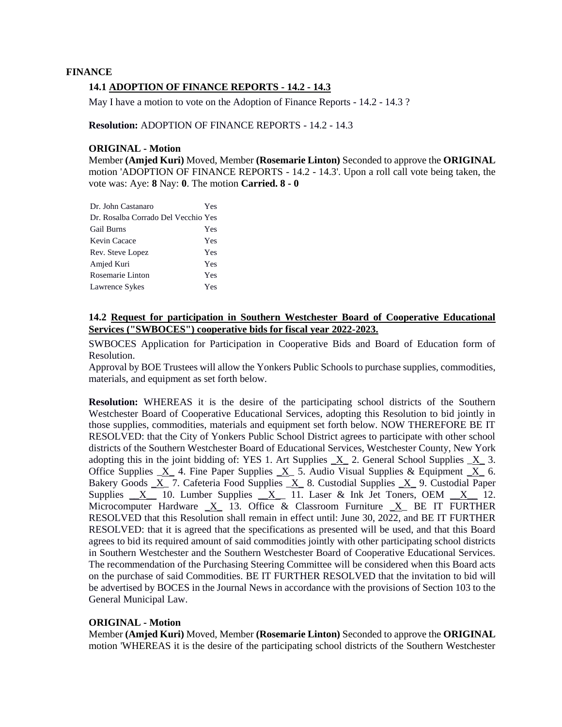**FINANCE**

**14.1 ADOPTION OF FINANCE REPORTS - 14.2 - 14.3**

May I have a motion to vote on the Adoption of Finance Reports - 14.2 - 14.3 ?

**Resolution:** ADOPTION OF FINANCE REPORTS - 14.2 - 14.3

**ORIGINAL - Motion**

Member **(Amjed Kuri)** Moved, Member **(Rosemarie Linton)** Seconded to approve the **ORIGINAL** motion 'ADOPTION OF FINANCE REPORTS - 14.2 - 14.3'. Upon a roll call vote being taken, the vote was: Aye: **8** Nay: **0**. The motion **Carried. 8 - 0**

| | |
|---|---|
| Dr. John Castanaro | Yes |
| Dr. Rosalba Corrado Del Vecchio | Yes |
| Gail Burns | Yes |
| Kevin Cacace | Yes |
| Rev. Steve Lopez | Yes |
| Amjed Kuri | Yes |
| Rosemarie Linton | Yes |
| Lawrence Sykes | Yes |

**14.2 Request for participation in Southern Westchester Board of Cooperative Educational Services ("SWBOCES") cooperative bids for fiscal year 2022-2023.**

SWBOCES Application for Participation in Cooperative Bids and Board of Education form of Resolution.

Approval by BOE Trustees will allow the Yonkers Public Schools to purchase supplies, commodities, materials, and equipment as set forth below.

**Resolution:** WHEREAS it is the desire of the participating school districts of the Southern Westchester Board of Cooperative Educational Services, adopting this Resolution to bid jointly in those supplies, commodities, materials and equipment set forth below. NOW THEREFORE BE IT RESOLVED: that the City of Yonkers Public School District agrees to participate with other school districts of the Southern Westchester Board of Educational Services, Westchester County, New York adopting this in the joint bidding of: YES 1. Art Supplies _X_ 2. General School Supplies _X_ 3. Office Supplies _X_ 4. Fine Paper Supplies _X_ 5. Audio Visual Supplies & Equipment _X_ 6. Bakery Goods _X_ 7. Cafeteria Food Supplies _X_ 8. Custodial Supplies _X_ 9. Custodial Paper Supplies __X__ 10. Lumber Supplies __X__ 11. Laser & Ink Jet Toners, OEM __X__ 12. Microcomputer Hardware _X_ 13. Office & Classroom Furniture _X_ BE IT FURTHER RESOLVED that this Resolution shall remain in effect until: June 30, 2022, and BE IT FURTHER RESOLVED: that it is agreed that the specifications as presented will be used, and that this Board agrees to bid its required amount of said commodities jointly with other participating school districts in Southern Westchester and the Southern Westchester Board of Cooperative Educational Services. The recommendation of the Purchasing Steering Committee will be considered when this Board acts on the purchase of said Commodities. BE IT FURTHER RESOLVED that the invitation to bid will be advertised by BOCES in the Journal News in accordance with the provisions of Section 103 to the General Municipal Law.

**ORIGINAL - Motion**

Member **(Amjed Kuri)** Moved, Member **(Rosemarie Linton)** Seconded to approve the **ORIGINAL** motion 'WHEREAS it is the desire of the participating school districts of the Southern Westchester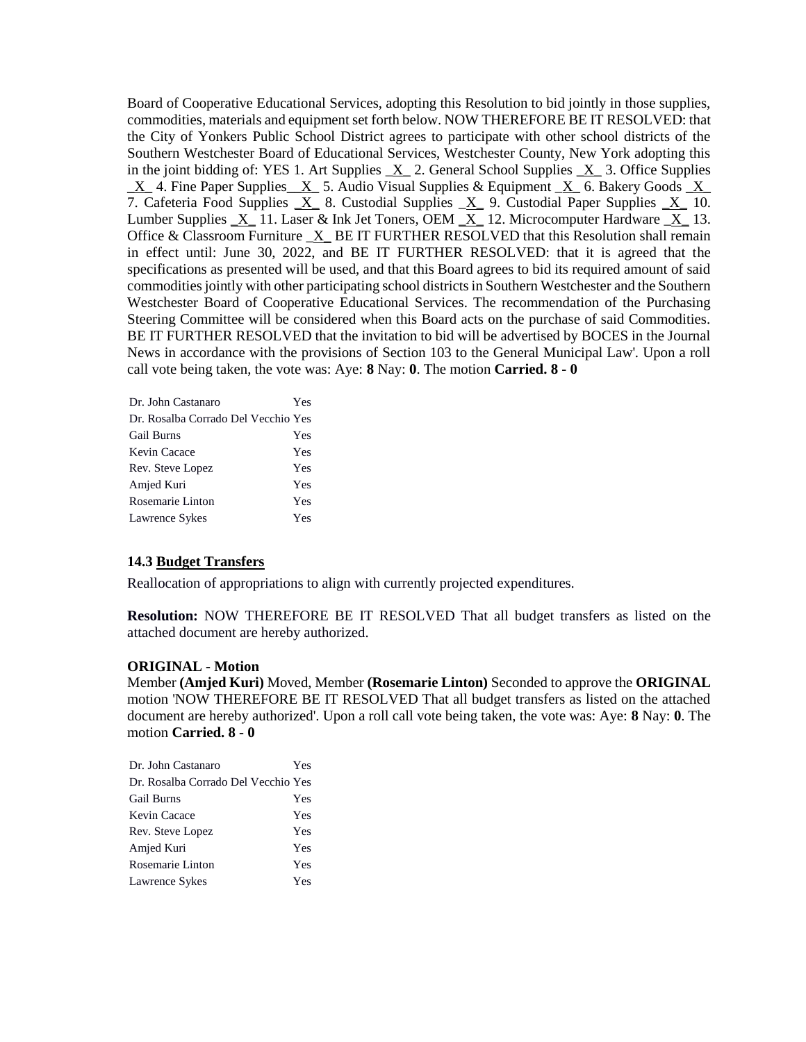Board of Cooperative Educational Services, adopting this Resolution to bid jointly in those supplies, commodities, materials and equipment set forth below. NOW THEREFORE BE IT RESOLVED: that the City of Yonkers Public School District agrees to participate with other school districts of the Southern Westchester Board of Educational Services, Westchester County, New York adopting this in the joint bidding of: YES 1. Art Supplies _X_ 2. General School Supplies _X_ 3. Office Supplies _X_ 4. Fine Paper Supplies__X_ 5. Audio Visual Supplies & Equipment _X_ 6. Bakery Goods _X_ 7. Cafeteria Food Supplies _X_ 8. Custodial Supplies _X_ 9. Custodial Paper Supplies _X_ 10. Lumber Supplies _X_ 11. Laser & Ink Jet Toners, OEM _X_ 12. Microcomputer Hardware _X_ 13. Office & Classroom Furniture _X_ BE IT FURTHER RESOLVED that this Resolution shall remain in effect until: June 30, 2022, and BE IT FURTHER RESOLVED: that it is agreed that the specifications as presented will be used, and that this Board agrees to bid its required amount of said commodities jointly with other participating school districts in Southern Westchester and the Southern Westchester Board of Cooperative Educational Services. The recommendation of the Purchasing Steering Committee will be considered when this Board acts on the purchase of said Commodities. BE IT FURTHER RESOLVED that the invitation to bid will be advertised by BOCES in the Journal News in accordance with the provisions of Section 103 to the General Municipal Law'. Upon a roll call vote being taken, the vote was: Aye: **8** Nay: **0**. The motion **Carried. 8 - 0**

| | |
|---|---|
| Dr. John Castanaro | Yes |
| Dr. Rosalba Corrado Del Vecchio | Yes |
| Gail Burns | Yes |
| Kevin Cacace | Yes |
| Rev. Steve Lopez | Yes |
| Amjed Kuri | Yes |
| Rosemarie Linton | Yes |
| Lawrence Sykes | Yes |

### 14.3 Budget Transfers

Reallocation of appropriations to align with currently projected expenditures.

**Resolution:** NOW THEREFORE BE IT RESOLVED That all budget transfers as listed on the attached document are hereby authorized.

**ORIGINAL - Motion**

Member **(Amjed Kuri)** Moved, Member **(Rosemarie Linton)** Seconded to approve the **ORIGINAL** motion 'NOW THEREFORE BE IT RESOLVED That all budget transfers as listed on the attached document are hereby authorized'. Upon a roll call vote being taken, the vote was: Aye: **8** Nay: **0**. The motion **Carried. 8 - 0**

| | |
|---|---|
| Dr. John Castanaro | Yes |
| Dr. Rosalba Corrado Del Vecchio | Yes |
| Gail Burns | Yes |
| Kevin Cacace | Yes |
| Rev. Steve Lopez | Yes |
| Amjed Kuri | Yes |
| Rosemarie Linton | Yes |
| Lawrence Sykes | Yes |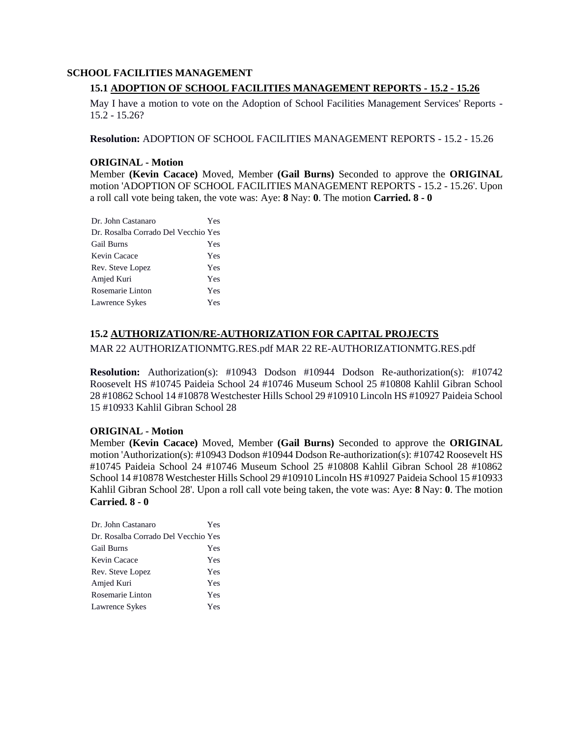## SCHOOL FACILITIES MANAGEMENT

### 15.1 ADOPTION OF SCHOOL FACILITIES MANAGEMENT REPORTS - 15.2 - 15.26

May I have a motion to vote on the Adoption of School Facilities Management Services' Reports - 15.2 - 15.26?

**Resolution:** ADOPTION OF SCHOOL FACILITIES MANAGEMENT REPORTS - 15.2 - 15.26

**ORIGINAL - Motion**

Member **(Kevin Cacace)** Moved, Member **(Gail Burns)** Seconded to approve the **ORIGINAL** motion 'ADOPTION OF SCHOOL FACILITIES MANAGEMENT REPORTS - 15.2 - 15.26'. Upon a roll call vote being taken, the vote was: Aye: **8** Nay: **0**. The motion **Carried. 8 - 0**

| | |
|---|---|
| Dr. John Castanaro | Yes |
| Dr. Rosalba Corrado Del Vecchio | Yes |
| Gail Burns | Yes |
| Kevin Cacace | Yes |
| Rev. Steve Lopez | Yes |
| Amjed Kuri | Yes |
| Rosemarie Linton | Yes |
| Lawrence Sykes | Yes |

### 15.2 AUTHORIZATION/RE-AUTHORIZATION FOR CAPITAL PROJECTS

MAR 22 AUTHORIZATIONMTG.RES.pdf MAR 22 RE-AUTHORIZATIONMTG.RES.pdf

**Resolution:** Authorization(s): #10943 Dodson #10944 Dodson Re-authorization(s): #10742 Roosevelt HS #10745 Paideia School 24 #10746 Museum School 25 #10808 Kahlil Gibran School 28 #10862 School 14 #10878 Westchester Hills School 29 #10910 Lincoln HS #10927 Paideia School 15 #10933 Kahlil Gibran School 28

**ORIGINAL - Motion**

Member **(Kevin Cacace)** Moved, Member **(Gail Burns)** Seconded to approve the **ORIGINAL** motion 'Authorization(s): #10943 Dodson #10944 Dodson Re-authorization(s): #10742 Roosevelt HS #10745 Paideia School 24 #10746 Museum School 25 #10808 Kahlil Gibran School 28 #10862 School 14 #10878 Westchester Hills School 29 #10910 Lincoln HS #10927 Paideia School 15 #10933 Kahlil Gibran School 28'. Upon a roll call vote being taken, the vote was: Aye: **8** Nay: **0**. The motion **Carried. 8 - 0**

| | |
|---|---|
| Dr. John Castanaro | Yes |
| Dr. Rosalba Corrado Del Vecchio | Yes |
| Gail Burns | Yes |
| Kevin Cacace | Yes |
| Rev. Steve Lopez | Yes |
| Amjed Kuri | Yes |
| Rosemarie Linton | Yes |
| Lawrence Sykes | Yes |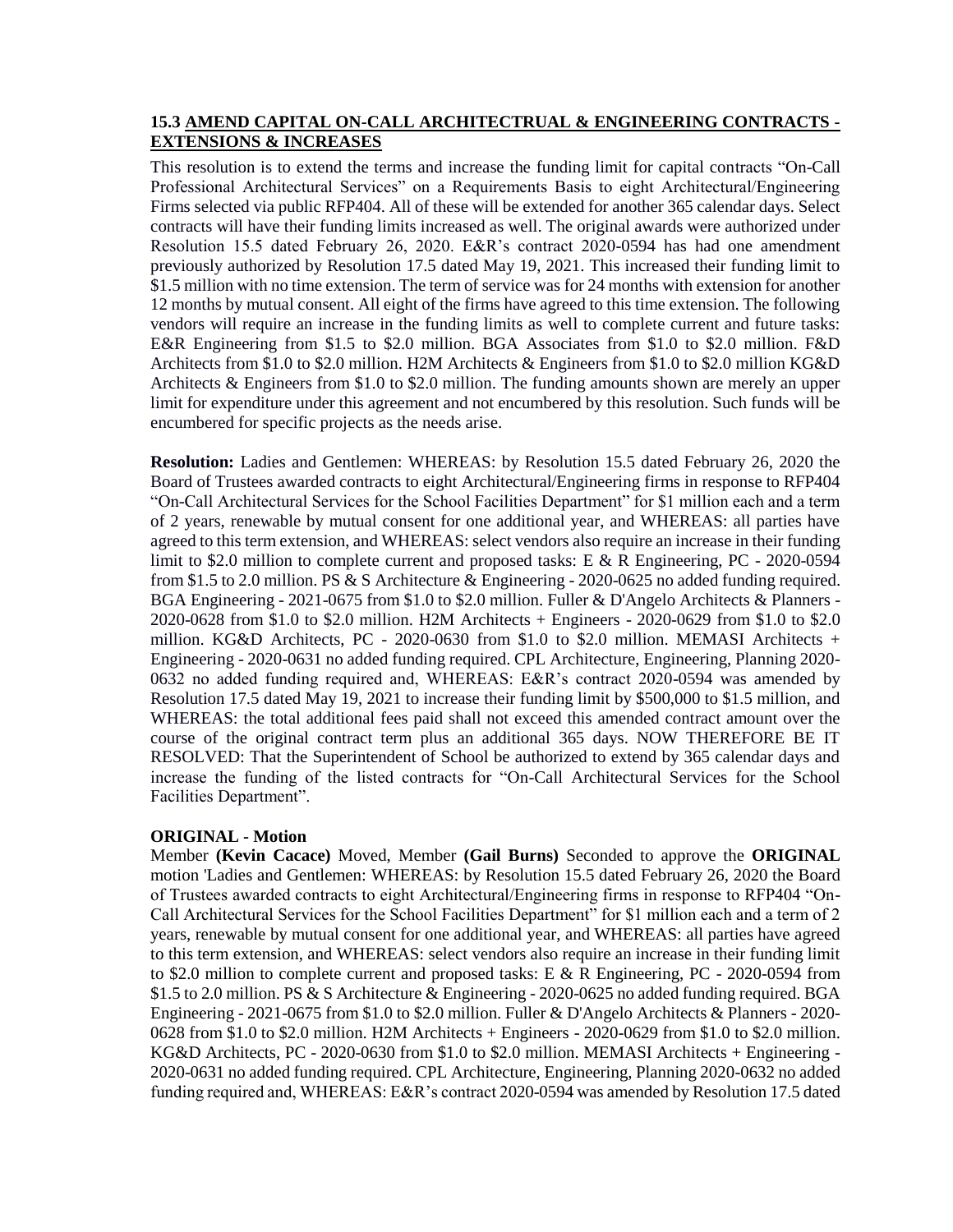**15.3 AMEND CAPITAL ON-CALL ARCHITECTRUAL & ENGINEERING CONTRACTS - EXTENSIONS & INCREASES**

This resolution is to extend the terms and increase the funding limit for capital contracts "On-Call Professional Architectural Services" on a Requirements Basis to eight Architectural/Engineering Firms selected via public RFP404. All of these will be extended for another 365 calendar days. Select contracts will have their funding limits increased as well. The original awards were authorized under Resolution 15.5 dated February 26, 2020. E&R's contract 2020-0594 has had one amendment previously authorized by Resolution 17.5 dated May 19, 2021. This increased their funding limit to $1.5 million with no time extension. The term of service was for 24 months with extension for another 12 months by mutual consent. All eight of the firms have agreed to this time extension. The following vendors will require an increase in the funding limits as well to complete current and future tasks: E&R Engineering from $1.5 to $2.0 million. BGA Associates from $1.0 to $2.0 million. F&D Architects from $1.0 to $2.0 million. H2M Architects & Engineers from $1.0 to $2.0 million KG&D Architects & Engineers from $1.0 to $2.0 million. The funding amounts shown are merely an upper limit for expenditure under this agreement and not encumbered by this resolution. Such funds will be encumbered for specific projects as the needs arise.

**Resolution:** Ladies and Gentlemen: WHEREAS: by Resolution 15.5 dated February 26, 2020 the Board of Trustees awarded contracts to eight Architectural/Engineering firms in response to RFP404 "On-Call Architectural Services for the School Facilities Department" for $1 million each and a term of 2 years, renewable by mutual consent for one additional year, and WHEREAS: all parties have agreed to this term extension, and WHEREAS: select vendors also require an increase in their funding limit to $2.0 million to complete current and proposed tasks: E & R Engineering, PC - 2020-0594 from $1.5 to 2.0 million. PS & S Architecture & Engineering - 2020-0625 no added funding required. BGA Engineering - 2021-0675 from $1.0 to $2.0 million. Fuller & D'Angelo Architects & Planners - 2020-0628 from $1.0 to $2.0 million. H2M Architects + Engineers - 2020-0629 from $1.0 to $2.0 million. KG&D Architects, PC - 2020-0630 from $1.0 to $2.0 million. MEMASI Architects + Engineering - 2020-0631 no added funding required. CPL Architecture, Engineering, Planning 2020-0632 no added funding required and, WHEREAS: E&R's contract 2020-0594 was amended by Resolution 17.5 dated May 19, 2021 to increase their funding limit by $500,000 to $1.5 million, and WHEREAS: the total additional fees paid shall not exceed this amended contract amount over the course of the original contract term plus an additional 365 days. NOW THEREFORE BE IT RESOLVED: That the Superintendent of School be authorized to extend by 365 calendar days and increase the funding of the listed contracts for "On-Call Architectural Services for the School Facilities Department".

**ORIGINAL - Motion**

Member **(Kevin Cacace)** Moved, Member **(Gail Burns)** Seconded to approve the **ORIGINAL** motion 'Ladies and Gentlemen: WHEREAS: by Resolution 15.5 dated February 26, 2020 the Board of Trustees awarded contracts to eight Architectural/Engineering firms in response to RFP404 "On-Call Architectural Services for the School Facilities Department" for $1 million each and a term of 2 years, renewable by mutual consent for one additional year, and WHEREAS: all parties have agreed to this term extension, and WHEREAS: select vendors also require an increase in their funding limit to $2.0 million to complete current and proposed tasks: E & R Engineering, PC - 2020-0594 from $1.5 to 2.0 million. PS & S Architecture & Engineering - 2020-0625 no added funding required. BGA Engineering - 2021-0675 from $1.0 to $2.0 million. Fuller & D'Angelo Architects & Planners - 2020-0628 from $1.0 to $2.0 million. H2M Architects + Engineers - 2020-0629 from $1.0 to $2.0 million. KG&D Architects, PC - 2020-0630 from $1.0 to $2.0 million. MEMASI Architects + Engineering - 2020-0631 no added funding required. CPL Architecture, Engineering, Planning 2020-0632 no added funding required and, WHEREAS: E&R's contract 2020-0594 was amended by Resolution 17.5 dated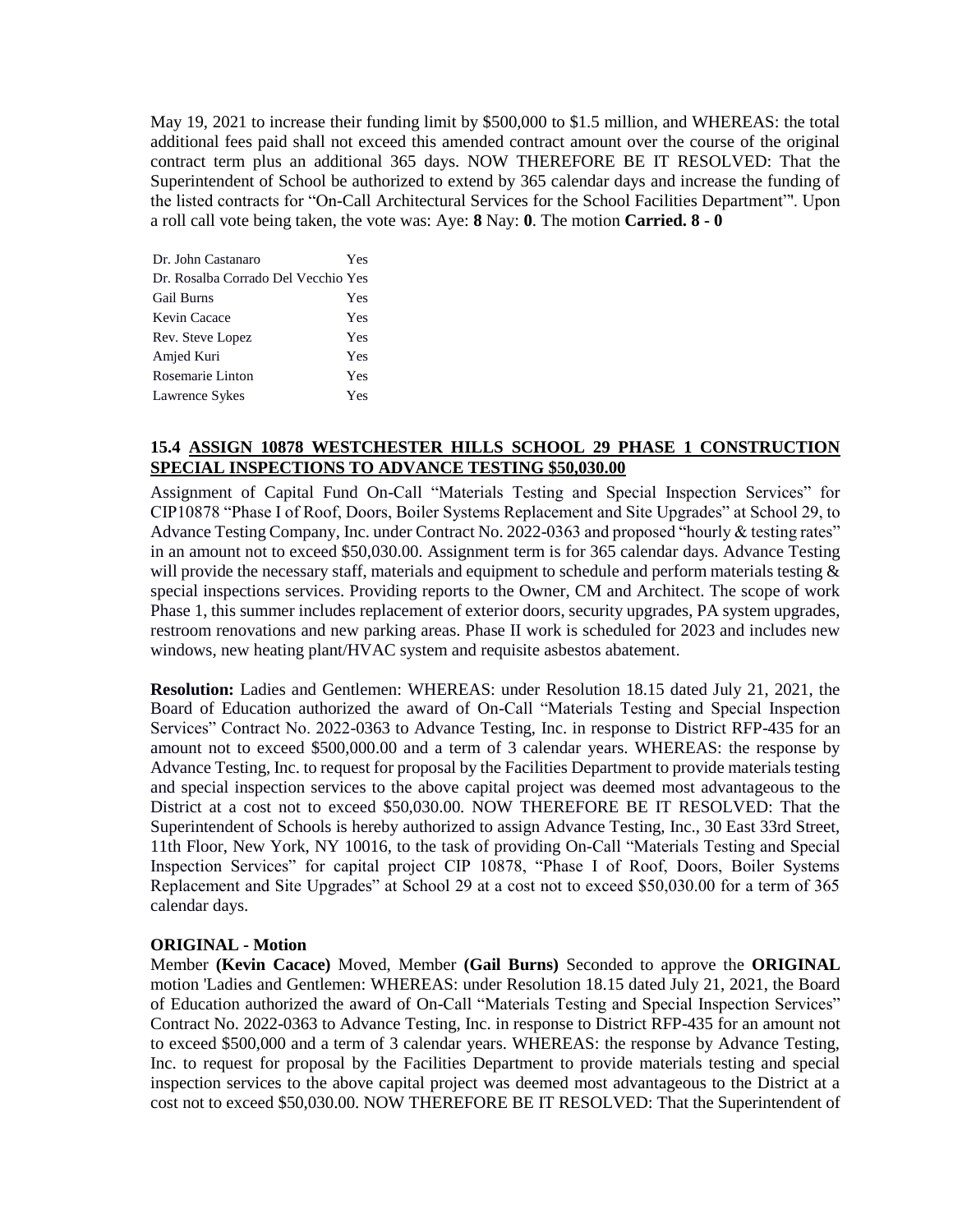May 19, 2021 to increase their funding limit by $500,000 to $1.5 million, and WHEREAS: the total additional fees paid shall not exceed this amended contract amount over the course of the original contract term plus an additional 365 days. NOW THEREFORE BE IT RESOLVED: That the Superintendent of School be authorized to extend by 365 calendar days and increase the funding of the listed contracts for "On-Call Architectural Services for the School Facilities Department"'. Upon a roll call vote being taken, the vote was: Aye: **8** Nay: **0**. The motion **Carried. 8 - 0**

| | |
|---|---|
| Dr. John Castanaro | Yes |
| Dr. Rosalba Corrado Del Vecchio | Yes |
| Gail Burns | Yes |
| Kevin Cacace | Yes |
| Rev. Steve Lopez | Yes |
| Amjed Kuri | Yes |
| Rosemarie Linton | Yes |
| Lawrence Sykes | Yes |

### 15.4 ASSIGN 10878 WESTCHESTER HILLS SCHOOL 29 PHASE 1 CONSTRUCTION SPECIAL INSPECTIONS TO ADVANCE TESTING $50,030.00

Assignment of Capital Fund On-Call "Materials Testing and Special Inspection Services" for CIP10878 "Phase I of Roof, Doors, Boiler Systems Replacement and Site Upgrades" at School 29, to Advance Testing Company, Inc. under Contract No. 2022-0363 and proposed "hourly & testing rates" in an amount not to exceed $50,030.00. Assignment term is for 365 calendar days. Advance Testing will provide the necessary staff, materials and equipment to schedule and perform materials testing & special inspections services. Providing reports to the Owner, CM and Architect. The scope of work Phase 1, this summer includes replacement of exterior doors, security upgrades, PA system upgrades, restroom renovations and new parking areas. Phase II work is scheduled for 2023 and includes new windows, new heating plant/HVAC system and requisite asbestos abatement.

**Resolution:** Ladies and Gentlemen: WHEREAS: under Resolution 18.15 dated July 21, 2021, the Board of Education authorized the award of On-Call "Materials Testing and Special Inspection Services" Contract No. 2022-0363 to Advance Testing, Inc. in response to District RFP-435 for an amount not to exceed $500,000.00 and a term of 3 calendar years. WHEREAS: the response by Advance Testing, Inc. to request for proposal by the Facilities Department to provide materials testing and special inspection services to the above capital project was deemed most advantageous to the District at a cost not to exceed $50,030.00. NOW THEREFORE BE IT RESOLVED: That the Superintendent of Schools is hereby authorized to assign Advance Testing, Inc., 30 East 33rd Street, 11th Floor, New York, NY 10016, to the task of providing On-Call "Materials Testing and Special Inspection Services" for capital project CIP 10878, "Phase I of Roof, Doors, Boiler Systems Replacement and Site Upgrades" at School 29 at a cost not to exceed $50,030.00 for a term of 365 calendar days.

**ORIGINAL - Motion**

Member **(Kevin Cacace)** Moved, Member **(Gail Burns)** Seconded to approve the **ORIGINAL** motion 'Ladies and Gentlemen: WHEREAS: under Resolution 18.15 dated July 21, 2021, the Board of Education authorized the award of On-Call "Materials Testing and Special Inspection Services" Contract No. 2022-0363 to Advance Testing, Inc. in response to District RFP-435 for an amount not to exceed $500,000 and a term of 3 calendar years. WHEREAS: the response by Advance Testing, Inc. to request for proposal by the Facilities Department to provide materials testing and special inspection services to the above capital project was deemed most advantageous to the District at a cost not to exceed $50,030.00. NOW THEREFORE BE IT RESOLVED: That the Superintendent of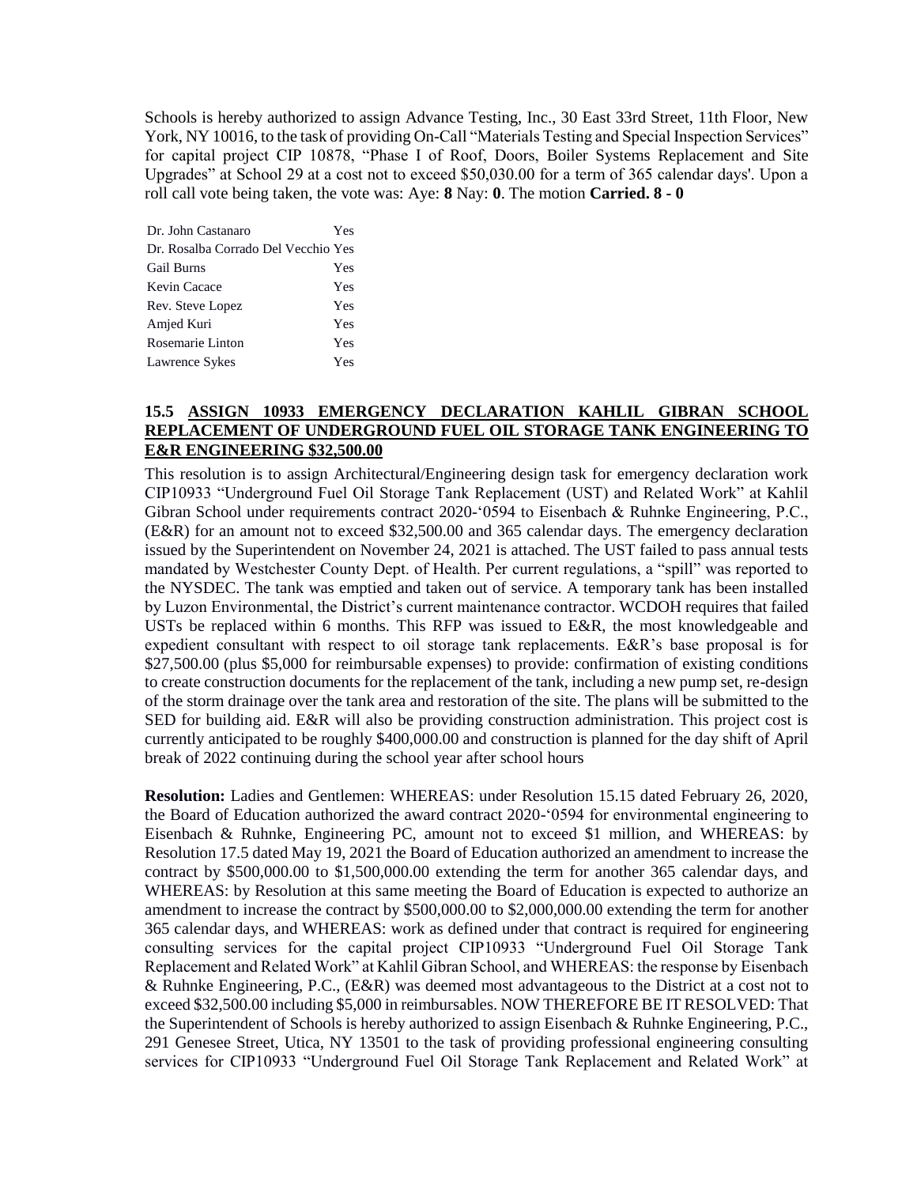Schools is hereby authorized to assign Advance Testing, Inc., 30 East 33rd Street, 11th Floor, New York, NY 10016, to the task of providing On-Call "Materials Testing and Special Inspection Services" for capital project CIP 10878, "Phase I of Roof, Doors, Boiler Systems Replacement and Site Upgrades" at School 29 at a cost not to exceed $50,030.00 for a term of 365 calendar days'. Upon a roll call vote being taken, the vote was: Aye: **8** Nay: **0**. The motion **Carried. 8 - 0**

| | |
|---|---|
| Dr. John Castanaro | Yes |
| Dr. Rosalba Corrado Del Vecchio | Yes |
| Gail Burns | Yes |
| Kevin Cacace | Yes |
| Rev. Steve Lopez | Yes |
| Amjed Kuri | Yes |
| Rosemarie Linton | Yes |
| Lawrence Sykes | Yes |

### 15.5 ASSIGN 10933 EMERGENCY DECLARATION KAHLIL GIBRAN SCHOOL REPLACEMENT OF UNDERGROUND FUEL OIL STORAGE TANK ENGINEERING TO E&R ENGINEERING $32,500.00

This resolution is to assign Architectural/Engineering design task for emergency declaration work CIP10933 "Underground Fuel Oil Storage Tank Replacement (UST) and Related Work" at Kahlil Gibran School under requirements contract 2020-'0594 to Eisenbach & Ruhnke Engineering, P.C., (E&R) for an amount not to exceed $32,500.00 and 365 calendar days. The emergency declaration issued by the Superintendent on November 24, 2021 is attached. The UST failed to pass annual tests mandated by Westchester County Dept. of Health. Per current regulations, a "spill" was reported to the NYSDEC. The tank was emptied and taken out of service. A temporary tank has been installed by Luzon Environmental, the District's current maintenance contractor. WCDOH requires that failed USTs be replaced within 6 months. This RFP was issued to E&R, the most knowledgeable and expedient consultant with respect to oil storage tank replacements. E&R's base proposal is for $27,500.00 (plus $5,000 for reimbursable expenses) to provide: confirmation of existing conditions to create construction documents for the replacement of the tank, including a new pump set, re-design of the storm drainage over the tank area and restoration of the site. The plans will be submitted to the SED for building aid. E&R will also be providing construction administration. This project cost is currently anticipated to be roughly $400,000.00 and construction is planned for the day shift of April break of 2022 continuing during the school year after school hours

**Resolution:** Ladies and Gentlemen: WHEREAS: under Resolution 15.15 dated February 26, 2020, the Board of Education authorized the award contract 2020-'0594 for environmental engineering to Eisenbach & Ruhnke, Engineering PC, amount not to exceed $1 million, and WHEREAS: by Resolution 17.5 dated May 19, 2021 the Board of Education authorized an amendment to increase the contract by $500,000.00 to $1,500,000.00 extending the term for another 365 calendar days, and WHEREAS: by Resolution at this same meeting the Board of Education is expected to authorize an amendment to increase the contract by $500,000.00 to $2,000,000.00 extending the term for another 365 calendar days, and WHEREAS: work as defined under that contract is required for engineering consulting services for the capital project CIP10933 "Underground Fuel Oil Storage Tank Replacement and Related Work" at Kahlil Gibran School, and WHEREAS: the response by Eisenbach & Ruhnke Engineering, P.C., (E&R) was deemed most advantageous to the District at a cost not to exceed $32,500.00 including $5,000 in reimbursables. NOW THEREFORE BE IT RESOLVED: That the Superintendent of Schools is hereby authorized to assign Eisenbach & Ruhnke Engineering, P.C., 291 Genesee Street, Utica, NY 13501 to the task of providing professional engineering consulting services for CIP10933 "Underground Fuel Oil Storage Tank Replacement and Related Work" at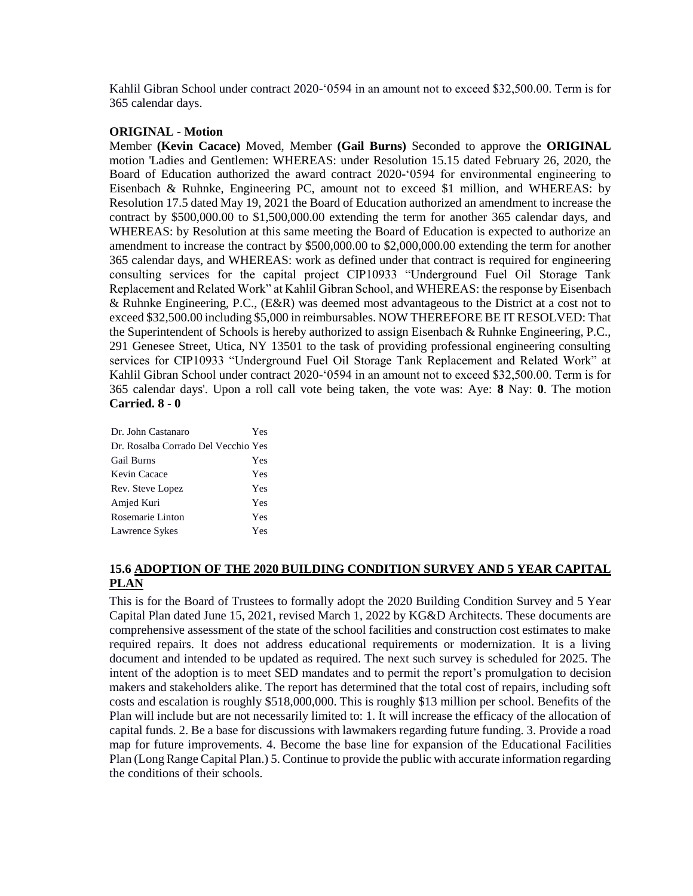Kahlil Gibran School under contract 2020-‘0594 in an amount not to exceed $32,500.00. Term is for 365 calendar days.

**ORIGINAL - Motion**

Member **(Kevin Cacace)** Moved, Member **(Gail Burns)** Seconded to approve the **ORIGINAL** motion 'Ladies and Gentlemen: WHEREAS: under Resolution 15.15 dated February 26, 2020, the Board of Education authorized the award contract 2020-‘0594 for environmental engineering to Eisenbach & Ruhnke, Engineering PC, amount not to exceed $1 million, and WHEREAS: by Resolution 17.5 dated May 19, 2021 the Board of Education authorized an amendment to increase the contract by $500,000.00 to $1,500,000.00 extending the term for another 365 calendar days, and WHEREAS: by Resolution at this same meeting the Board of Education is expected to authorize an amendment to increase the contract by $500,000.00 to $2,000,000.00 extending the term for another 365 calendar days, and WHEREAS: work as defined under that contract is required for engineering consulting services for the capital project CIP10933 “Underground Fuel Oil Storage Tank Replacement and Related Work” at Kahlil Gibran School, and WHEREAS: the response by Eisenbach & Ruhnke Engineering, P.C., (E&R) was deemed most advantageous to the District at a cost not to exceed $32,500.00 including $5,000 in reimbursables. NOW THEREFORE BE IT RESOLVED: That the Superintendent of Schools is hereby authorized to assign Eisenbach & Ruhnke Engineering, P.C., 291 Genesee Street, Utica, NY 13501 to the task of providing professional engineering consulting services for CIP10933 “Underground Fuel Oil Storage Tank Replacement and Related Work” at Kahlil Gibran School under contract 2020-‘0594 in an amount not to exceed $32,500.00. Term is for 365 calendar days'. Upon a roll call vote being taken, the vote was: Aye: **8** Nay: **0**. The motion **Carried. 8 - 0**

| | |
|---|---|
| Dr. John Castanaro | Yes |
| Dr. Rosalba Corrado Del Vecchio | Yes |
| Gail Burns | Yes |
| Kevin Cacace | Yes |
| Rev. Steve Lopez | Yes |
| Amjed Kuri | Yes |
| Rosemarie Linton | Yes |
| Lawrence Sykes | Yes |

### 15.6 ADOPTION OF THE 2020 BUILDING CONDITION SURVEY AND 5 YEAR CAPITAL PLAN

This is for the Board of Trustees to formally adopt the 2020 Building Condition Survey and 5 Year Capital Plan dated June 15, 2021, revised March 1, 2022 by KG&D Architects. These documents are comprehensive assessment of the state of the school facilities and construction cost estimates to make required repairs. It does not address educational requirements or modernization. It is a living document and intended to be updated as required. The next such survey is scheduled for 2025. The intent of the adoption is to meet SED mandates and to permit the report’s promulgation to decision makers and stakeholders alike. The report has determined that the total cost of repairs, including soft costs and escalation is roughly $518,000,000. This is roughly $13 million per school. Benefits of the Plan will include but are not necessarily limited to: 1. It will increase the efficacy of the allocation of capital funds. 2. Be a base for discussions with lawmakers regarding future funding. 3. Provide a road map for future improvements. 4. Become the base line for expansion of the Educational Facilities Plan (Long Range Capital Plan.) 5. Continue to provide the public with accurate information regarding the conditions of their schools.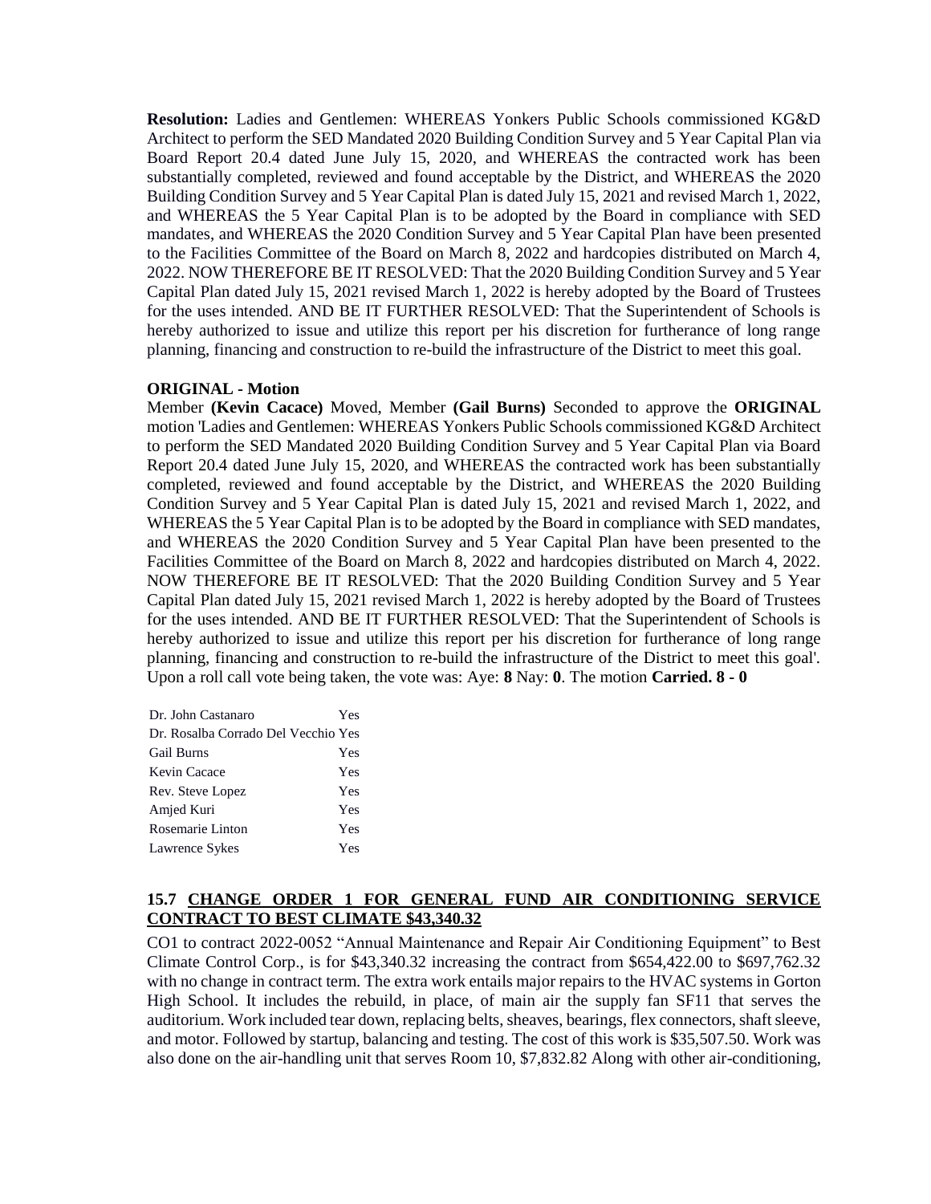**Resolution:** Ladies and Gentlemen: WHEREAS Yonkers Public Schools commissioned KG&D Architect to perform the SED Mandated 2020 Building Condition Survey and 5 Year Capital Plan via Board Report 20.4 dated June July 15, 2020, and WHEREAS the contracted work has been substantially completed, reviewed and found acceptable by the District, and WHEREAS the 2020 Building Condition Survey and 5 Year Capital Plan is dated July 15, 2021 and revised March 1, 2022, and WHEREAS the 5 Year Capital Plan is to be adopted by the Board in compliance with SED mandates, and WHEREAS the 2020 Condition Survey and 5 Year Capital Plan have been presented to the Facilities Committee of the Board on March 8, 2022 and hardcopies distributed on March 4, 2022. NOW THEREFORE BE IT RESOLVED: That the 2020 Building Condition Survey and 5 Year Capital Plan dated July 15, 2021 revised March 1, 2022 is hereby adopted by the Board of Trustees for the uses intended. AND BE IT FURTHER RESOLVED: That the Superintendent of Schools is hereby authorized to issue and utilize this report per his discretion for furtherance of long range planning, financing and construction to re-build the infrastructure of the District to meet this goal.

**ORIGINAL - Motion**

Member **(Kevin Cacace)** Moved, Member **(Gail Burns)** Seconded to approve the **ORIGINAL** motion 'Ladies and Gentlemen: WHEREAS Yonkers Public Schools commissioned KG&D Architect to perform the SED Mandated 2020 Building Condition Survey and 5 Year Capital Plan via Board Report 20.4 dated June July 15, 2020, and WHEREAS the contracted work has been substantially completed, reviewed and found acceptable by the District, and WHEREAS the 2020 Building Condition Survey and 5 Year Capital Plan is dated July 15, 2021 and revised March 1, 2022, and WHEREAS the 5 Year Capital Plan is to be adopted by the Board in compliance with SED mandates, and WHEREAS the 2020 Condition Survey and 5 Year Capital Plan have been presented to the Facilities Committee of the Board on March 8, 2022 and hardcopies distributed on March 4, 2022. NOW THEREFORE BE IT RESOLVED: That the 2020 Building Condition Survey and 5 Year Capital Plan dated July 15, 2021 revised March 1, 2022 is hereby adopted by the Board of Trustees for the uses intended. AND BE IT FURTHER RESOLVED: That the Superintendent of Schools is hereby authorized to issue and utilize this report per his discretion for furtherance of long range planning, financing and construction to re-build the infrastructure of the District to meet this goal'. Upon a roll call vote being taken, the vote was: Aye: **8** Nay: **0**. The motion **Carried. 8 - 0**

| | |
|---|---|
| Dr. John Castanaro | Yes |
| Dr. Rosalba Corrado Del Vecchio | Yes |
| Gail Burns | Yes |
| Kevin Cacace | Yes |
| Rev. Steve Lopez | Yes |
| Amjed Kuri | Yes |
| Rosemarie Linton | Yes |
| Lawrence Sykes | Yes |

## 15.7 CHANGE ORDER 1 FOR GENERAL FUND AIR CONDITIONING SERVICE CONTRACT TO BEST CLIMATE $43,340.32

CO1 to contract 2022-0052 "Annual Maintenance and Repair Air Conditioning Equipment" to Best Climate Control Corp., is for $43,340.32 increasing the contract from $654,422.00 to $697,762.32 with no change in contract term. The extra work entails major repairs to the HVAC systems in Gorton High School. It includes the rebuild, in place, of main air the supply fan SF11 that serves the auditorium. Work included tear down, replacing belts, sheaves, bearings, flex connectors, shaft sleeve, and motor. Followed by startup, balancing and testing. The cost of this work is $35,507.50. Work was also done on the air-handling unit that serves Room 10, $7,832.82 Along with other air-conditioning,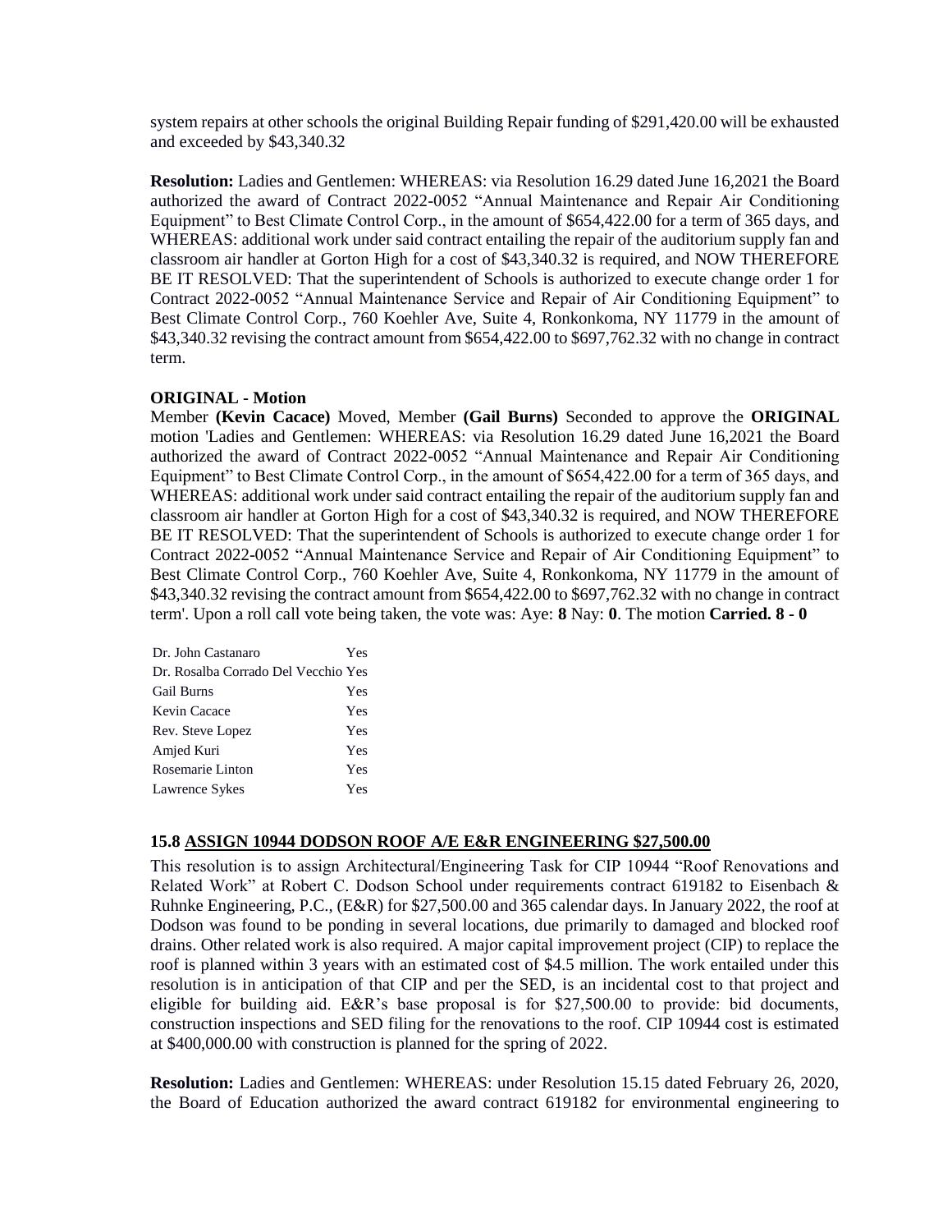system repairs at other schools the original Building Repair funding of $291,420.00 will be exhausted and exceeded by $43,340.32

**Resolution:** Ladies and Gentlemen: WHEREAS: via Resolution 16.29 dated June 16,2021 the Board authorized the award of Contract 2022-0052 "Annual Maintenance and Repair Air Conditioning Equipment" to Best Climate Control Corp., in the amount of $654,422.00 for a term of 365 days, and WHEREAS: additional work under said contract entailing the repair of the auditorium supply fan and classroom air handler at Gorton High for a cost of $43,340.32 is required, and NOW THEREFORE BE IT RESOLVED: That the superintendent of Schools is authorized to execute change order 1 for Contract 2022-0052 "Annual Maintenance Service and Repair of Air Conditioning Equipment" to Best Climate Control Corp., 760 Koehler Ave, Suite 4, Ronkonkoma, NY 11779 in the amount of $43,340.32 revising the contract amount from $654,422.00 to $697,762.32 with no change in contract term.

**ORIGINAL - Motion**

Member **(Kevin Cacace)** Moved, Member **(Gail Burns)** Seconded to approve the **ORIGINAL** motion 'Ladies and Gentlemen: WHEREAS: via Resolution 16.29 dated June 16,2021 the Board authorized the award of Contract 2022-0052 "Annual Maintenance and Repair Air Conditioning Equipment" to Best Climate Control Corp., in the amount of $654,422.00 for a term of 365 days, and WHEREAS: additional work under said contract entailing the repair of the auditorium supply fan and classroom air handler at Gorton High for a cost of $43,340.32 is required, and NOW THEREFORE BE IT RESOLVED: That the superintendent of Schools is authorized to execute change order 1 for Contract 2022-0052 "Annual Maintenance Service and Repair of Air Conditioning Equipment" to Best Climate Control Corp., 760 Koehler Ave, Suite 4, Ronkonkoma, NY 11779 in the amount of $43,340.32 revising the contract amount from $654,422.00 to $697,762.32 with no change in contract term'. Upon a roll call vote being taken, the vote was: Aye: **8** Nay: **0**. The motion **Carried. 8 - 0**

| | |
|---|---|
| Dr. John Castanaro | Yes |
| Dr. Rosalba Corrado Del Vecchio | Yes |
| Gail Burns | Yes |
| Kevin Cacace | Yes |
| Rev. Steve Lopez | Yes |
| Amjed Kuri | Yes |
| Rosemarie Linton | Yes |
| Lawrence Sykes | Yes |

### 15.8 ASSIGN 10944 DODSON ROOF A/E E&R ENGINEERING $27,500.00

This resolution is to assign Architectural/Engineering Task for CIP 10944 "Roof Renovations and Related Work" at Robert C. Dodson School under requirements contract 619182 to Eisenbach & Ruhnke Engineering, P.C., (E&R) for $27,500.00 and 365 calendar days. In January 2022, the roof at Dodson was found to be ponding in several locations, due primarily to damaged and blocked roof drains. Other related work is also required. A major capital improvement project (CIP) to replace the roof is planned within 3 years with an estimated cost of $4.5 million. The work entailed under this resolution is in anticipation of that CIP and per the SED, is an incidental cost to that project and eligible for building aid. E&R's base proposal is for $27,500.00 to provide: bid documents, construction inspections and SED filing for the renovations to the roof. CIP 10944 cost is estimated at $400,000.00 with construction is planned for the spring of 2022.

**Resolution:** Ladies and Gentlemen: WHEREAS: under Resolution 15.15 dated February 26, 2020, the Board of Education authorized the award contract 619182 for environmental engineering to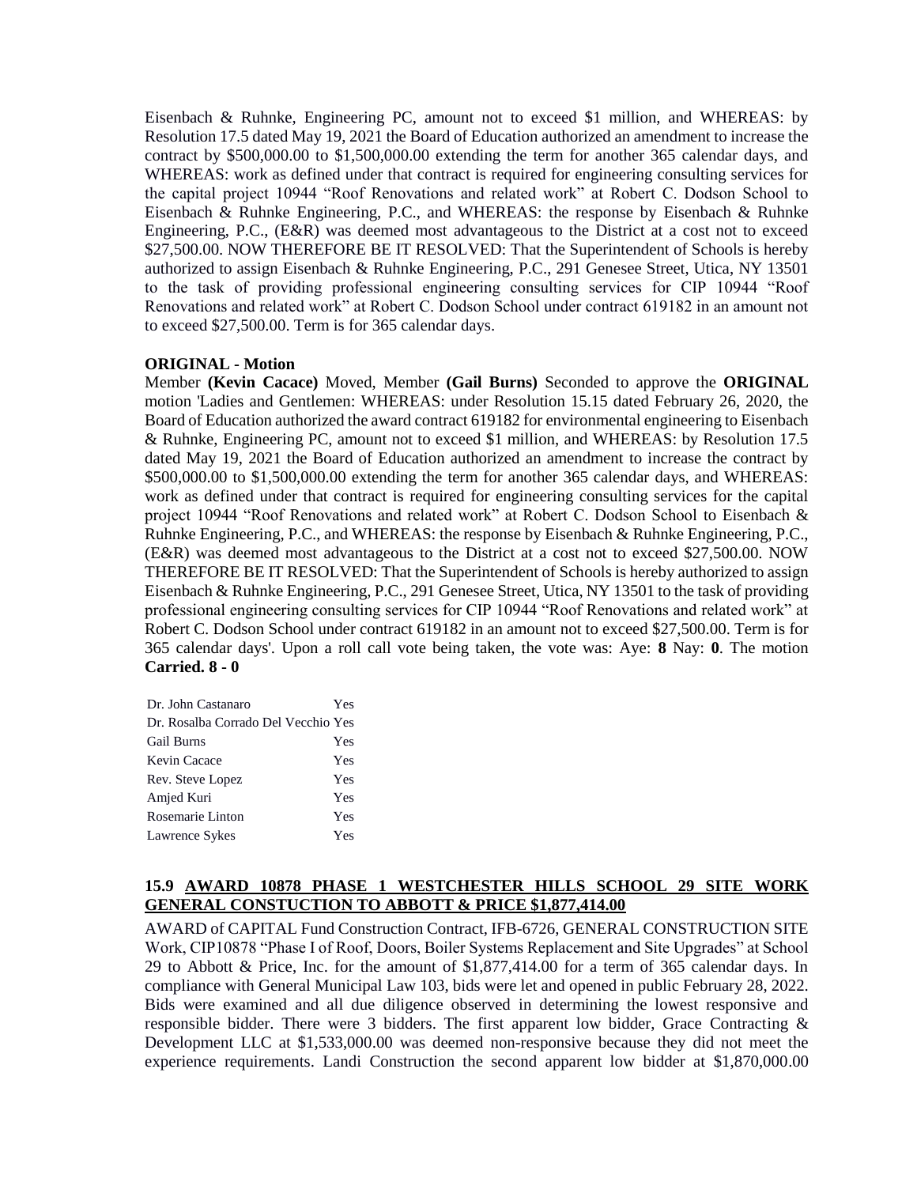Eisenbach & Ruhnke, Engineering PC, amount not to exceed $1 million, and WHEREAS: by Resolution 17.5 dated May 19, 2021 the Board of Education authorized an amendment to increase the contract by $500,000.00 to $1,500,000.00 extending the term for another 365 calendar days, and WHEREAS: work as defined under that contract is required for engineering consulting services for the capital project 10944 "Roof Renovations and related work" at Robert C. Dodson School to Eisenbach & Ruhnke Engineering, P.C., and WHEREAS: the response by Eisenbach & Ruhnke Engineering, P.C., (E&R) was deemed most advantageous to the District at a cost not to exceed $27,500.00. NOW THEREFORE BE IT RESOLVED: That the Superintendent of Schools is hereby authorized to assign Eisenbach & Ruhnke Engineering, P.C., 291 Genesee Street, Utica, NY 13501 to the task of providing professional engineering consulting services for CIP 10944 "Roof Renovations and related work" at Robert C. Dodson School under contract 619182 in an amount not to exceed $27,500.00. Term is for 365 calendar days.

**ORIGINAL - Motion**

Member **(Kevin Cacace)** Moved, Member **(Gail Burns)** Seconded to approve the **ORIGINAL** motion 'Ladies and Gentlemen: WHEREAS: under Resolution 15.15 dated February 26, 2020, the Board of Education authorized the award contract 619182 for environmental engineering to Eisenbach & Ruhnke, Engineering PC, amount not to exceed $1 million, and WHEREAS: by Resolution 17.5 dated May 19, 2021 the Board of Education authorized an amendment to increase the contract by $500,000.00 to $1,500,000.00 extending the term for another 365 calendar days, and WHEREAS: work as defined under that contract is required for engineering consulting services for the capital project 10944 "Roof Renovations and related work" at Robert C. Dodson School to Eisenbach & Ruhnke Engineering, P.C., and WHEREAS: the response by Eisenbach & Ruhnke Engineering, P.C., (E&R) was deemed most advantageous to the District at a cost not to exceed $27,500.00. NOW THEREFORE BE IT RESOLVED: That the Superintendent of Schools is hereby authorized to assign Eisenbach & Ruhnke Engineering, P.C., 291 Genesee Street, Utica, NY 13501 to the task of providing professional engineering consulting services for CIP 10944 "Roof Renovations and related work" at Robert C. Dodson School under contract 619182 in an amount not to exceed $27,500.00. Term is for 365 calendar days'. Upon a roll call vote being taken, the vote was: Aye: **8** Nay: **0**. The motion **Carried. 8 - 0**

| | |
|---|---|
| Dr. John Castanaro | Yes |
| Dr. Rosalba Corrado Del Vecchio | Yes |
| Gail Burns | Yes |
| Kevin Cacace | Yes |
| Rev. Steve Lopez | Yes |
| Amjed Kuri | Yes |
| Rosemarie Linton | Yes |
| Lawrence Sykes | Yes |

### 15.9 AWARD 10878 PHASE 1 WESTCHESTER HILLS SCHOOL 29 SITE WORK GENERAL CONSTUCTION TO ABBOTT & PRICE $1,877,414.00

AWARD of CAPITAL Fund Construction Contract, IFB-6726, GENERAL CONSTRUCTION SITE Work, CIP10878 "Phase I of Roof, Doors, Boiler Systems Replacement and Site Upgrades" at School 29 to Abbott & Price, Inc. for the amount of $1,877,414.00 for a term of 365 calendar days. In compliance with General Municipal Law 103, bids were let and opened in public February 28, 2022. Bids were examined and all due diligence observed in determining the lowest responsive and responsible bidder. There were 3 bidders. The first apparent low bidder, Grace Contracting & Development LLC at $1,533,000.00 was deemed non-responsive because they did not meet the experience requirements. Landi Construction the second apparent low bidder at $1,870,000.00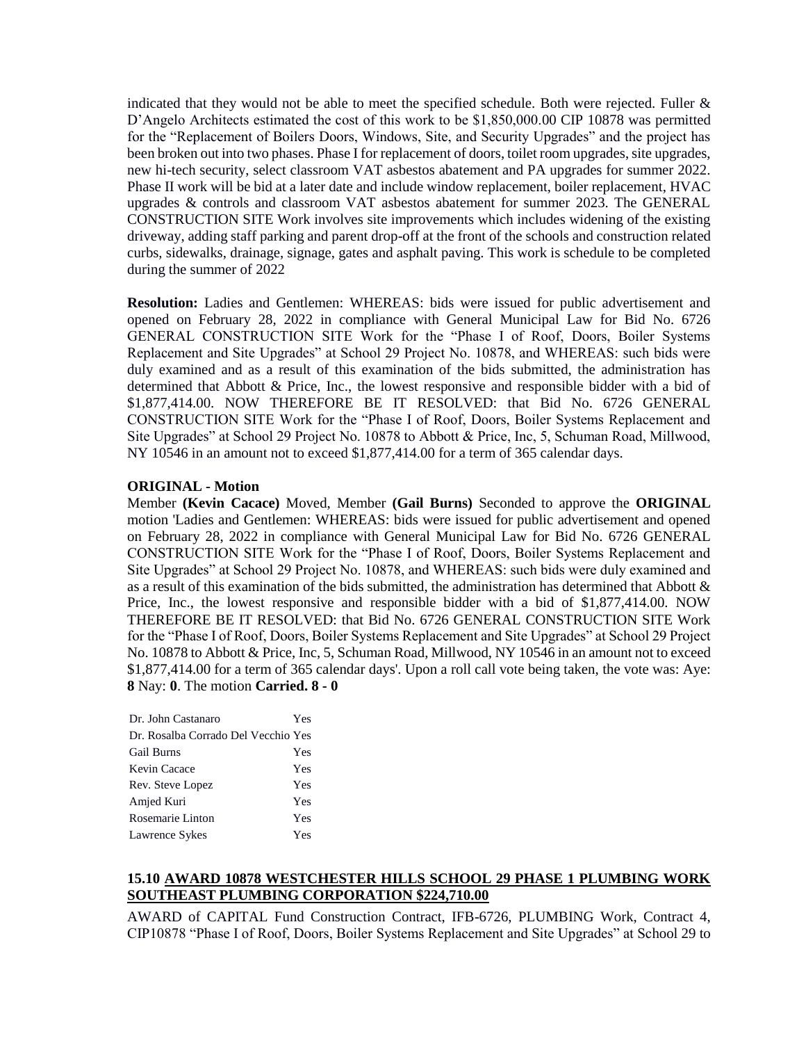indicated that they would not be able to meet the specified schedule. Both were rejected. Fuller & D'Angelo Architects estimated the cost of this work to be $1,850,000.00 CIP 10878 was permitted for the "Replacement of Boilers Doors, Windows, Site, and Security Upgrades" and the project has been broken out into two phases. Phase I for replacement of doors, toilet room upgrades, site upgrades, new hi-tech security, select classroom VAT asbestos abatement and PA upgrades for summer 2022. Phase II work will be bid at a later date and include window replacement, boiler replacement, HVAC upgrades & controls and classroom VAT asbestos abatement for summer 2023. The GENERAL CONSTRUCTION SITE Work involves site improvements which includes widening of the existing driveway, adding staff parking and parent drop-off at the front of the schools and construction related curbs, sidewalks, drainage, signage, gates and asphalt paving. This work is schedule to be completed during the summer of 2022

**Resolution:** Ladies and Gentlemen: WHEREAS: bids were issued for public advertisement and opened on February 28, 2022 in compliance with General Municipal Law for Bid No. 6726 GENERAL CONSTRUCTION SITE Work for the "Phase I of Roof, Doors, Boiler Systems Replacement and Site Upgrades" at School 29 Project No. 10878, and WHEREAS: such bids were duly examined and as a result of this examination of the bids submitted, the administration has determined that Abbott & Price, Inc., the lowest responsive and responsible bidder with a bid of $1,877,414.00. NOW THEREFORE BE IT RESOLVED: that Bid No. 6726 GENERAL CONSTRUCTION SITE Work for the "Phase I of Roof, Doors, Boiler Systems Replacement and Site Upgrades" at School 29 Project No. 10878 to Abbott & Price, Inc, 5, Schuman Road, Millwood, NY 10546 in an amount not to exceed $1,877,414.00 for a term of 365 calendar days.

**ORIGINAL - Motion**

Member **(Kevin Cacace)** Moved, Member **(Gail Burns)** Seconded to approve the **ORIGINAL** motion 'Ladies and Gentlemen: WHEREAS: bids were issued for public advertisement and opened on February 28, 2022 in compliance with General Municipal Law for Bid No. 6726 GENERAL CONSTRUCTION SITE Work for the "Phase I of Roof, Doors, Boiler Systems Replacement and Site Upgrades" at School 29 Project No. 10878, and WHEREAS: such bids were duly examined and as a result of this examination of the bids submitted, the administration has determined that Abbott & Price, Inc., the lowest responsive and responsible bidder with a bid of $1,877,414.00. NOW THEREFORE BE IT RESOLVED: that Bid No. 6726 GENERAL CONSTRUCTION SITE Work for the "Phase I of Roof, Doors, Boiler Systems Replacement and Site Upgrades" at School 29 Project No. 10878 to Abbott & Price, Inc, 5, Schuman Road, Millwood, NY 10546 in an amount not to exceed $1,877,414.00 for a term of 365 calendar days'. Upon a roll call vote being taken, the vote was: Aye: **8** Nay: **0**. The motion **Carried. 8 - 0**

| | |
|---|---|
| Dr. John Castanaro | Yes |
| Dr. Rosalba Corrado Del Vecchio | Yes |
| Gail Burns | Yes |
| Kevin Cacace | Yes |
| Rev. Steve Lopez | Yes |
| Amjed Kuri | Yes |
| Rosemarie Linton | Yes |
| Lawrence Sykes | Yes |

## 15.10 AWARD 10878 WESTCHESTER HILLS SCHOOL 29 PHASE 1 PLUMBING WORK SOUTHEAST PLUMBING CORPORATION $224,710.00

AWARD of CAPITAL Fund Construction Contract, IFB-6726, PLUMBING Work, Contract 4, CIP10878 "Phase I of Roof, Doors, Boiler Systems Replacement and Site Upgrades" at School 29 to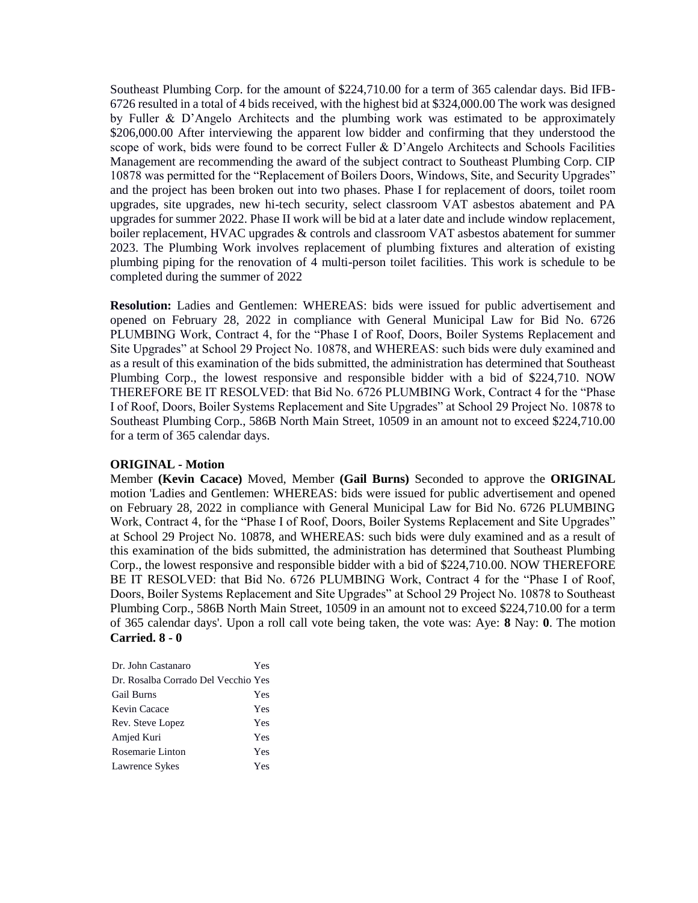Southeast Plumbing Corp. for the amount of $224,710.00 for a term of 365 calendar days. Bid IFB-6726 resulted in a total of 4 bids received, with the highest bid at $324,000.00 The work was designed by Fuller & D'Angelo Architects and the plumbing work was estimated to be approximately $206,000.00 After interviewing the apparent low bidder and confirming that they understood the scope of work, bids were found to be correct Fuller & D'Angelo Architects and Schools Facilities Management are recommending the award of the subject contract to Southeast Plumbing Corp. CIP 10878 was permitted for the "Replacement of Boilers Doors, Windows, Site, and Security Upgrades" and the project has been broken out into two phases. Phase I for replacement of doors, toilet room upgrades, site upgrades, new hi-tech security, select classroom VAT asbestos abatement and PA upgrades for summer 2022. Phase II work will be bid at a later date and include window replacement, boiler replacement, HVAC upgrades & controls and classroom VAT asbestos abatement for summer 2023. The Plumbing Work involves replacement of plumbing fixtures and alteration of existing plumbing piping for the renovation of 4 multi-person toilet facilities. This work is schedule to be completed during the summer of 2022

**Resolution:** Ladies and Gentlemen: WHEREAS: bids were issued for public advertisement and opened on February 28, 2022 in compliance with General Municipal Law for Bid No. 6726 PLUMBING Work, Contract 4, for the "Phase I of Roof, Doors, Boiler Systems Replacement and Site Upgrades" at School 29 Project No. 10878, and WHEREAS: such bids were duly examined and as a result of this examination of the bids submitted, the administration has determined that Southeast Plumbing Corp., the lowest responsive and responsible bidder with a bid of $224,710. NOW THEREFORE BE IT RESOLVED: that Bid No. 6726 PLUMBING Work, Contract 4 for the "Phase I of Roof, Doors, Boiler Systems Replacement and Site Upgrades" at School 29 Project No. 10878 to Southeast Plumbing Corp., 586B North Main Street, 10509 in an amount not to exceed $224,710.00 for a term of 365 calendar days.

**ORIGINAL - Motion**

Member **(Kevin Cacace)** Moved, Member **(Gail Burns)** Seconded to approve the **ORIGINAL** motion 'Ladies and Gentlemen: WHEREAS: bids were issued for public advertisement and opened on February 28, 2022 in compliance with General Municipal Law for Bid No. 6726 PLUMBING Work, Contract 4, for the "Phase I of Roof, Doors, Boiler Systems Replacement and Site Upgrades" at School 29 Project No. 10878, and WHEREAS: such bids were duly examined and as a result of this examination of the bids submitted, the administration has determined that Southeast Plumbing Corp., the lowest responsive and responsible bidder with a bid of $224,710.00. NOW THEREFORE BE IT RESOLVED: that Bid No. 6726 PLUMBING Work, Contract 4 for the "Phase I of Roof, Doors, Boiler Systems Replacement and Site Upgrades" at School 29 Project No. 10878 to Southeast Plumbing Corp., 586B North Main Street, 10509 in an amount not to exceed $224,710.00 for a term of 365 calendar days'. Upon a roll call vote being taken, the vote was: Aye: **8** Nay: **0**. The motion **Carried. 8 - 0**

| | |
|---|---|
| Dr. John Castanaro | Yes |
| Dr. Rosalba Corrado Del Vecchio | Yes |
| Gail Burns | Yes |
| Kevin Cacace | Yes |
| Rev. Steve Lopez | Yes |
| Amjed Kuri | Yes |
| Rosemarie Linton | Yes |
| Lawrence Sykes | Yes |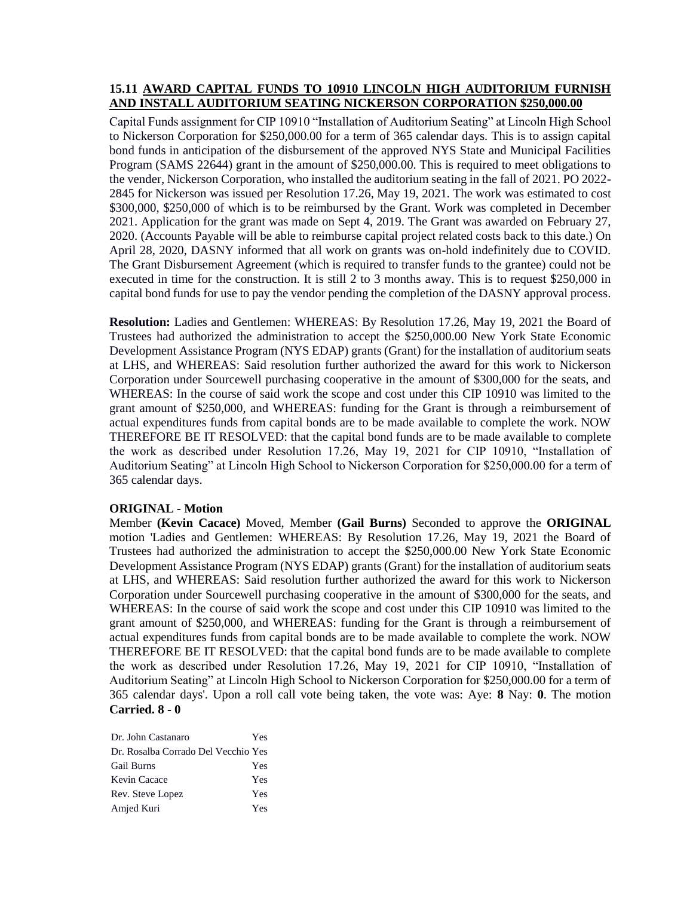**15.11 AWARD CAPITAL FUNDS TO 10910 LINCOLN HIGH AUDITORIUM FURNISH AND INSTALL AUDITORIUM SEATING NICKERSON CORPORATION $250,000.00**

Capital Funds assignment for CIP 10910 "Installation of Auditorium Seating" at Lincoln High School to Nickerson Corporation for $250,000.00 for a term of 365 calendar days. This is to assign capital bond funds in anticipation of the disbursement of the approved NYS State and Municipal Facilities Program (SAMS 22644) grant in the amount of $250,000.00. This is required to meet obligations to the vender, Nickerson Corporation, who installed the auditorium seating in the fall of 2021. PO 2022-2845 for Nickerson was issued per Resolution 17.26, May 19, 2021. The work was estimated to cost $300,000, $250,000 of which is to be reimbursed by the Grant. Work was completed in December 2021. Application for the grant was made on Sept 4, 2019. The Grant was awarded on February 27, 2020. (Accounts Payable will be able to reimburse capital project related costs back to this date.) On April 28, 2020, DASNY informed that all work on grants was on-hold indefinitely due to COVID. The Grant Disbursement Agreement (which is required to transfer funds to the grantee) could not be executed in time for the construction. It is still 2 to 3 months away. This is to request $250,000 in capital bond funds for use to pay the vendor pending the completion of the DASNY approval process.

**Resolution:** Ladies and Gentlemen: WHEREAS: By Resolution 17.26, May 19, 2021 the Board of Trustees had authorized the administration to accept the $250,000.00 New York State Economic Development Assistance Program (NYS EDAP) grants (Grant) for the installation of auditorium seats at LHS, and WHEREAS: Said resolution further authorized the award for this work to Nickerson Corporation under Sourcewell purchasing cooperative in the amount of $300,000 for the seats, and WHEREAS: In the course of said work the scope and cost under this CIP 10910 was limited to the grant amount of $250,000, and WHEREAS: funding for the Grant is through a reimbursement of actual expenditures funds from capital bonds are to be made available to complete the work. NOW THEREFORE BE IT RESOLVED: that the capital bond funds are to be made available to complete the work as described under Resolution 17.26, May 19, 2021 for CIP 10910, "Installation of Auditorium Seating" at Lincoln High School to Nickerson Corporation for $250,000.00 for a term of 365 calendar days.

**ORIGINAL - Motion**

Member **(Kevin Cacace)** Moved, Member **(Gail Burns)** Seconded to approve the **ORIGINAL** motion 'Ladies and Gentlemen: WHEREAS: By Resolution 17.26, May 19, 2021 the Board of Trustees had authorized the administration to accept the $250,000.00 New York State Economic Development Assistance Program (NYS EDAP) grants (Grant) for the installation of auditorium seats at LHS, and WHEREAS: Said resolution further authorized the award for this work to Nickerson Corporation under Sourcewell purchasing cooperative in the amount of $300,000 for the seats, and WHEREAS: In the course of said work the scope and cost under this CIP 10910 was limited to the grant amount of $250,000, and WHEREAS: funding for the Grant is through a reimbursement of actual expenditures funds from capital bonds are to be made available to complete the work. NOW THEREFORE BE IT RESOLVED: that the capital bond funds are to be made available to complete the work as described under Resolution 17.26, May 19, 2021 for CIP 10910, "Installation of Auditorium Seating" at Lincoln High School to Nickerson Corporation for $250,000.00 for a term of 365 calendar days'. Upon a roll call vote being taken, the vote was: Aye: **8** Nay: **0**. The motion **Carried. 8 - 0**

| | |
|---|---|
| Dr. John Castanaro | Yes |
| Dr. Rosalba Corrado Del Vecchio | Yes |
| Gail Burns | Yes |
| Kevin Cacace | Yes |
| Rev. Steve Lopez | Yes |
| Amjed Kuri | Yes |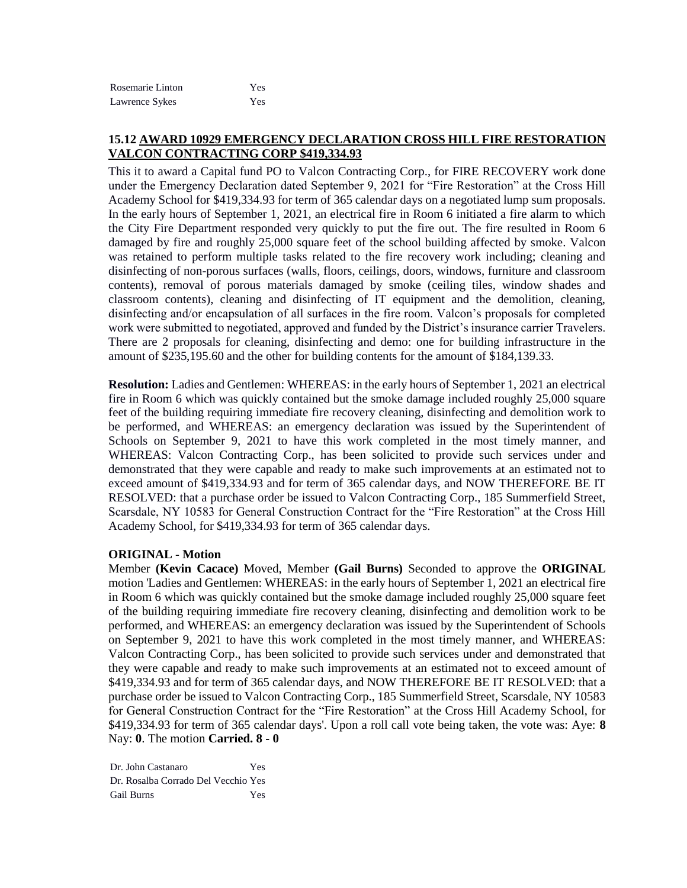| | |
|---|---|
| Rosemarie Linton | Yes |
| Lawrence Sykes | Yes |

**15.12 AWARD 10929 EMERGENCY DECLARATION CROSS HILL FIRE RESTORATION VALCON CONTRACTING CORP $419,334.93**

This it to award a Capital fund PO to Valcon Contracting Corp., for FIRE RECOVERY work done under the Emergency Declaration dated September 9, 2021 for "Fire Restoration" at the Cross Hill Academy School for $419,334.93 for term of 365 calendar days on a negotiated lump sum proposals. In the early hours of September 1, 2021, an electrical fire in Room 6 initiated a fire alarm to which the City Fire Department responded very quickly to put the fire out. The fire resulted in Room 6 damaged by fire and roughly 25,000 square feet of the school building affected by smoke. Valcon was retained to perform multiple tasks related to the fire recovery work including; cleaning and disinfecting of non-porous surfaces (walls, floors, ceilings, doors, windows, furniture and classroom contents), removal of porous materials damaged by smoke (ceiling tiles, window shades and classroom contents), cleaning and disinfecting of IT equipment and the demolition, cleaning, disinfecting and/or encapsulation of all surfaces in the fire room. Valcon's proposals for completed work were submitted to negotiated, approved and funded by the District's insurance carrier Travelers. There are 2 proposals for cleaning, disinfecting and demo: one for building infrastructure in the amount of $235,195.60 and the other for building contents for the amount of $184,139.33.

**Resolution:** Ladies and Gentlemen: WHEREAS: in the early hours of September 1, 2021 an electrical fire in Room 6 which was quickly contained but the smoke damage included roughly 25,000 square feet of the building requiring immediate fire recovery cleaning, disinfecting and demolition work to be performed, and WHEREAS: an emergency declaration was issued by the Superintendent of Schools on September 9, 2021 to have this work completed in the most timely manner, and WHEREAS: Valcon Contracting Corp., has been solicited to provide such services under and demonstrated that they were capable and ready to make such improvements at an estimated not to exceed amount of $419,334.93 and for term of 365 calendar days, and NOW THEREFORE BE IT RESOLVED: that a purchase order be issued to Valcon Contracting Corp., 185 Summerfield Street, Scarsdale, NY 10583 for General Construction Contract for the "Fire Restoration" at the Cross Hill Academy School, for $419,334.93 for term of 365 calendar days.

**ORIGINAL - Motion**

Member **(Kevin Cacace)** Moved, Member **(Gail Burns)** Seconded to approve the **ORIGINAL** motion 'Ladies and Gentlemen: WHEREAS: in the early hours of September 1, 2021 an electrical fire in Room 6 which was quickly contained but the smoke damage included roughly 25,000 square feet of the building requiring immediate fire recovery cleaning, disinfecting and demolition work to be performed, and WHEREAS: an emergency declaration was issued by the Superintendent of Schools on September 9, 2021 to have this work completed in the most timely manner, and WHEREAS: Valcon Contracting Corp., has been solicited to provide such services under and demonstrated that they were capable and ready to make such improvements at an estimated not to exceed amount of $419,334.93 and for term of 365 calendar days, and NOW THEREFORE BE IT RESOLVED: that a purchase order be issued to Valcon Contracting Corp., 185 Summerfield Street, Scarsdale, NY 10583 for General Construction Contract for the "Fire Restoration" at the Cross Hill Academy School, for $419,334.93 for term of 365 calendar days'. Upon a roll call vote being taken, the vote was: Aye: **8** Nay: **0**. The motion **Carried. 8 - 0**

| | |
|---|---|
| Dr. John Castanaro | Yes |
| Dr. Rosalba Corrado Del Vecchio | Yes |
| Gail Burns | Yes |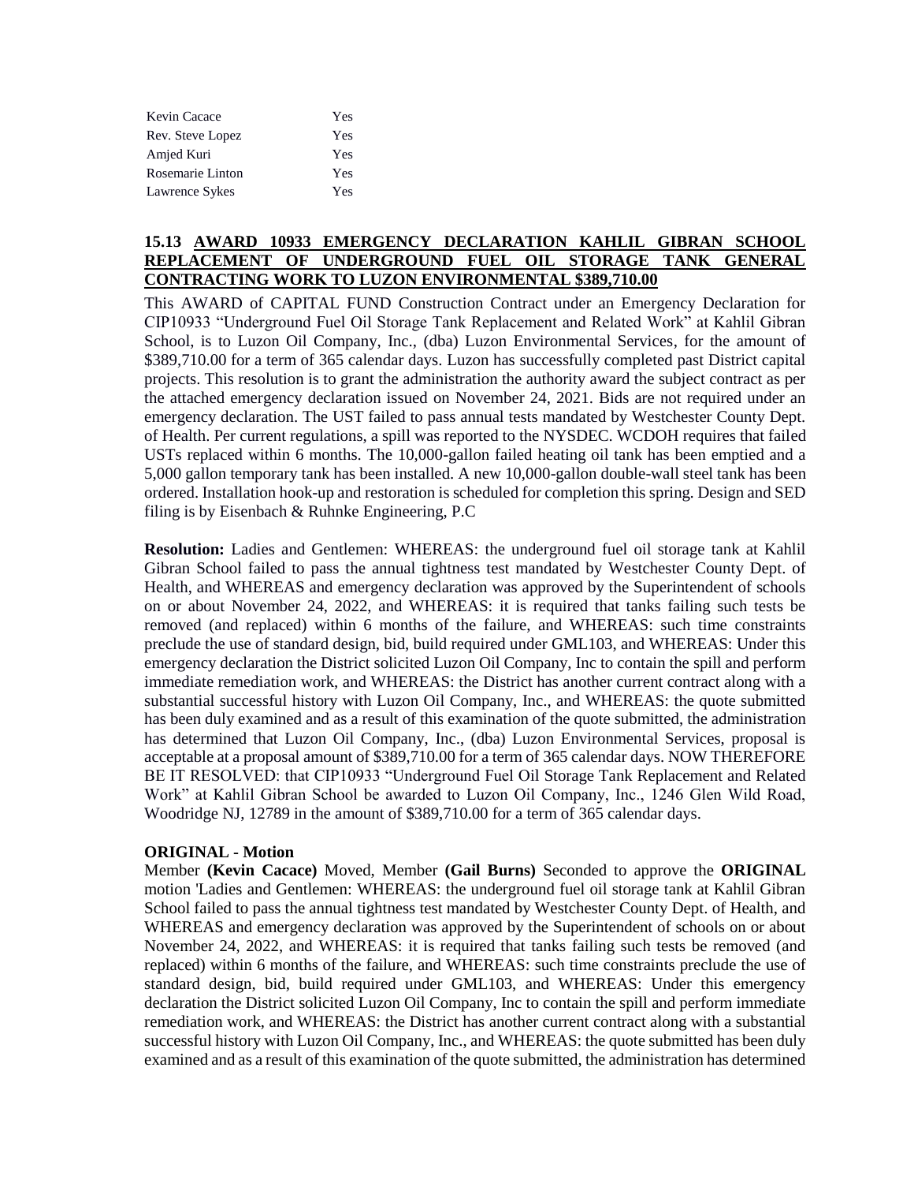| | |
|---|---|
| Kevin Cacace | Yes |
| Rev. Steve Lopez | Yes |
| Amjed Kuri | Yes |
| Rosemarie Linton | Yes |
| Lawrence Sykes | Yes |

**15.13 AWARD 10933 EMERGENCY DECLARATION KAHLIL GIBRAN SCHOOL REPLACEMENT OF UNDERGROUND FUEL OIL STORAGE TANK GENERAL CONTRACTING WORK TO LUZON ENVIRONMENTAL $389,710.00**

This AWARD of CAPITAL FUND Construction Contract under an Emergency Declaration for CIP10933 "Underground Fuel Oil Storage Tank Replacement and Related Work" at Kahlil Gibran School, is to Luzon Oil Company, Inc., (dba) Luzon Environmental Services, for the amount of $389,710.00 for a term of 365 calendar days. Luzon has successfully completed past District capital projects. This resolution is to grant the administration the authority award the subject contract as per the attached emergency declaration issued on November 24, 2021. Bids are not required under an emergency declaration. The UST failed to pass annual tests mandated by Westchester County Dept. of Health. Per current regulations, a spill was reported to the NYSDEC. WCDOH requires that failed USTs replaced within 6 months. The 10,000-gallon failed heating oil tank has been emptied and a 5,000 gallon temporary tank has been installed. A new 10,000-gallon double-wall steel tank has been ordered. Installation hook-up and restoration is scheduled for completion this spring. Design and SED filing is by Eisenbach & Ruhnke Engineering, P.C

**Resolution:** Ladies and Gentlemen: WHEREAS: the underground fuel oil storage tank at Kahlil Gibran School failed to pass the annual tightness test mandated by Westchester County Dept. of Health, and WHEREAS and emergency declaration was approved by the Superintendent of schools on or about November 24, 2022, and WHEREAS: it is required that tanks failing such tests be removed (and replaced) within 6 months of the failure, and WHEREAS: such time constraints preclude the use of standard design, bid, build required under GML103, and WHEREAS: Under this emergency declaration the District solicited Luzon Oil Company, Inc to contain the spill and perform immediate remediation work, and WHEREAS: the District has another current contract along with a substantial successful history with Luzon Oil Company, Inc., and WHEREAS: the quote submitted has been duly examined and as a result of this examination of the quote submitted, the administration has determined that Luzon Oil Company, Inc., (dba) Luzon Environmental Services, proposal is acceptable at a proposal amount of $389,710.00 for a term of 365 calendar days. NOW THEREFORE BE IT RESOLVED: that CIP10933 "Underground Fuel Oil Storage Tank Replacement and Related Work" at Kahlil Gibran School be awarded to Luzon Oil Company, Inc., 1246 Glen Wild Road, Woodridge NJ, 12789 in the amount of $389,710.00 for a term of 365 calendar days.

**ORIGINAL - Motion**

Member **(Kevin Cacace)** Moved, Member **(Gail Burns)** Seconded to approve the **ORIGINAL** motion 'Ladies and Gentlemen: WHEREAS: the underground fuel oil storage tank at Kahlil Gibran School failed to pass the annual tightness test mandated by Westchester County Dept. of Health, and WHEREAS and emergency declaration was approved by the Superintendent of schools on or about November 24, 2022, and WHEREAS: it is required that tanks failing such tests be removed (and replaced) within 6 months of the failure, and WHEREAS: such time constraints preclude the use of standard design, bid, build required under GML103, and WHEREAS: Under this emergency declaration the District solicited Luzon Oil Company, Inc to contain the spill and perform immediate remediation work, and WHEREAS: the District has another current contract along with a substantial successful history with Luzon Oil Company, Inc., and WHEREAS: the quote submitted has been duly examined and as a result of this examination of the quote submitted, the administration has determined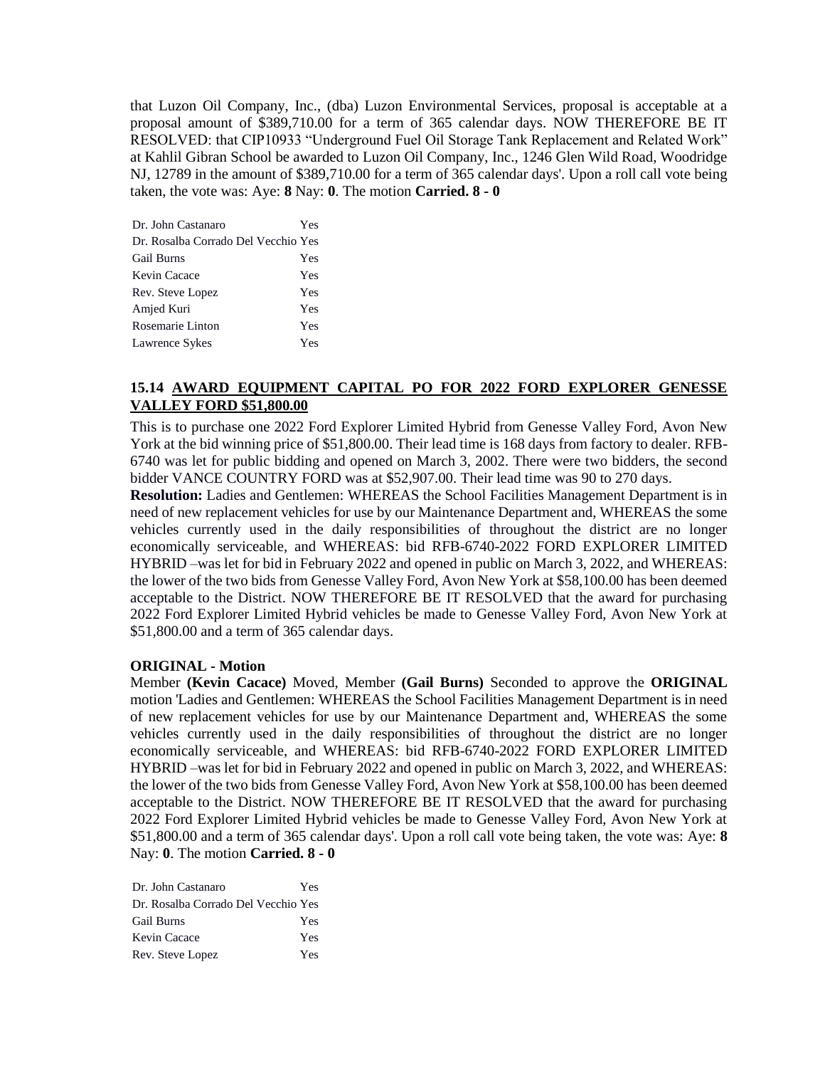that Luzon Oil Company, Inc., (dba) Luzon Environmental Services, proposal is acceptable at a proposal amount of $389,710.00 for a term of 365 calendar days. NOW THEREFORE BE IT RESOLVED: that CIP10933 "Underground Fuel Oil Storage Tank Replacement and Related Work" at Kahlil Gibran School be awarded to Luzon Oil Company, Inc., 1246 Glen Wild Road, Woodridge NJ, 12789 in the amount of $389,710.00 for a term of 365 calendar days'. Upon a roll call vote being taken, the vote was: Aye: **8** Nay: **0**. The motion **Carried. 8 - 0**

| | |
|---|---|
| Dr. John Castanaro | Yes |
| Dr. Rosalba Corrado Del Vecchio | Yes |
| Gail Burns | Yes |
| Kevin Cacace | Yes |
| Rev. Steve Lopez | Yes |
| Amjed Kuri | Yes |
| Rosemarie Linton | Yes |
| Lawrence Sykes | Yes |

### 15.14 AWARD EQUIPMENT CAPITAL PO FOR 2022 FORD EXPLORER GENESSE VALLEY FORD $51,800.00

This is to purchase one 2022 Ford Explorer Limited Hybrid from Genesse Valley Ford, Avon New York at the bid winning price of $51,800.00. Their lead time is 168 days from factory to dealer. RFB-6740 was let for public bidding and opened on March 3, 2002. There were two bidders, the second bidder VANCE COUNTRY FORD was at $52,907.00. Their lead time was 90 to 270 days.

**Resolution:** Ladies and Gentlemen: WHEREAS the School Facilities Management Department is in need of new replacement vehicles for use by our Maintenance Department and, WHEREAS the some vehicles currently used in the daily responsibilities of throughout the district are no longer economically serviceable, and WHEREAS: bid RFB-6740-2022 FORD EXPLORER LIMITED HYBRID –was let for bid in February 2022 and opened in public on March 3, 2022, and WHEREAS: the lower of the two bids from Genesse Valley Ford, Avon New York at $58,100.00 has been deemed acceptable to the District. NOW THEREFORE BE IT RESOLVED that the award for purchasing 2022 Ford Explorer Limited Hybrid vehicles be made to Genesse Valley Ford, Avon New York at $51,800.00 and a term of 365 calendar days.

**ORIGINAL - Motion**

Member **(Kevin Cacace)** Moved, Member **(Gail Burns)** Seconded to approve the **ORIGINAL** motion 'Ladies and Gentlemen: WHEREAS the School Facilities Management Department is in need of new replacement vehicles for use by our Maintenance Department and, WHEREAS the some vehicles currently used in the daily responsibilities of throughout the district are no longer economically serviceable, and WHEREAS: bid RFB-6740-2022 FORD EXPLORER LIMITED HYBRID –was let for bid in February 2022 and opened in public on March 3, 2022, and WHEREAS: the lower of the two bids from Genesse Valley Ford, Avon New York at $58,100.00 has been deemed acceptable to the District. NOW THEREFORE BE IT RESOLVED that the award for purchasing 2022 Ford Explorer Limited Hybrid vehicles be made to Genesse Valley Ford, Avon New York at $51,800.00 and a term of 365 calendar days'. Upon a roll call vote being taken, the vote was: Aye: **8** Nay: **0**. The motion **Carried. 8 - 0**

| | |
|---|---|
| Dr. John Castanaro | Yes |
| Dr. Rosalba Corrado Del Vecchio | Yes |
| Gail Burns | Yes |
| Kevin Cacace | Yes |
| Rev. Steve Lopez | Yes |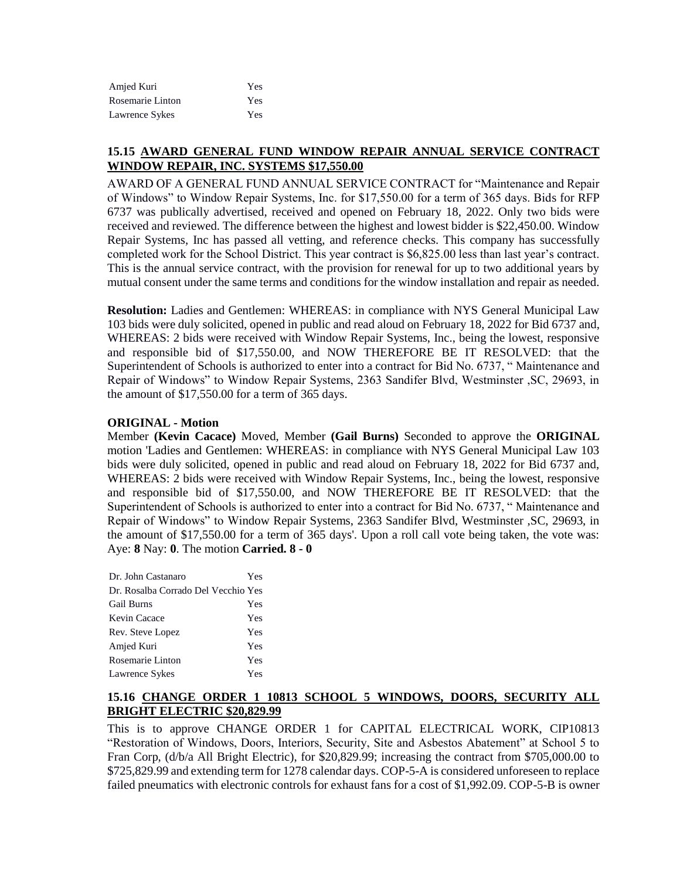| | |
|---|---|
| Amjed Kuri | Yes |
| Rosemarie Linton | Yes |
| Lawrence Sykes | Yes |

### 15.15 AWARD GENERAL FUND WINDOW REPAIR ANNUAL SERVICE CONTRACT WINDOW REPAIR, INC. SYSTEMS $17,550.00

AWARD OF A GENERAL FUND ANNUAL SERVICE CONTRACT for "Maintenance and Repair of Windows" to Window Repair Systems, Inc. for $17,550.00 for a term of 365 days. Bids for RFP 6737 was publically advertised, received and opened on February 18, 2022. Only two bids were received and reviewed. The difference between the highest and lowest bidder is $22,450.00. Window Repair Systems, Inc has passed all vetting, and reference checks. This company has successfully completed work for the School District. This year contract is $6,825.00 less than last year's contract. This is the annual service contract, with the provision for renewal for up to two additional years by mutual consent under the same terms and conditions for the window installation and repair as needed.

**Resolution:** Ladies and Gentlemen: WHEREAS: in compliance with NYS General Municipal Law 103 bids were duly solicited, opened in public and read aloud on February 18, 2022 for Bid 6737 and, WHEREAS: 2 bids were received with Window Repair Systems, Inc., being the lowest, responsive and responsible bid of $17,550.00, and NOW THEREFORE BE IT RESOLVED: that the Superintendent of Schools is authorized to enter into a contract for Bid No. 6737, " Maintenance and Repair of Windows" to Window Repair Systems, 2363 Sandifer Blvd, Westminster ,SC, 29693, in the amount of $17,550.00 for a term of 365 days.

**ORIGINAL - Motion**

Member **(Kevin Cacace)** Moved, Member **(Gail Burns)** Seconded to approve the **ORIGINAL** motion 'Ladies and Gentlemen: WHEREAS: in compliance with NYS General Municipal Law 103 bids were duly solicited, opened in public and read aloud on February 18, 2022 for Bid 6737 and, WHEREAS: 2 bids were received with Window Repair Systems, Inc., being the lowest, responsive and responsible bid of $17,550.00, and NOW THEREFORE BE IT RESOLVED: that the Superintendent of Schools is authorized to enter into a contract for Bid No. 6737, " Maintenance and Repair of Windows" to Window Repair Systems, 2363 Sandifer Blvd, Westminster ,SC, 29693, in the amount of $17,550.00 for a term of 365 days'. Upon a roll call vote being taken, the vote was: Aye: **8** Nay: **0**. The motion **Carried. 8 - 0**

| | |
|---|---|
| Dr. John Castanaro | Yes |
| Dr. Rosalba Corrado Del Vecchio | Yes |
| Gail Burns | Yes |
| Kevin Cacace | Yes |
| Rev. Steve Lopez | Yes |
| Amjed Kuri | Yes |
| Rosemarie Linton | Yes |
| Lawrence Sykes | Yes |

### 15.16 CHANGE ORDER 1 10813 SCHOOL 5 WINDOWS, DOORS, SECURITY ALL BRIGHT ELECTRIC $20,829.99

This is to approve CHANGE ORDER 1 for CAPITAL ELECTRICAL WORK, CIP10813 "Restoration of Windows, Doors, Interiors, Security, Site and Asbestos Abatement" at School 5 to Fran Corp, (d/b/a All Bright Electric), for $20,829.99; increasing the contract from $705,000.00 to $725,829.99 and extending term for 1278 calendar days. COP-5-A is considered unforeseen to replace failed pneumatics with electronic controls for exhaust fans for a cost of $1,992.09. COP-5-B is owner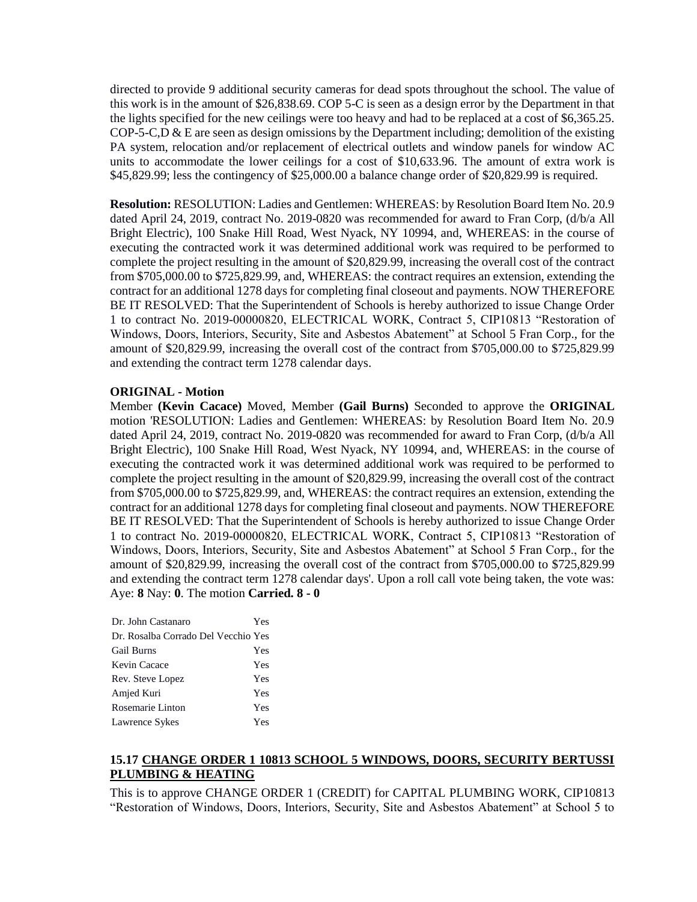directed to provide 9 additional security cameras for dead spots throughout the school. The value of this work is in the amount of $26,838.69. COP 5-C is seen as a design error by the Department in that the lights specified for the new ceilings were too heavy and had to be replaced at a cost of $6,365.25. COP-5-C,D & E are seen as design omissions by the Department including; demolition of the existing PA system, relocation and/or replacement of electrical outlets and window panels for window AC units to accommodate the lower ceilings for a cost of $10,633.96. The amount of extra work is $45,829.99; less the contingency of $25,000.00 a balance change order of $20,829.99 is required.

**Resolution:** RESOLUTION: Ladies and Gentlemen: WHEREAS: by Resolution Board Item No. 20.9 dated April 24, 2019, contract No. 2019-0820 was recommended for award to Fran Corp, (d/b/a All Bright Electric), 100 Snake Hill Road, West Nyack, NY 10994, and, WHEREAS: in the course of executing the contracted work it was determined additional work was required to be performed to complete the project resulting in the amount of $20,829.99, increasing the overall cost of the contract from $705,000.00 to $725,829.99, and, WHEREAS: the contract requires an extension, extending the contract for an additional 1278 days for completing final closeout and payments. NOW THEREFORE BE IT RESOLVED: That the Superintendent of Schools is hereby authorized to issue Change Order 1 to contract No. 2019-00000820, ELECTRICAL WORK, Contract 5, CIP10813 "Restoration of Windows, Doors, Interiors, Security, Site and Asbestos Abatement" at School 5 Fran Corp., for the amount of $20,829.99, increasing the overall cost of the contract from $705,000.00 to $725,829.99 and extending the contract term 1278 calendar days.

**ORIGINAL - Motion**

Member **(Kevin Cacace)** Moved, Member **(Gail Burns)** Seconded to approve the **ORIGINAL** motion 'RESOLUTION: Ladies and Gentlemen: WHEREAS: by Resolution Board Item No. 20.9 dated April 24, 2019, contract No. 2019-0820 was recommended for award to Fran Corp, (d/b/a All Bright Electric), 100 Snake Hill Road, West Nyack, NY 10994, and, WHEREAS: in the course of executing the contracted work it was determined additional work was required to be performed to complete the project resulting in the amount of $20,829.99, increasing the overall cost of the contract from $705,000.00 to $725,829.99, and, WHEREAS: the contract requires an extension, extending the contract for an additional 1278 days for completing final closeout and payments. NOW THEREFORE BE IT RESOLVED: That the Superintendent of Schools is hereby authorized to issue Change Order 1 to contract No. 2019-00000820, ELECTRICAL WORK, Contract 5, CIP10813 "Restoration of Windows, Doors, Interiors, Security, Site and Asbestos Abatement" at School 5 Fran Corp., for the amount of $20,829.99, increasing the overall cost of the contract from $705,000.00 to $725,829.99 and extending the contract term 1278 calendar days'. Upon a roll call vote being taken, the vote was: Aye: **8** Nay: **0**. The motion **Carried. 8 - 0**

| | |
|---|---|
| Dr. John Castanaro | Yes |
| Dr. Rosalba Corrado Del Vecchio | Yes |
| Gail Burns | Yes |
| Kevin Cacace | Yes |
| Rev. Steve Lopez | Yes |
| Amjed Kuri | Yes |
| Rosemarie Linton | Yes |
| Lawrence Sykes | Yes |

### 15.17 CHANGE ORDER 1 10813 SCHOOL 5 WINDOWS, DOORS, SECURITY BERTUSSI PLUMBING & HEATING

This is to approve CHANGE ORDER 1 (CREDIT) for CAPITAL PLUMBING WORK, CIP10813 "Restoration of Windows, Doors, Interiors, Security, Site and Asbestos Abatement" at School 5 to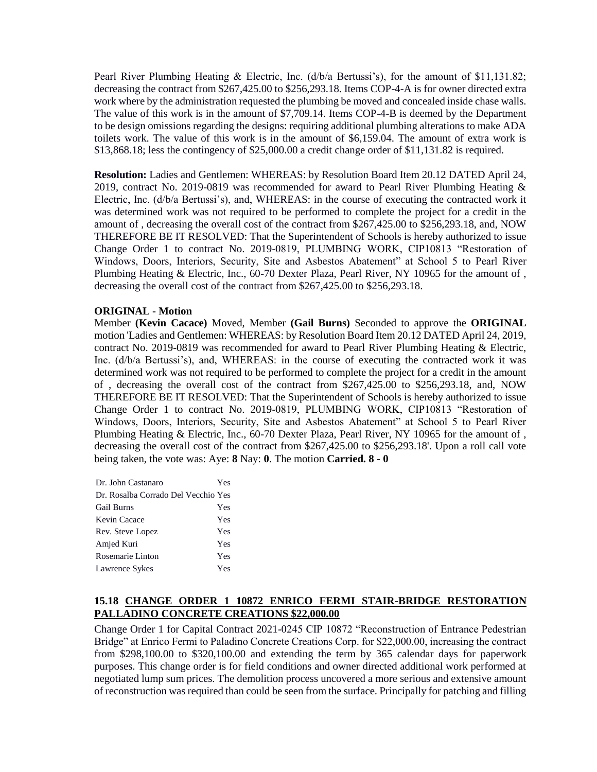Pearl River Plumbing Heating & Electric, Inc. (d/b/a Bertussi's), for the amount of $11,131.82; decreasing the contract from $267,425.00 to $256,293.18. Items COP-4-A is for owner directed extra work where by the administration requested the plumbing be moved and concealed inside chase walls. The value of this work is in the amount of $7,709.14. Items COP-4-B is deemed by the Department to be design omissions regarding the designs: requiring additional plumbing alterations to make ADA toilets work. The value of this work is in the amount of $6,159.04. The amount of extra work is $13,868.18; less the contingency of $25,000.00 a credit change order of $11,131.82 is required.

**Resolution:** Ladies and Gentlemen: WHEREAS: by Resolution Board Item 20.12 DATED April 24, 2019, contract No. 2019-0819 was recommended for award to Pearl River Plumbing Heating & Electric, Inc. (d/b/a Bertussi's), and, WHEREAS: in the course of executing the contracted work it was determined work was not required to be performed to complete the project for a credit in the amount of , decreasing the overall cost of the contract from $267,425.00 to $256,293.18, and, NOW THEREFORE BE IT RESOLVED: That the Superintendent of Schools is hereby authorized to issue Change Order 1 to contract No. 2019-0819, PLUMBING WORK, CIP10813 "Restoration of Windows, Doors, Interiors, Security, Site and Asbestos Abatement" at School 5 to Pearl River Plumbing Heating & Electric, Inc., 60-70 Dexter Plaza, Pearl River, NY 10965 for the amount of , decreasing the overall cost of the contract from $267,425.00 to $256,293.18.

**ORIGINAL - Motion**

Member **(Kevin Cacace)** Moved, Member **(Gail Burns)** Seconded to approve the **ORIGINAL** motion 'Ladies and Gentlemen: WHEREAS: by Resolution Board Item 20.12 DATED April 24, 2019, contract No. 2019-0819 was recommended for award to Pearl River Plumbing Heating & Electric, Inc. (d/b/a Bertussi's), and, WHEREAS: in the course of executing the contracted work it was determined work was not required to be performed to complete the project for a credit in the amount of , decreasing the overall cost of the contract from $267,425.00 to $256,293.18, and, NOW THEREFORE BE IT RESOLVED: That the Superintendent of Schools is hereby authorized to issue Change Order 1 to contract No. 2019-0819, PLUMBING WORK, CIP10813 "Restoration of Windows, Doors, Interiors, Security, Site and Asbestos Abatement" at School 5 to Pearl River Plumbing Heating & Electric, Inc., 60-70 Dexter Plaza, Pearl River, NY 10965 for the amount of , decreasing the overall cost of the contract from $267,425.00 to $256,293.18'. Upon a roll call vote being taken, the vote was: Aye: **8** Nay: **0**. The motion **Carried. 8 - 0**

| | |
|---|---|
| Dr. John Castanaro | Yes |
| Dr. Rosalba Corrado Del Vecchio | Yes |
| Gail Burns | Yes |
| Kevin Cacace | Yes |
| Rev. Steve Lopez | Yes |
| Amjed Kuri | Yes |
| Rosemarie Linton | Yes |
| Lawrence Sykes | Yes |

### 15.18 CHANGE ORDER 1 10872 ENRICO FERMI STAIR-BRIDGE RESTORATION PALLADINO CONCRETE CREATIONS $22,000.00

Change Order 1 for Capital Contract 2021-0245 CIP 10872 "Reconstruction of Entrance Pedestrian Bridge" at Enrico Fermi to Paladino Concrete Creations Corp. for $22,000.00, increasing the contract from $298,100.00 to $320,100.00 and extending the term by 365 calendar days for paperwork purposes. This change order is for field conditions and owner directed additional work performed at negotiated lump sum prices. The demolition process uncovered a more serious and extensive amount of reconstruction was required than could be seen from the surface. Principally for patching and filling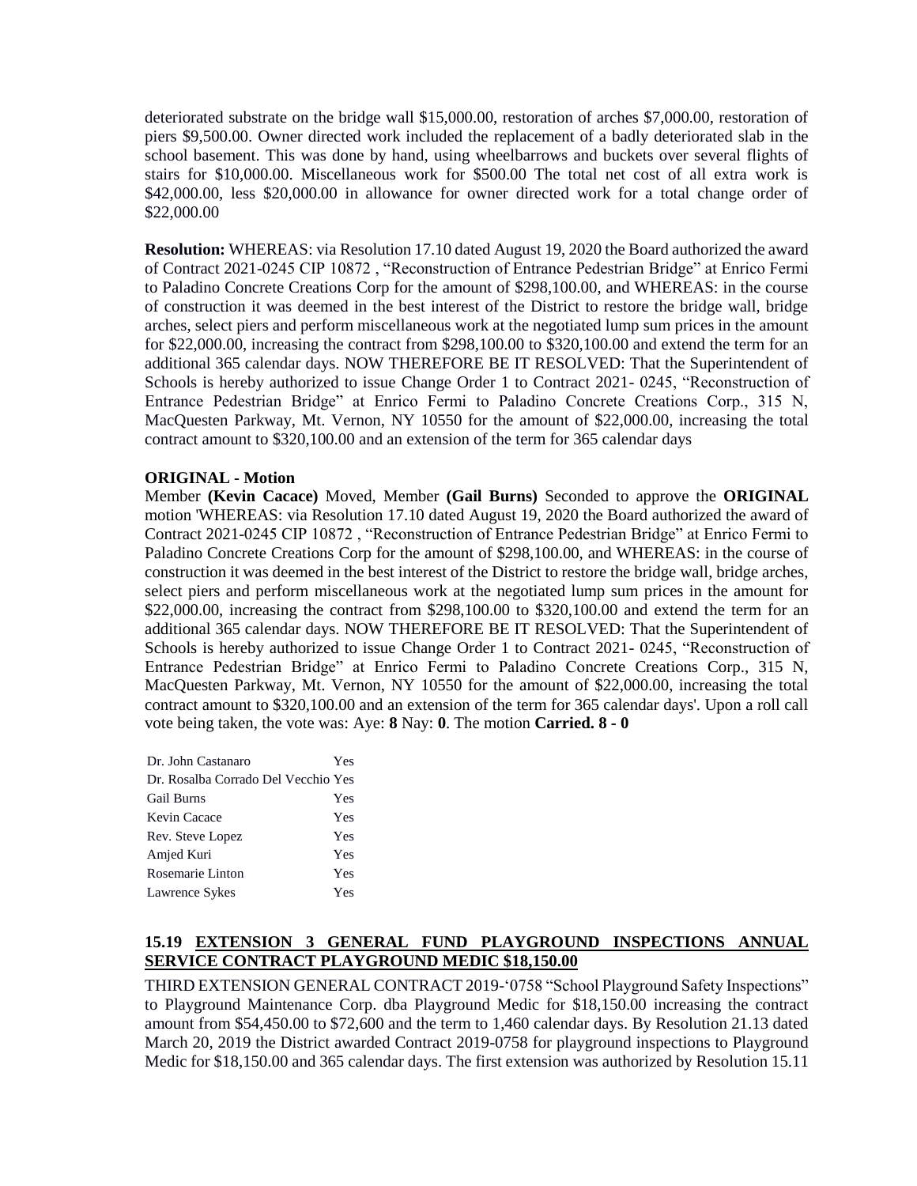deteriorated substrate on the bridge wall $15,000.00, restoration of arches $7,000.00, restoration of piers $9,500.00. Owner directed work included the replacement of a badly deteriorated slab in the school basement. This was done by hand, using wheelbarrows and buckets over several flights of stairs for $10,000.00. Miscellaneous work for $500.00 The total net cost of all extra work is $42,000.00, less $20,000.00 in allowance for owner directed work for a total change order of $22,000.00

**Resolution:** WHEREAS: via Resolution 17.10 dated August 19, 2020 the Board authorized the award of Contract 2021-0245 CIP 10872 , "Reconstruction of Entrance Pedestrian Bridge" at Enrico Fermi to Paladino Concrete Creations Corp for the amount of $298,100.00, and WHEREAS: in the course of construction it was deemed in the best interest of the District to restore the bridge wall, bridge arches, select piers and perform miscellaneous work at the negotiated lump sum prices in the amount for $22,000.00, increasing the contract from $298,100.00 to $320,100.00 and extend the term for an additional 365 calendar days. NOW THEREFORE BE IT RESOLVED: That the Superintendent of Schools is hereby authorized to issue Change Order 1 to Contract 2021- 0245, "Reconstruction of Entrance Pedestrian Bridge" at Enrico Fermi to Paladino Concrete Creations Corp., 315 N, MacQuesten Parkway, Mt. Vernon, NY 10550 for the amount of $22,000.00, increasing the total contract amount to $320,100.00 and an extension of the term for 365 calendar days

**ORIGINAL - Motion**

Member **(Kevin Cacace)** Moved, Member **(Gail Burns)** Seconded to approve the **ORIGINAL** motion 'WHEREAS: via Resolution 17.10 dated August 19, 2020 the Board authorized the award of Contract 2021-0245 CIP 10872 , "Reconstruction of Entrance Pedestrian Bridge" at Enrico Fermi to Paladino Concrete Creations Corp for the amount of $298,100.00, and WHEREAS: in the course of construction it was deemed in the best interest of the District to restore the bridge wall, bridge arches, select piers and perform miscellaneous work at the negotiated lump sum prices in the amount for $22,000.00, increasing the contract from $298,100.00 to $320,100.00 and extend the term for an additional 365 calendar days. NOW THEREFORE BE IT RESOLVED: That the Superintendent of Schools is hereby authorized to issue Change Order 1 to Contract 2021- 0245, "Reconstruction of Entrance Pedestrian Bridge" at Enrico Fermi to Paladino Concrete Creations Corp., 315 N, MacQuesten Parkway, Mt. Vernon, NY 10550 for the amount of $22,000.00, increasing the total contract amount to $320,100.00 and an extension of the term for 365 calendar days'. Upon a roll call vote being taken, the vote was: Aye: **8** Nay: **0**. The motion **Carried. 8 - 0**

| | |
|---|---|
| Dr. John Castanaro | Yes |
| Dr. Rosalba Corrado Del Vecchio | Yes |
| Gail Burns | Yes |
| Kevin Cacace | Yes |
| Rev. Steve Lopez | Yes |
| Amjed Kuri | Yes |
| Rosemarie Linton | Yes |
| Lawrence Sykes | Yes |

### 15.19 EXTENSION 3 GENERAL FUND PLAYGROUND INSPECTIONS ANNUAL SERVICE CONTRACT PLAYGROUND MEDIC $18,150.00

THIRD EXTENSION GENERAL CONTRACT 2019-'0758 "School Playground Safety Inspections" to Playground Maintenance Corp. dba Playground Medic for $18,150.00 increasing the contract amount from $54,450.00 to $72,600 and the term to 1,460 calendar days. By Resolution 21.13 dated March 20, 2019 the District awarded Contract 2019-0758 for playground inspections to Playground Medic for $18,150.00 and 365 calendar days. The first extension was authorized by Resolution 15.11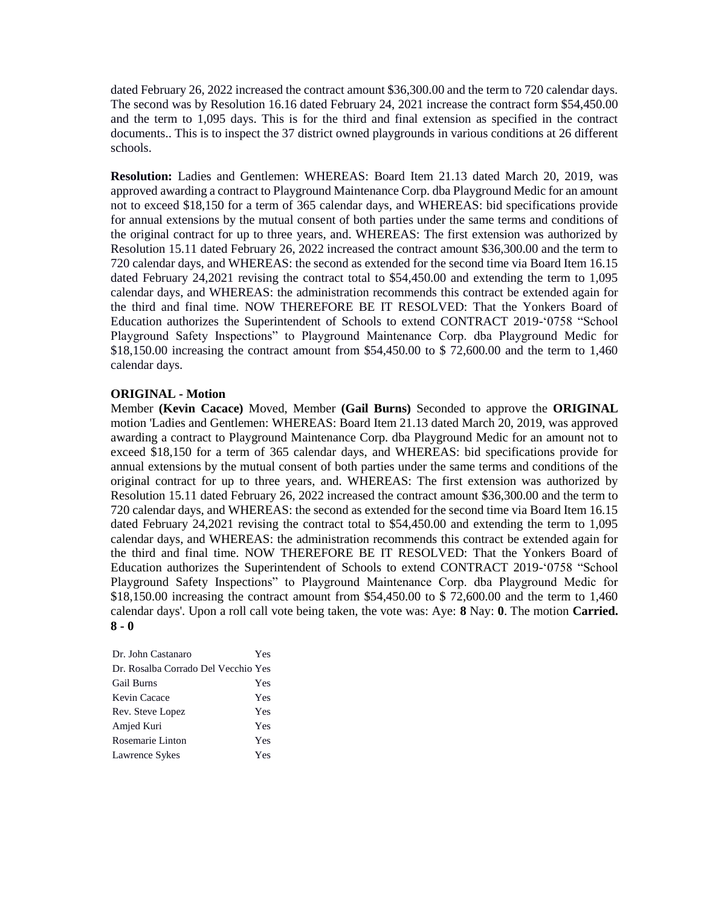dated February 26, 2022 increased the contract amount $36,300.00 and the term to 720 calendar days. The second was by Resolution 16.16 dated February 24, 2021 increase the contract form $54,450.00 and the term to 1,095 days. This is for the third and final extension as specified in the contract documents.. This is to inspect the 37 district owned playgrounds in various conditions at 26 different schools.

**Resolution:** Ladies and Gentlemen: WHEREAS: Board Item 21.13 dated March 20, 2019, was approved awarding a contract to Playground Maintenance Corp. dba Playground Medic for an amount not to exceed $18,150 for a term of 365 calendar days, and WHEREAS: bid specifications provide for annual extensions by the mutual consent of both parties under the same terms and conditions of the original contract for up to three years, and. WHEREAS: The first extension was authorized by Resolution 15.11 dated February 26, 2022 increased the contract amount $36,300.00 and the term to 720 calendar days, and WHEREAS: the second as extended for the second time via Board Item 16.15 dated February 24,2021 revising the contract total to $54,450.00 and extending the term to 1,095 calendar days, and WHEREAS: the administration recommends this contract be extended again for the third and final time. NOW THEREFORE BE IT RESOLVED: That the Yonkers Board of Education authorizes the Superintendent of Schools to extend CONTRACT 2019-'0758 "School Playground Safety Inspections" to Playground Maintenance Corp. dba Playground Medic for $18,150.00 increasing the contract amount from $54,450.00 to $ 72,600.00 and the term to 1,460 calendar days.

**ORIGINAL - Motion**

Member **(Kevin Cacace)** Moved, Member **(Gail Burns)** Seconded to approve the **ORIGINAL** motion 'Ladies and Gentlemen: WHEREAS: Board Item 21.13 dated March 20, 2019, was approved awarding a contract to Playground Maintenance Corp. dba Playground Medic for an amount not to exceed $18,150 for a term of 365 calendar days, and WHEREAS: bid specifications provide for annual extensions by the mutual consent of both parties under the same terms and conditions of the original contract for up to three years, and. WHEREAS: The first extension was authorized by Resolution 15.11 dated February 26, 2022 increased the contract amount $36,300.00 and the term to 720 calendar days, and WHEREAS: the second as extended for the second time via Board Item 16.15 dated February 24,2021 revising the contract total to $54,450.00 and extending the term to 1,095 calendar days, and WHEREAS: the administration recommends this contract be extended again for the third and final time. NOW THEREFORE BE IT RESOLVED: That the Yonkers Board of Education authorizes the Superintendent of Schools to extend CONTRACT 2019-'0758 "School Playground Safety Inspections" to Playground Maintenance Corp. dba Playground Medic for $18,150.00 increasing the contract amount from $54,450.00 to $ 72,600.00 and the term to 1,460 calendar days'. Upon a roll call vote being taken, the vote was: Aye: **8** Nay: **0**. The motion **Carried. 8 - 0**

| | |
|---|---|
| Dr. John Castanaro | Yes |
| Dr. Rosalba Corrado Del Vecchio | Yes |
| Gail Burns | Yes |
| Kevin Cacace | Yes |
| Rev. Steve Lopez | Yes |
| Amjed Kuri | Yes |
| Rosemarie Linton | Yes |
| Lawrence Sykes | Yes |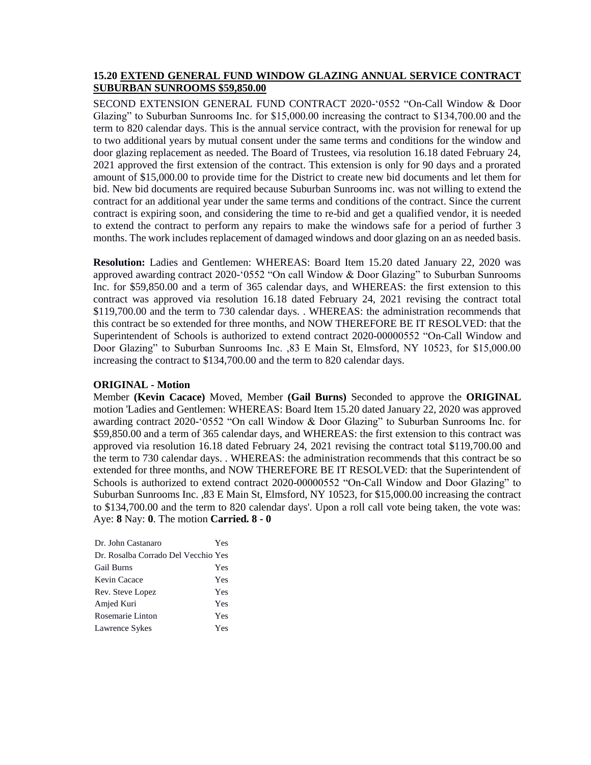**15.20 <u>EXTEND GENERAL FUND WINDOW GLAZING ANNUAL SERVICE CONTRACT SUBURBAN SUNROOMS $59,850.00</u>**

SECOND EXTENSION GENERAL FUND CONTRACT 2020-'0552 "On-Call Window & Door Glazing" to Suburban Sunrooms Inc. for $15,000.00 increasing the contract to $134,700.00 and the term to 820 calendar days. This is the annual service contract, with the provision for renewal for up to two additional years by mutual consent under the same terms and conditions for the window and door glazing replacement as needed. The Board of Trustees, via resolution 16.18 dated February 24, 2021 approved the first extension of the contract. This extension is only for 90 days and a prorated amount of $15,000.00 to provide time for the District to create new bid documents and let them for bid. New bid documents are required because Suburban Sunrooms inc. was not willing to extend the contract for an additional year under the same terms and conditions of the contract. Since the current contract is expiring soon, and considering the time to re-bid and get a qualified vendor, it is needed to extend the contract to perform any repairs to make the windows safe for a period of further 3 months. The work includes replacement of damaged windows and door glazing on an as needed basis.

**Resolution:** Ladies and Gentlemen: WHEREAS: Board Item 15.20 dated January 22, 2020 was approved awarding contract 2020-'0552 "On call Window & Door Glazing" to Suburban Sunrooms Inc. for $59,850.00 and a term of 365 calendar days, and WHEREAS: the first extension to this contract was approved via resolution 16.18 dated February 24, 2021 revising the contract total $119,700.00 and the term to 730 calendar days. . WHEREAS: the administration recommends that this contract be so extended for three months, and NOW THEREFORE BE IT RESOLVED: that the Superintendent of Schools is authorized to extend contract 2020-00000552 "On-Call Window and Door Glazing" to Suburban Sunrooms Inc. ,83 E Main St, Elmsford, NY 10523, for $15,000.00 increasing the contract to $134,700.00 and the term to 820 calendar days.

**ORIGINAL - Motion**

Member **(Kevin Cacace)** Moved, Member **(Gail Burns)** Seconded to approve the **ORIGINAL** motion 'Ladies and Gentlemen: WHEREAS: Board Item 15.20 dated January 22, 2020 was approved awarding contract 2020-'0552 "On call Window & Door Glazing" to Suburban Sunrooms Inc. for $59,850.00 and a term of 365 calendar days, and WHEREAS: the first extension to this contract was approved via resolution 16.18 dated February 24, 2021 revising the contract total $119,700.00 and the term to 730 calendar days. . WHEREAS: the administration recommends that this contract be so extended for three months, and NOW THEREFORE BE IT RESOLVED: that the Superintendent of Schools is authorized to extend contract 2020-00000552 "On-Call Window and Door Glazing" to Suburban Sunrooms Inc. ,83 E Main St, Elmsford, NY 10523, for $15,000.00 increasing the contract to $134,700.00 and the term to 820 calendar days'. Upon a roll call vote being taken, the vote was: Aye: **8** Nay: **0**. The motion **Carried. 8 - 0**

| | |
|---|---|
| Dr. John Castanaro | Yes |
| Dr. Rosalba Corrado Del Vecchio | Yes |
| Gail Burns | Yes |
| Kevin Cacace | Yes |
| Rev. Steve Lopez | Yes |
| Amjed Kuri | Yes |
| Rosemarie Linton | Yes |
| Lawrence Sykes | Yes |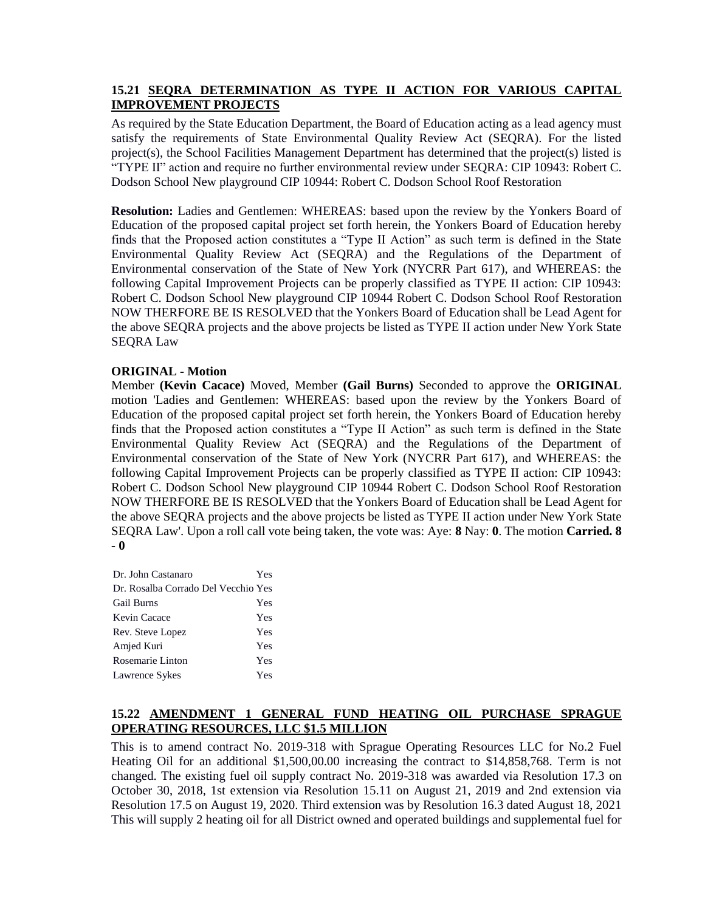**15.21 SEQRA DETERMINATION AS TYPE II ACTION FOR VARIOUS CAPITAL IMPROVEMENT PROJECTS**

As required by the State Education Department, the Board of Education acting as a lead agency must satisfy the requirements of State Environmental Quality Review Act (SEQRA). For the listed project(s), the School Facilities Management Department has determined that the project(s) listed is "TYPE II" action and require no further environmental review under SEQRA: CIP 10943: Robert C. Dodson School New playground CIP 10944: Robert C. Dodson School Roof Restoration

**Resolution:** Ladies and Gentlemen: WHEREAS: based upon the review by the Yonkers Board of Education of the proposed capital project set forth herein, the Yonkers Board of Education hereby finds that the Proposed action constitutes a "Type II Action" as such term is defined in the State Environmental Quality Review Act (SEQRA) and the Regulations of the Department of Environmental conservation of the State of New York (NYCRR Part 617), and WHEREAS: the following Capital Improvement Projects can be properly classified as TYPE II action: CIP 10943: Robert C. Dodson School New playground CIP 10944 Robert C. Dodson School Roof Restoration NOW THERFORE BE IS RESOLVED that the Yonkers Board of Education shall be Lead Agent for the above SEQRA projects and the above projects be listed as TYPE II action under New York State SEQRA Law

**ORIGINAL - Motion**

Member **(Kevin Cacace)** Moved, Member **(Gail Burns)** Seconded to approve the **ORIGINAL** motion 'Ladies and Gentlemen: WHEREAS: based upon the review by the Yonkers Board of Education of the proposed capital project set forth herein, the Yonkers Board of Education hereby finds that the Proposed action constitutes a "Type II Action" as such term is defined in the State Environmental Quality Review Act (SEQRA) and the Regulations of the Department of Environmental conservation of the State of New York (NYCRR Part 617), and WHEREAS: the following Capital Improvement Projects can be properly classified as TYPE II action: CIP 10943: Robert C. Dodson School New playground CIP 10944 Robert C. Dodson School Roof Restoration NOW THERFORE BE IS RESOLVED that the Yonkers Board of Education shall be Lead Agent for the above SEQRA projects and the above projects be listed as TYPE II action under New York State SEQRA Law'. Upon a roll call vote being taken, the vote was: Aye: **8** Nay: **0**. The motion **Carried. 8 - 0**

| | |
|---|---|
| Dr. John Castanaro | Yes |
| Dr. Rosalba Corrado Del Vecchio | Yes |
| Gail Burns | Yes |
| Kevin Cacace | Yes |
| Rev. Steve Lopez | Yes |
| Amjed Kuri | Yes |
| Rosemarie Linton | Yes |
| Lawrence Sykes | Yes |

**15.22 AMENDMENT 1 GENERAL FUND HEATING OIL PURCHASE SPRAGUE OPERATING RESOURCES, LLC $1.5 MILLION**

This is to amend contract No. 2019-318 with Sprague Operating Resources LLC for No.2 Fuel Heating Oil for an additional $1,500,00.00 increasing the contract to $14,858,768. Term is not changed. The existing fuel oil supply contract No. 2019-318 was awarded via Resolution 17.3 on October 30, 2018, 1st extension via Resolution 15.11 on August 21, 2019 and 2nd extension via Resolution 17.5 on August 19, 2020. Third extension was by Resolution 16.3 dated August 18, 2021 This will supply 2 heating oil for all District owned and operated buildings and supplemental fuel for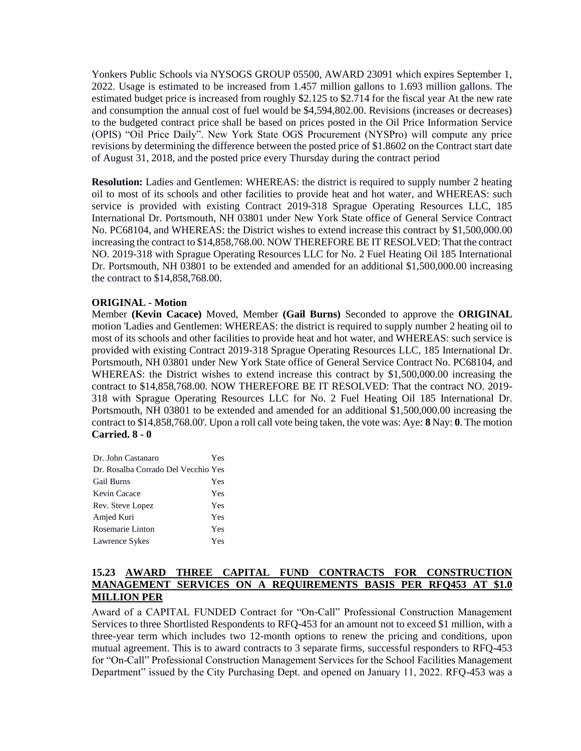Yonkers Public Schools via NYSOGS GROUP 05500, AWARD 23091 which expires September 1, 2022. Usage is estimated to be increased from 1.457 million gallons to 1.693 million gallons. The estimated budget price is increased from roughly $2.125 to $2.714 for the fiscal year At the new rate and consumption the annual cost of fuel would be $4,594,802.00. Revisions (increases or decreases) to the budgeted contract price shall be based on prices posted in the Oil Price Information Service (OPIS) "Oil Price Daily". New York State OGS Procurement (NYSPro) will compute any price revisions by determining the difference between the posted price of $1.8602 on the Contract start date of August 31, 2018, and the posted price every Thursday during the contract period

**Resolution:** Ladies and Gentlemen: WHEREAS: the district is required to supply number 2 heating oil to most of its schools and other facilities to provide heat and hot water, and WHEREAS: such service is provided with existing Contract 2019-318 Sprague Operating Resources LLC, 185 International Dr. Portsmouth, NH 03801 under New York State office of General Service Contract No. PC68104, and WHEREAS: the District wishes to extend increase this contract by $1,500,000.00 increasing the contract to $14,858,768.00. NOW THEREFORE BE IT RESOLVED: That the contract NO. 2019-318 with Sprague Operating Resources LLC for No. 2 Fuel Heating Oil 185 International Dr. Portsmouth, NH 03801 to be extended and amended for an additional $1,500,000.00 increasing the contract to $14,858,768.00.

**ORIGINAL - Motion**

Member **(Kevin Cacace)** Moved, Member **(Gail Burns)** Seconded to approve the **ORIGINAL** motion 'Ladies and Gentlemen: WHEREAS: the district is required to supply number 2 heating oil to most of its schools and other facilities to provide heat and hot water, and WHEREAS: such service is provided with existing Contract 2019-318 Sprague Operating Resources LLC, 185 International Dr. Portsmouth, NH 03801 under New York State office of General Service Contract No. PC68104, and WHEREAS: the District wishes to extend increase this contract by $1,500,000.00 increasing the contract to $14,858,768.00. NOW THEREFORE BE IT RESOLVED: That the contract NO. 2019-318 with Sprague Operating Resources LLC for No. 2 Fuel Heating Oil 185 International Dr. Portsmouth, NH 03801 to be extended and amended for an additional $1,500,000.00 increasing the contract to $14,858,768.00'. Upon a roll call vote being taken, the vote was: Aye: **8** Nay: **0**. The motion **Carried. 8 - 0**

| | |
|---|---|
| Dr. John Castanaro | Yes |
| Dr. Rosalba Corrado Del Vecchio | Yes |
| Gail Burns | Yes |
| Kevin Cacace | Yes |
| Rev. Steve Lopez | Yes |
| Amjed Kuri | Yes |
| Rosemarie Linton | Yes |
| Lawrence Sykes | Yes |

### 15.23 AWARD THREE CAPITAL FUND CONTRACTS FOR CONSTRUCTION MANAGEMENT SERVICES ON A REQUIREMENTS BASIS PER RFQ453 AT $1.0 MILLION PER

Award of a CAPITAL FUNDED Contract for "On-Call" Professional Construction Management Services to three Shortlisted Respondents to RFQ-453 for an amount not to exceed $1 million, with a three-year term which includes two 12-month options to renew the pricing and conditions, upon mutual agreement. This is to award contracts to 3 separate firms, successful responders to RFQ-453 for "On-Call" Professional Construction Management Services for the School Facilities Management Department" issued by the City Purchasing Dept. and opened on January 11, 2022. RFQ-453 was a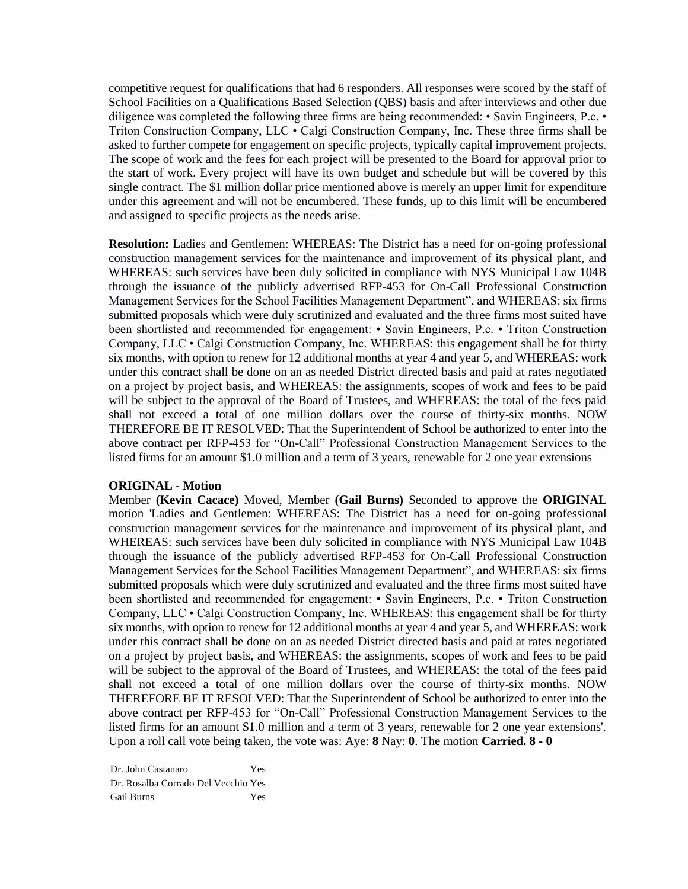competitive request for qualifications that had 6 responders. All responses were scored by the staff of School Facilities on a Qualifications Based Selection (QBS) basis and after interviews and other due diligence was completed the following three firms are being recommended: • Savin Engineers, P.c. • Triton Construction Company, LLC • Calgi Construction Company, Inc. These three firms shall be asked to further compete for engagement on specific projects, typically capital improvement projects. The scope of work and the fees for each project will be presented to the Board for approval prior to the start of work. Every project will have its own budget and schedule but will be covered by this single contract. The $1 million dollar price mentioned above is merely an upper limit for expenditure under this agreement and will not be encumbered. These funds, up to this limit will be encumbered and assigned to specific projects as the needs arise.

**Resolution:** Ladies and Gentlemen: WHEREAS: The District has a need for on-going professional construction management services for the maintenance and improvement of its physical plant, and WHEREAS: such services have been duly solicited in compliance with NYS Municipal Law 104B through the issuance of the publicly advertised RFP-453 for On-Call Professional Construction Management Services for the School Facilities Management Department", and WHEREAS: six firms submitted proposals which were duly scrutinized and evaluated and the three firms most suited have been shortlisted and recommended for engagement: • Savin Engineers, P.c. • Triton Construction Company, LLC • Calgi Construction Company, Inc. WHEREAS: this engagement shall be for thirty six months, with option to renew for 12 additional months at year 4 and year 5, and WHEREAS: work under this contract shall be done on an as needed District directed basis and paid at rates negotiated on a project by project basis, and WHEREAS: the assignments, scopes of work and fees to be paid will be subject to the approval of the Board of Trustees, and WHEREAS: the total of the fees paid shall not exceed a total of one million dollars over the course of thirty-six months. NOW THEREFORE BE IT RESOLVED: That the Superintendent of School be authorized to enter into the above contract per RFP-453 for "On-Call" Professional Construction Management Services to the listed firms for an amount $1.0 million and a term of 3 years, renewable for 2 one year extensions

**ORIGINAL - Motion**

Member **(Kevin Cacace)** Moved, Member **(Gail Burns)** Seconded to approve the **ORIGINAL** motion 'Ladies and Gentlemen: WHEREAS: The District has a need for on-going professional construction management services for the maintenance and improvement of its physical plant, and WHEREAS: such services have been duly solicited in compliance with NYS Municipal Law 104B through the issuance of the publicly advertised RFP-453 for On-Call Professional Construction Management Services for the School Facilities Management Department", and WHEREAS: six firms submitted proposals which were duly scrutinized and evaluated and the three firms most suited have been shortlisted and recommended for engagement: • Savin Engineers, P.c. • Triton Construction Company, LLC • Calgi Construction Company, Inc. WHEREAS: this engagement shall be for thirty six months, with option to renew for 12 additional months at year 4 and year 5, and WHEREAS: work under this contract shall be done on an as needed District directed basis and paid at rates negotiated on a project by project basis, and WHEREAS: the assignments, scopes of work and fees to be paid will be subject to the approval of the Board of Trustees, and WHEREAS: the total of the fees paid shall not exceed a total of one million dollars over the course of thirty-six months. NOW THEREFORE BE IT RESOLVED: That the Superintendent of School be authorized to enter into the above contract per RFP-453 for "On-Call" Professional Construction Management Services to the listed firms for an amount $1.0 million and a term of 3 years, renewable for 2 one year extensions'. Upon a roll call vote being taken, the vote was: Aye: **8** Nay: **0**. The motion **Carried. 8 - 0**

| | |
|---|---|
| Dr. John Castanaro | Yes |
| Dr. Rosalba Corrado Del Vecchio | Yes |
| Gail Burns | Yes |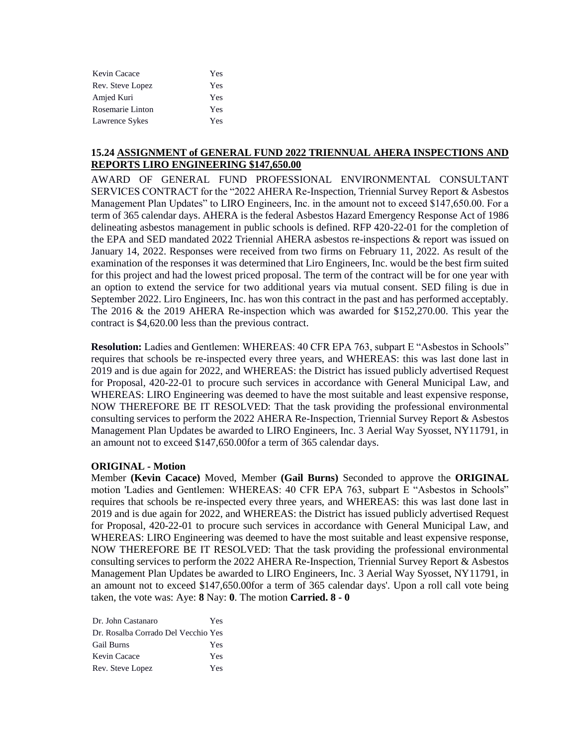| | |
|---|---|
| Kevin Cacace | Yes |
| Rev. Steve Lopez | Yes |
| Amjed Kuri | Yes |
| Rosemarie Linton | Yes |
| Lawrence Sykes | Yes |

### 15.24 ASSIGNMENT of GENERAL FUND 2022 TRIENNUAL AHERA INSPECTIONS AND REPORTS LIRO ENGINEERING $147,650.00

AWARD OF GENERAL FUND PROFESSIONAL ENVIRONMENTAL CONSULTANT SERVICES CONTRACT for the "2022 AHERA Re-Inspection, Triennial Survey Report & Asbestos Management Plan Updates" to LIRO Engineers, Inc. in the amount not to exceed $147,650.00. For a term of 365 calendar days. AHERA is the federal Asbestos Hazard Emergency Response Act of 1986 delineating asbestos management in public schools is defined. RFP 420-22-01 for the completion of the EPA and SED mandated 2022 Triennial AHERA asbestos re-inspections & report was issued on January 14, 2022. Responses were received from two firms on February 11, 2022. As result of the examination of the responses it was determined that Liro Engineers, Inc. would be the best firm suited for this project and had the lowest priced proposal. The term of the contract will be for one year with an option to extend the service for two additional years via mutual consent. SED filing is due in September 2022. Liro Engineers, Inc. has won this contract in the past and has performed acceptably. The 2016 & the 2019 AHERA Re-inspection which was awarded for $152,270.00. This year the contract is $4,620.00 less than the previous contract.

**Resolution:** Ladies and Gentlemen: WHEREAS: 40 CFR EPA 763, subpart E "Asbestos in Schools" requires that schools be re-inspected every three years, and WHEREAS: this was last done last in 2019 and is due again for 2022, and WHEREAS: the District has issued publicly advertised Request for Proposal, 420-22-01 to procure such services in accordance with General Municipal Law, and WHEREAS: LIRO Engineering was deemed to have the most suitable and least expensive response, NOW THEREFORE BE IT RESOLVED: That the task providing the professional environmental consulting services to perform the 2022 AHERA Re-Inspection, Triennial Survey Report & Asbestos Management Plan Updates be awarded to LIRO Engineers, Inc. 3 Aerial Way Syosset, NY11791, in an amount not to exceed $147,650.00for a term of 365 calendar days.

**ORIGINAL - Motion**

Member **(Kevin Cacace)** Moved, Member **(Gail Burns)** Seconded to approve the **ORIGINAL** motion 'Ladies and Gentlemen: WHEREAS: 40 CFR EPA 763, subpart E "Asbestos in Schools" requires that schools be re-inspected every three years, and WHEREAS: this was last done last in 2019 and is due again for 2022, and WHEREAS: the District has issued publicly advertised Request for Proposal, 420-22-01 to procure such services in accordance with General Municipal Law, and WHEREAS: LIRO Engineering was deemed to have the most suitable and least expensive response, NOW THEREFORE BE IT RESOLVED: That the task providing the professional environmental consulting services to perform the 2022 AHERA Re-Inspection, Triennial Survey Report & Asbestos Management Plan Updates be awarded to LIRO Engineers, Inc. 3 Aerial Way Syosset, NY11791, in an amount not to exceed $147,650.00for a term of 365 calendar days'. Upon a roll call vote being taken, the vote was: Aye: **8** Nay: **0**. The motion **Carried. 8 - 0**

| | |
|---|---|
| Dr. John Castanaro | Yes |
| Dr. Rosalba Corrado Del Vecchio | Yes |
| Gail Burns | Yes |
| Kevin Cacace | Yes |
| Rev. Steve Lopez | Yes |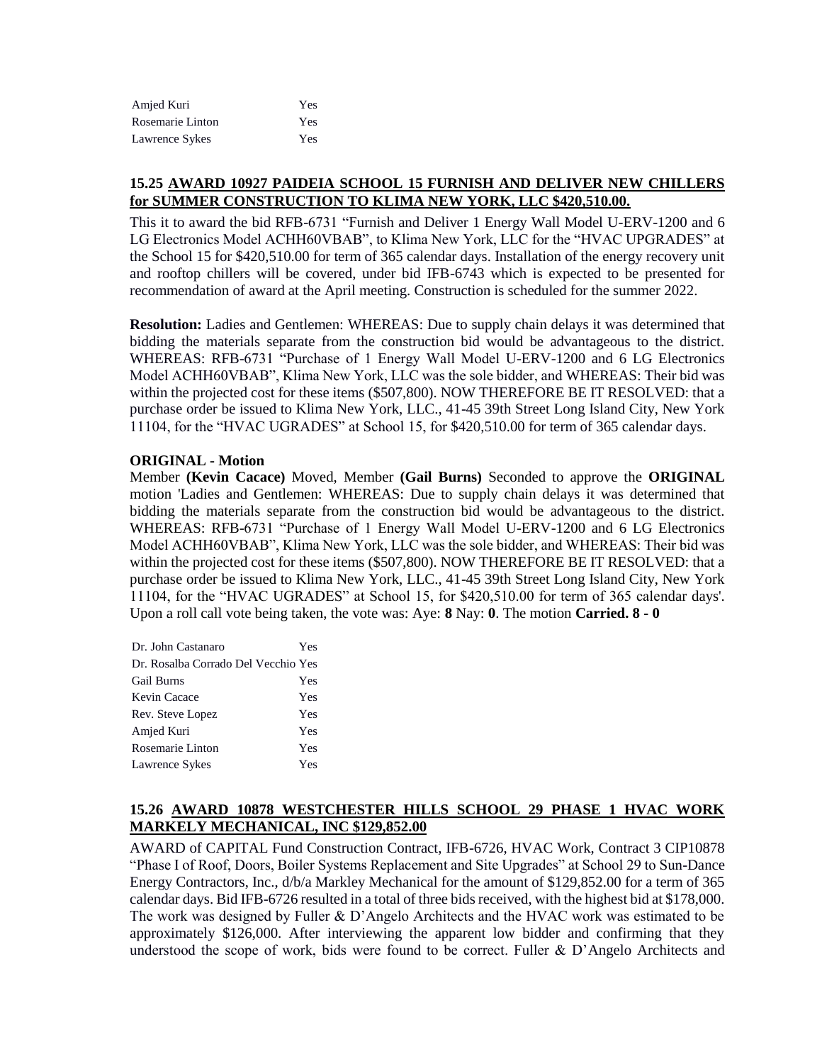| | |
|---|---|
| Amjed Kuri | Yes |
| Rosemarie Linton | Yes |
| Lawrence Sykes | Yes |

### 15.25 AWARD 10927 PAIDEIA SCHOOL 15 FURNISH AND DELIVER NEW CHILLERS for SUMMER CONSTRUCTION TO KLIMA NEW YORK, LLC $420,510.00.

This it to award the bid RFB-6731 "Furnish and Deliver 1 Energy Wall Model U-ERV-1200 and 6 LG Electronics Model ACHH60VBAB", to Klima New York, LLC for the "HVAC UPGRADES" at the School 15 for $420,510.00 for term of 365 calendar days. Installation of the energy recovery unit and rooftop chillers will be covered, under bid IFB-6743 which is expected to be presented for recommendation of award at the April meeting. Construction is scheduled for the summer 2022.

**Resolution:** Ladies and Gentlemen: WHEREAS: Due to supply chain delays it was determined that bidding the materials separate from the construction bid would be advantageous to the district. WHEREAS: RFB-6731 "Purchase of 1 Energy Wall Model U-ERV-1200 and 6 LG Electronics Model ACHH60VBAB", Klima New York, LLC was the sole bidder, and WHEREAS: Their bid was within the projected cost for these items ($507,800). NOW THEREFORE BE IT RESOLVED: that a purchase order be issued to Klima New York, LLC., 41-45 39th Street Long Island City, New York 11104, for the "HVAC UGRADES" at School 15, for $420,510.00 for term of 365 calendar days.

**ORIGINAL - Motion**

Member **(Kevin Cacace)** Moved, Member **(Gail Burns)** Seconded to approve the **ORIGINAL** motion 'Ladies and Gentlemen: WHEREAS: Due to supply chain delays it was determined that bidding the materials separate from the construction bid would be advantageous to the district. WHEREAS: RFB-6731 "Purchase of 1 Energy Wall Model U-ERV-1200 and 6 LG Electronics Model ACHH60VBAB", Klima New York, LLC was the sole bidder, and WHEREAS: Their bid was within the projected cost for these items ($507,800). NOW THEREFORE BE IT RESOLVED: that a purchase order be issued to Klima New York, LLC., 41-45 39th Street Long Island City, New York 11104, for the "HVAC UGRADES" at School 15, for $420,510.00 for term of 365 calendar days'. Upon a roll call vote being taken, the vote was: Aye: **8** Nay: **0**. The motion **Carried. 8 - 0**

| | |
|---|---|
| Dr. John Castanaro | Yes |
| Dr. Rosalba Corrado Del Vecchio | Yes |
| Gail Burns | Yes |
| Kevin Cacace | Yes |
| Rev. Steve Lopez | Yes |
| Amjed Kuri | Yes |
| Rosemarie Linton | Yes |
| Lawrence Sykes | Yes |

### 15.26 AWARD 10878 WESTCHESTER HILLS SCHOOL 29 PHASE 1 HVAC WORK MARKELY MECHANICAL, INC $129,852.00

AWARD of CAPITAL Fund Construction Contract, IFB-6726, HVAC Work, Contract 3 CIP10878 "Phase I of Roof, Doors, Boiler Systems Replacement and Site Upgrades" at School 29 to Sun-Dance Energy Contractors, Inc., d/b/a Markley Mechanical for the amount of $129,852.00 for a term of 365 calendar days. Bid IFB-6726 resulted in a total of three bids received, with the highest bid at $178,000. The work was designed by Fuller & D'Angelo Architects and the HVAC work was estimated to be approximately $126,000. After interviewing the apparent low bidder and confirming that they understood the scope of work, bids were found to be correct. Fuller & D'Angelo Architects and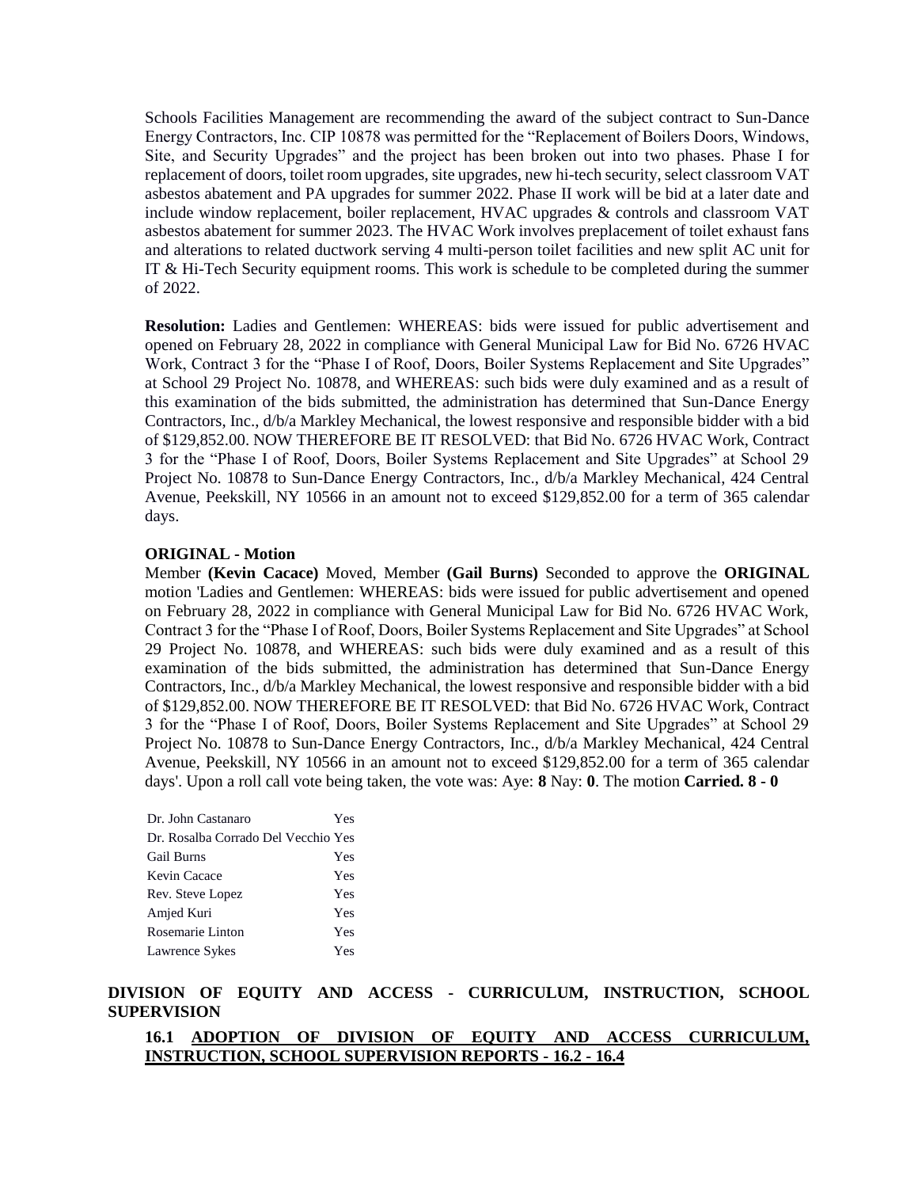Schools Facilities Management are recommending the award of the subject contract to Sun-Dance Energy Contractors, Inc. CIP 10878 was permitted for the "Replacement of Boilers Doors, Windows, Site, and Security Upgrades" and the project has been broken out into two phases. Phase I for replacement of doors, toilet room upgrades, site upgrades, new hi-tech security, select classroom VAT asbestos abatement and PA upgrades for summer 2022. Phase II work will be bid at a later date and include window replacement, boiler replacement, HVAC upgrades & controls and classroom VAT asbestos abatement for summer 2023. The HVAC Work involves preplacement of toilet exhaust fans and alterations to related ductwork serving 4 multi-person toilet facilities and new split AC unit for IT & Hi-Tech Security equipment rooms. This work is schedule to be completed during the summer of 2022.

**Resolution:** Ladies and Gentlemen: WHEREAS: bids were issued for public advertisement and opened on February 28, 2022 in compliance with General Municipal Law for Bid No. 6726 HVAC Work, Contract 3 for the "Phase I of Roof, Doors, Boiler Systems Replacement and Site Upgrades" at School 29 Project No. 10878, and WHEREAS: such bids were duly examined and as a result of this examination of the bids submitted, the administration has determined that Sun-Dance Energy Contractors, Inc., d/b/a Markley Mechanical, the lowest responsive and responsible bidder with a bid of $129,852.00. NOW THEREFORE BE IT RESOLVED: that Bid No. 6726 HVAC Work, Contract 3 for the "Phase I of Roof, Doors, Boiler Systems Replacement and Site Upgrades" at School 29 Project No. 10878 to Sun-Dance Energy Contractors, Inc., d/b/a Markley Mechanical, 424 Central Avenue, Peekskill, NY 10566 in an amount not to exceed $129,852.00 for a term of 365 calendar days.

**ORIGINAL - Motion**

Member **(Kevin Cacace)** Moved, Member **(Gail Burns)** Seconded to approve the **ORIGINAL** motion 'Ladies and Gentlemen: WHEREAS: bids were issued for public advertisement and opened on February 28, 2022 in compliance with General Municipal Law for Bid No. 6726 HVAC Work, Contract 3 for the "Phase I of Roof, Doors, Boiler Systems Replacement and Site Upgrades" at School 29 Project No. 10878, and WHEREAS: such bids were duly examined and as a result of this examination of the bids submitted, the administration has determined that Sun-Dance Energy Contractors, Inc., d/b/a Markley Mechanical, the lowest responsive and responsible bidder with a bid of $129,852.00. NOW THEREFORE BE IT RESOLVED: that Bid No. 6726 HVAC Work, Contract 3 for the "Phase I of Roof, Doors, Boiler Systems Replacement and Site Upgrades" at School 29 Project No. 10878 to Sun-Dance Energy Contractors, Inc., d/b/a Markley Mechanical, 424 Central Avenue, Peekskill, NY 10566 in an amount not to exceed $129,852.00 for a term of 365 calendar days'. Upon a roll call vote being taken, the vote was: Aye: **8** Nay: **0**. The motion **Carried. 8 - 0**

| | |
|---|---|
| Dr. John Castanaro | Yes |
| Dr. Rosalba Corrado Del Vecchio | Yes |
| Gail Burns | Yes |
| Kevin Cacace | Yes |
| Rev. Steve Lopez | Yes |
| Amjed Kuri | Yes |
| Rosemarie Linton | Yes |
| Lawrence Sykes | Yes |

## DIVISION OF EQUITY AND ACCESS - CURRICULUM, INSTRUCTION, SCHOOL SUPERVISION

### 16.1 <u>ADOPTION OF DIVISION OF EQUITY AND ACCESS CURRICULUM, INSTRUCTION, SCHOOL SUPERVISION REPORTS - 16.2 - 16.4</u>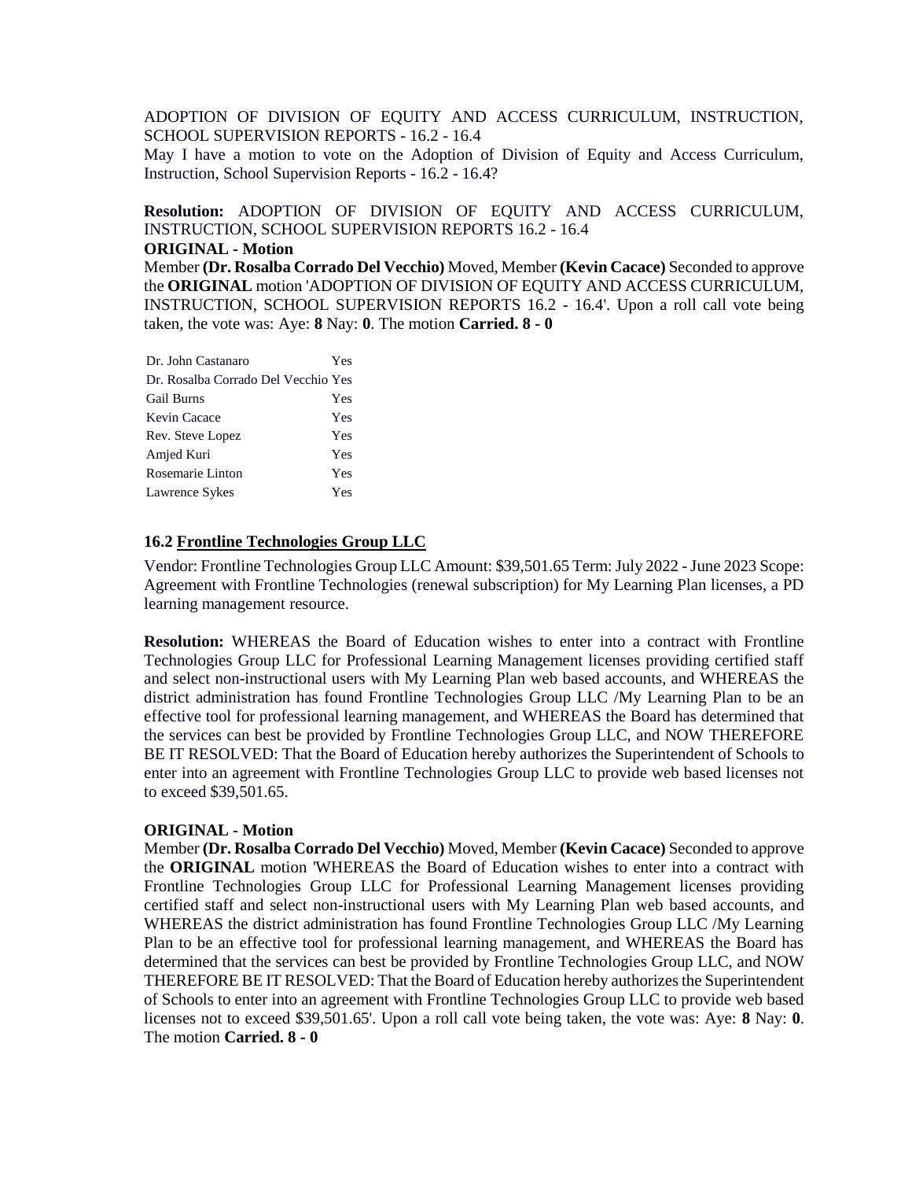ADOPTION OF DIVISION OF EQUITY AND ACCESS CURRICULUM, INSTRUCTION, SCHOOL SUPERVISION REPORTS - 16.2 - 16.4

May I have a motion to vote on the Adoption of Division of Equity and Access Curriculum, Instruction, School Supervision Reports - 16.2 - 16.4?

**Resolution:** ADOPTION OF DIVISION OF EQUITY AND ACCESS CURRICULUM, INSTRUCTION, SCHOOL SUPERVISION REPORTS 16.2 - 16.4

**ORIGINAL - Motion**

Member **(Dr. Rosalba Corrado Del Vecchio)** Moved, Member **(Kevin Cacace)** Seconded to approve the **ORIGINAL** motion 'ADOPTION OF DIVISION OF EQUITY AND ACCESS CURRICULUM, INSTRUCTION, SCHOOL SUPERVISION REPORTS 16.2 - 16.4'. Upon a roll call vote being taken, the vote was: Aye: **8** Nay: **0**. The motion **Carried. 8 - 0**

| | |
|---|---|
| Dr. John Castanaro | Yes |
| Dr. Rosalba Corrado Del Vecchio | Yes |
| Gail Burns | Yes |
| Kevin Cacace | Yes |
| Rev. Steve Lopez | Yes |
| Amjed Kuri | Yes |
| Rosemarie Linton | Yes |
| Lawrence Sykes | Yes |

### 16.2 Frontline Technologies Group LLC

Vendor: Frontline Technologies Group LLC Amount: $39,501.65 Term: July 2022 - June 2023 Scope: Agreement with Frontline Technologies (renewal subscription) for My Learning Plan licenses, a PD learning management resource.

**Resolution:** WHEREAS the Board of Education wishes to enter into a contract with Frontline Technologies Group LLC for Professional Learning Management licenses providing certified staff and select non-instructional users with My Learning Plan web based accounts, and WHEREAS the district administration has found Frontline Technologies Group LLC /My Learning Plan to be an effective tool for professional learning management, and WHEREAS the Board has determined that the services can best be provided by Frontline Technologies Group LLC, and NOW THEREFORE BE IT RESOLVED: That the Board of Education hereby authorizes the Superintendent of Schools to enter into an agreement with Frontline Technologies Group LLC to provide web based licenses not to exceed $39,501.65.

**ORIGINAL - Motion**

Member **(Dr. Rosalba Corrado Del Vecchio)** Moved, Member **(Kevin Cacace)** Seconded to approve the **ORIGINAL** motion 'WHEREAS the Board of Education wishes to enter into a contract with Frontline Technologies Group LLC for Professional Learning Management licenses providing certified staff and select non-instructional users with My Learning Plan web based accounts, and WHEREAS the district administration has found Frontline Technologies Group LLC /My Learning Plan to be an effective tool for professional learning management, and WHEREAS the Board has determined that the services can best be provided by Frontline Technologies Group LLC, and NOW THEREFORE BE IT RESOLVED: That the Board of Education hereby authorizes the Superintendent of Schools to enter into an agreement with Frontline Technologies Group LLC to provide web based licenses not to exceed $39,501.65'. Upon a roll call vote being taken, the vote was: Aye: **8** Nay: **0**. The motion **Carried. 8 - 0**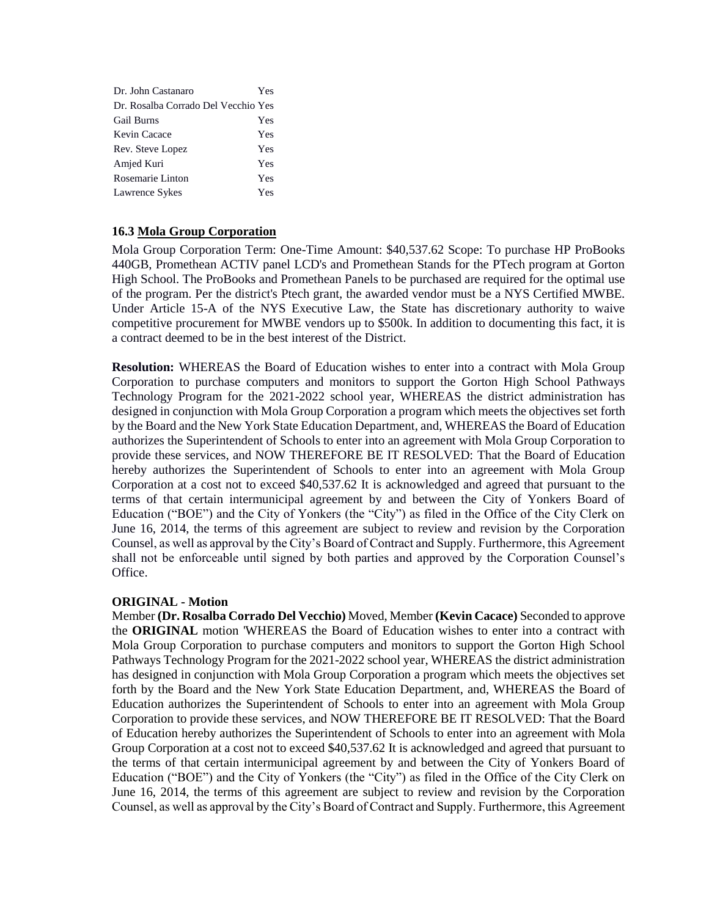| | |
|---|---|
| Dr. John Castanaro | Yes |
| Dr. Rosalba Corrado Del Vecchio | Yes |
| Gail Burns | Yes |
| Kevin Cacace | Yes |
| Rev. Steve Lopez | Yes |
| Amjed Kuri | Yes |
| Rosemarie Linton | Yes |
| Lawrence Sykes | Yes |

### 16.3 Mola Group Corporation

Mola Group Corporation Term: One-Time Amount: $40,537.62 Scope: To purchase HP ProBooks 440GB, Promethean ACTIV panel LCD's and Promethean Stands for the PTech program at Gorton High School. The ProBooks and Promethean Panels to be purchased are required for the optimal use of the program. Per the district's Ptech grant, the awarded vendor must be a NYS Certified MWBE. Under Article 15-A of the NYS Executive Law, the State has discretionary authority to waive competitive procurement for MWBE vendors up to $500k. In addition to documenting this fact, it is a contract deemed to be in the best interest of the District.

**Resolution:** WHEREAS the Board of Education wishes to enter into a contract with Mola Group Corporation to purchase computers and monitors to support the Gorton High School Pathways Technology Program for the 2021-2022 school year, WHEREAS the district administration has designed in conjunction with Mola Group Corporation a program which meets the objectives set forth by the Board and the New York State Education Department, and, WHEREAS the Board of Education authorizes the Superintendent of Schools to enter into an agreement with Mola Group Corporation to provide these services, and NOW THEREFORE BE IT RESOLVED: That the Board of Education hereby authorizes the Superintendent of Schools to enter into an agreement with Mola Group Corporation at a cost not to exceed $40,537.62 It is acknowledged and agreed that pursuant to the terms of that certain intermunicipal agreement by and between the City of Yonkers Board of Education ("BOE") and the City of Yonkers (the "City") as filed in the Office of the City Clerk on June 16, 2014, the terms of this agreement are subject to review and revision by the Corporation Counsel, as well as approval by the City's Board of Contract and Supply. Furthermore, this Agreement shall not be enforceable until signed by both parties and approved by the Corporation Counsel's Office.

**ORIGINAL - Motion**

Member **(Dr. Rosalba Corrado Del Vecchio)** Moved, Member **(Kevin Cacace)** Seconded to approve the **ORIGINAL** motion 'WHEREAS the Board of Education wishes to enter into a contract with Mola Group Corporation to purchase computers and monitors to support the Gorton High School Pathways Technology Program for the 2021-2022 school year, WHEREAS the district administration has designed in conjunction with Mola Group Corporation a program which meets the objectives set forth by the Board and the New York State Education Department, and, WHEREAS the Board of Education authorizes the Superintendent of Schools to enter into an agreement with Mola Group Corporation to provide these services, and NOW THEREFORE BE IT RESOLVED: That the Board of Education hereby authorizes the Superintendent of Schools to enter into an agreement with Mola Group Corporation at a cost not to exceed $40,537.62 It is acknowledged and agreed that pursuant to the terms of that certain intermunicipal agreement by and between the City of Yonkers Board of Education ("BOE") and the City of Yonkers (the "City") as filed in the Office of the City Clerk on June 16, 2014, the terms of this agreement are subject to review and revision by the Corporation Counsel, as well as approval by the City's Board of Contract and Supply. Furthermore, this Agreement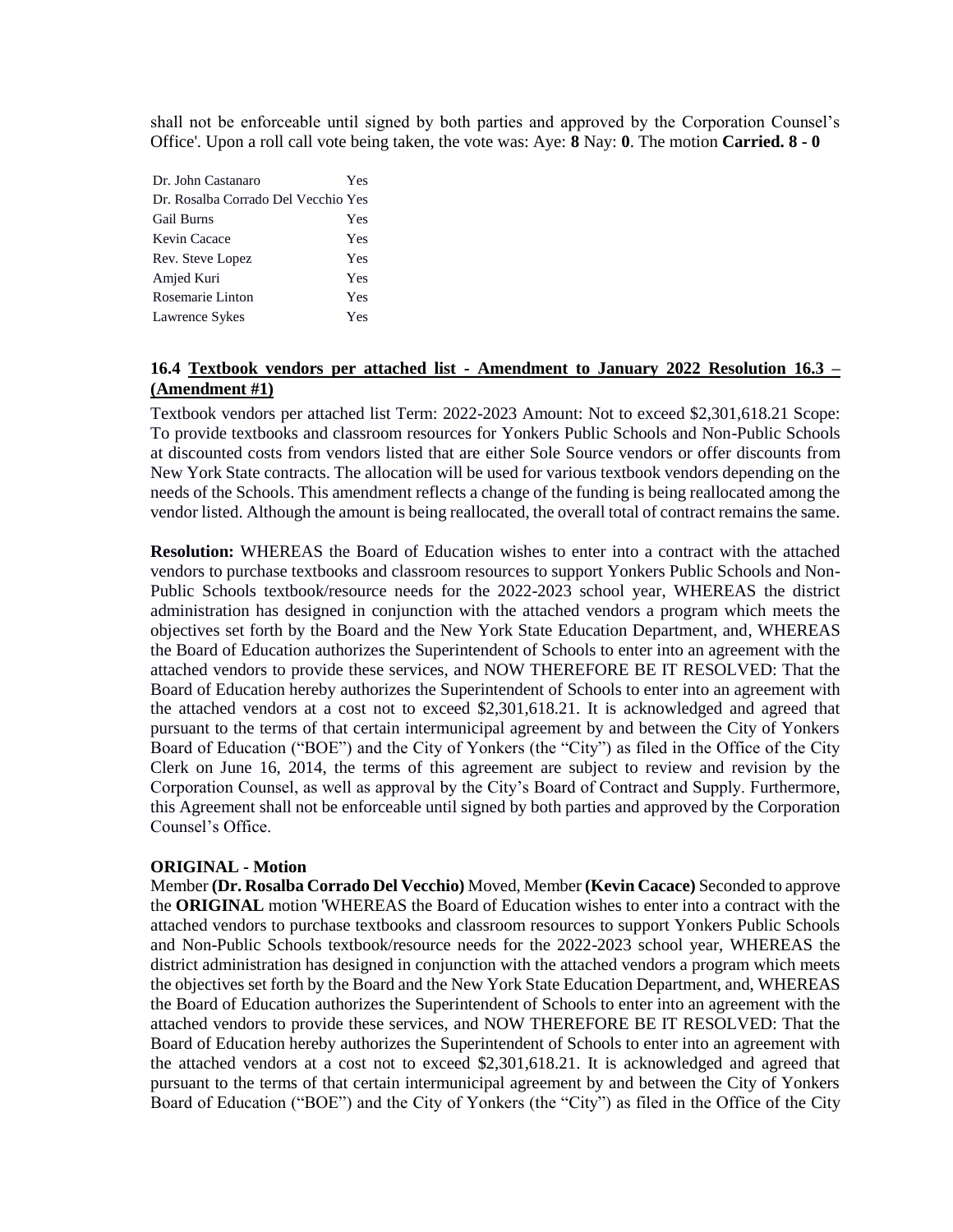shall not be enforceable until signed by both parties and approved by the Corporation Counsel's Office'. Upon a roll call vote being taken, the vote was: Aye: **8** Nay: **0**. The motion **Carried. 8 - 0**

| | |
|---|---|
| Dr. John Castanaro | Yes |
| Dr. Rosalba Corrado Del Vecchio | Yes |
| Gail Burns | Yes |
| Kevin Cacace | Yes |
| Rev. Steve Lopez | Yes |
| Amjed Kuri | Yes |
| Rosemarie Linton | Yes |
| Lawrence Sykes | Yes |

### 16.4 Textbook vendors per attached list - Amendment to January 2022 Resolution 16.3 – (Amendment #1)

Textbook vendors per attached list Term: 2022-2023 Amount: Not to exceed $2,301,618.21 Scope: To provide textbooks and classroom resources for Yonkers Public Schools and Non-Public Schools at discounted costs from vendors listed that are either Sole Source vendors or offer discounts from New York State contracts. The allocation will be used for various textbook vendors depending on the needs of the Schools. This amendment reflects a change of the funding is being reallocated among the vendor listed. Although the amount is being reallocated, the overall total of contract remains the same.

**Resolution:** WHEREAS the Board of Education wishes to enter into a contract with the attached vendors to purchase textbooks and classroom resources to support Yonkers Public Schools and Non-Public Schools textbook/resource needs for the 2022-2023 school year, WHEREAS the district administration has designed in conjunction with the attached vendors a program which meets the objectives set forth by the Board and the New York State Education Department, and, WHEREAS the Board of Education authorizes the Superintendent of Schools to enter into an agreement with the attached vendors to provide these services, and NOW THEREFORE BE IT RESOLVED: That the Board of Education hereby authorizes the Superintendent of Schools to enter into an agreement with the attached vendors at a cost not to exceed $2,301,618.21. It is acknowledged and agreed that pursuant to the terms of that certain intermunicipal agreement by and between the City of Yonkers Board of Education ("BOE") and the City of Yonkers (the "City") as filed in the Office of the City Clerk on June 16, 2014, the terms of this agreement are subject to review and revision by the Corporation Counsel, as well as approval by the City's Board of Contract and Supply. Furthermore, this Agreement shall not be enforceable until signed by both parties and approved by the Corporation Counsel's Office.

**ORIGINAL - Motion**

Member **(Dr. Rosalba Corrado Del Vecchio)** Moved, Member **(Kevin Cacace)** Seconded to approve the **ORIGINAL** motion 'WHEREAS the Board of Education wishes to enter into a contract with the attached vendors to purchase textbooks and classroom resources to support Yonkers Public Schools and Non-Public Schools textbook/resource needs for the 2022-2023 school year, WHEREAS the district administration has designed in conjunction with the attached vendors a program which meets the objectives set forth by the Board and the New York State Education Department, and, WHEREAS the Board of Education authorizes the Superintendent of Schools to enter into an agreement with the attached vendors to provide these services, and NOW THEREFORE BE IT RESOLVED: That the Board of Education hereby authorizes the Superintendent of Schools to enter into an agreement with the attached vendors at a cost not to exceed $2,301,618.21. It is acknowledged and agreed that pursuant to the terms of that certain intermunicipal agreement by and between the City of Yonkers Board of Education ("BOE") and the City of Yonkers (the "City") as filed in the Office of the City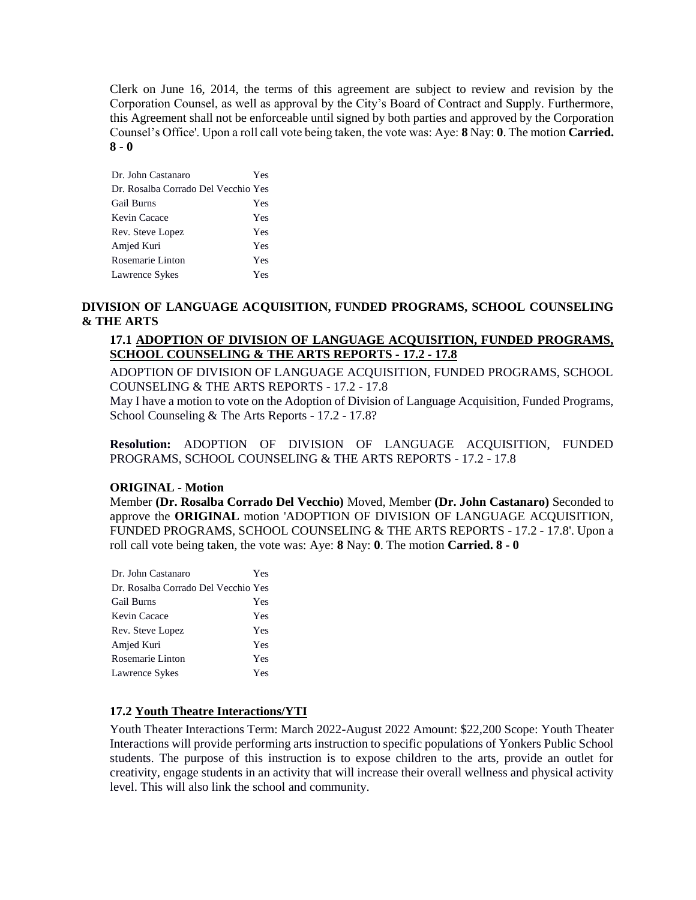Clerk on June 16, 2014, the terms of this agreement are subject to review and revision by the Corporation Counsel, as well as approval by the City's Board of Contract and Supply. Furthermore, this Agreement shall not be enforceable until signed by both parties and approved by the Corporation Counsel's Office'. Upon a roll call vote being taken, the vote was: Aye: **8** Nay: **0**. The motion **Carried. 8 - 0**

| | |
|---|---|
| Dr. John Castanaro | Yes |
| Dr. Rosalba Corrado Del Vecchio | Yes |
| Gail Burns | Yes |
| Kevin Cacace | Yes |
| Rev. Steve Lopez | Yes |
| Amjed Kuri | Yes |
| Rosemarie Linton | Yes |
| Lawrence Sykes | Yes |

## DIVISION OF LANGUAGE ACQUISITION, FUNDED PROGRAMS, SCHOOL COUNSELING & THE ARTS

### 17.1 ADOPTION OF DIVISION OF LANGUAGE ACQUISITION, FUNDED PROGRAMS, SCHOOL COUNSELING & THE ARTS REPORTS - 17.2 - 17.8

ADOPTION OF DIVISION OF LANGUAGE ACQUISITION, FUNDED PROGRAMS, SCHOOL COUNSELING & THE ARTS REPORTS - 17.2 - 17.8

May I have a motion to vote on the Adoption of Division of Language Acquisition, Funded Programs, School Counseling & The Arts Reports - 17.2 - 17.8?

**Resolution:** ADOPTION OF DIVISION OF LANGUAGE ACQUISITION, FUNDED PROGRAMS, SCHOOL COUNSELING & THE ARTS REPORTS - 17.2 - 17.8

**ORIGINAL - Motion**

Member **(Dr. Rosalba Corrado Del Vecchio)** Moved, Member **(Dr. John Castanaro)** Seconded to approve the **ORIGINAL** motion 'ADOPTION OF DIVISION OF LANGUAGE ACQUISITION, FUNDED PROGRAMS, SCHOOL COUNSELING & THE ARTS REPORTS - 17.2 - 17.8'. Upon a roll call vote being taken, the vote was: Aye: **8** Nay: **0**. The motion **Carried. 8 - 0**

| | |
|---|---|
| Dr. John Castanaro | Yes |
| Dr. Rosalba Corrado Del Vecchio | Yes |
| Gail Burns | Yes |
| Kevin Cacace | Yes |
| Rev. Steve Lopez | Yes |
| Amjed Kuri | Yes |
| Rosemarie Linton | Yes |
| Lawrence Sykes | Yes |

### 17.2 Youth Theatre Interactions/YTI

Youth Theater Interactions Term: March 2022-August 2022 Amount: $22,200 Scope: Youth Theater Interactions will provide performing arts instruction to specific populations of Yonkers Public School students. The purpose of this instruction is to expose children to the arts, provide an outlet for creativity, engage students in an activity that will increase their overall wellness and physical activity level. This will also link the school and community.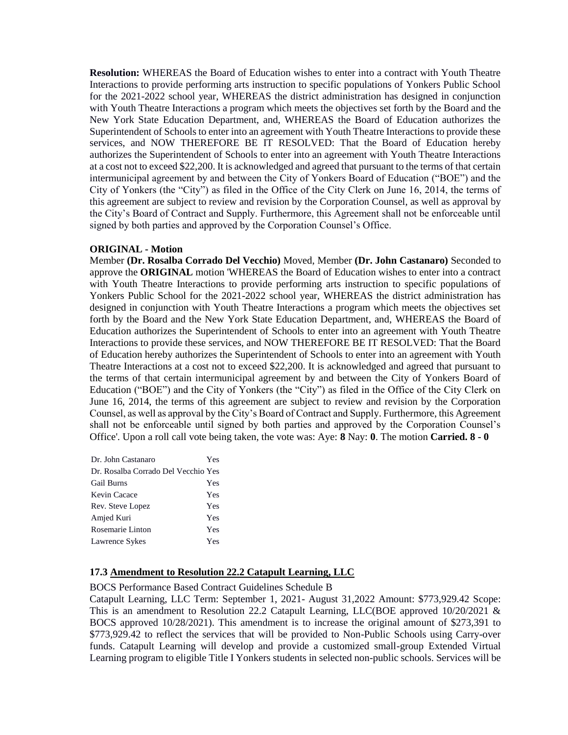**Resolution:** WHEREAS the Board of Education wishes to enter into a contract with Youth Theatre Interactions to provide performing arts instruction to specific populations of Yonkers Public School for the 2021-2022 school year, WHEREAS the district administration has designed in conjunction with Youth Theatre Interactions a program which meets the objectives set forth by the Board and the New York State Education Department, and, WHEREAS the Board of Education authorizes the Superintendent of Schools to enter into an agreement with Youth Theatre Interactions to provide these services, and NOW THEREFORE BE IT RESOLVED: That the Board of Education hereby authorizes the Superintendent of Schools to enter into an agreement with Youth Theatre Interactions at a cost not to exceed $22,200. It is acknowledged and agreed that pursuant to the terms of that certain intermunicipal agreement by and between the City of Yonkers Board of Education ("BOE") and the City of Yonkers (the "City") as filed in the Office of the City Clerk on June 16, 2014, the terms of this agreement are subject to review and revision by the Corporation Counsel, as well as approval by the City's Board of Contract and Supply. Furthermore, this Agreement shall not be enforceable until signed by both parties and approved by the Corporation Counsel's Office.

**ORIGINAL - Motion**
Member **(Dr. Rosalba Corrado Del Vecchio)** Moved, Member **(Dr. John Castanaro)** Seconded to approve the **ORIGINAL** motion 'WHEREAS the Board of Education wishes to enter into a contract with Youth Theatre Interactions to provide performing arts instruction to specific populations of Yonkers Public School for the 2021-2022 school year, WHEREAS the district administration has designed in conjunction with Youth Theatre Interactions a program which meets the objectives set forth by the Board and the New York State Education Department, and, WHEREAS the Board of Education authorizes the Superintendent of Schools to enter into an agreement with Youth Theatre Interactions to provide these services, and NOW THEREFORE BE IT RESOLVED: That the Board of Education hereby authorizes the Superintendent of Schools to enter into an agreement with Youth Theatre Interactions at a cost not to exceed $22,200. It is acknowledged and agreed that pursuant to the terms of that certain intermunicipal agreement by and between the City of Yonkers Board of Education ("BOE") and the City of Yonkers (the "City") as filed in the Office of the City Clerk on June 16, 2014, the terms of this agreement are subject to review and revision by the Corporation Counsel, as well as approval by the City's Board of Contract and Supply. Furthermore, this Agreement shall not be enforceable until signed by both parties and approved by the Corporation Counsel's Office'. Upon a roll call vote being taken, the vote was: Aye: **8** Nay: **0**. The motion **Carried. 8 - 0**

| | |
|---|---|
| Dr. John Castanaro | Yes |
| Dr. Rosalba Corrado Del Vecchio | Yes |
| Gail Burns | Yes |
| Kevin Cacace | Yes |
| Rev. Steve Lopez | Yes |
| Amjed Kuri | Yes |
| Rosemarie Linton | Yes |
| Lawrence Sykes | Yes |

### 17.3 Amendment to Resolution 22.2 Catapult Learning, LLC

BOCS Performance Based Contract Guidelines Schedule B

Catapult Learning, LLC Term: September 1, 2021- August 31,2022 Amount: $773,929.42 Scope: This is an amendment to Resolution 22.2 Catapult Learning, LLC(BOE approved 10/20/2021 & BOCS approved 10/28/2021). This amendment is to increase the original amount of $273,391 to $773,929.42 to reflect the services that will be provided to Non-Public Schools using Carry-over funds. Catapult Learning will develop and provide a customized small-group Extended Virtual Learning program to eligible Title I Yonkers students in selected non-public schools. Services will be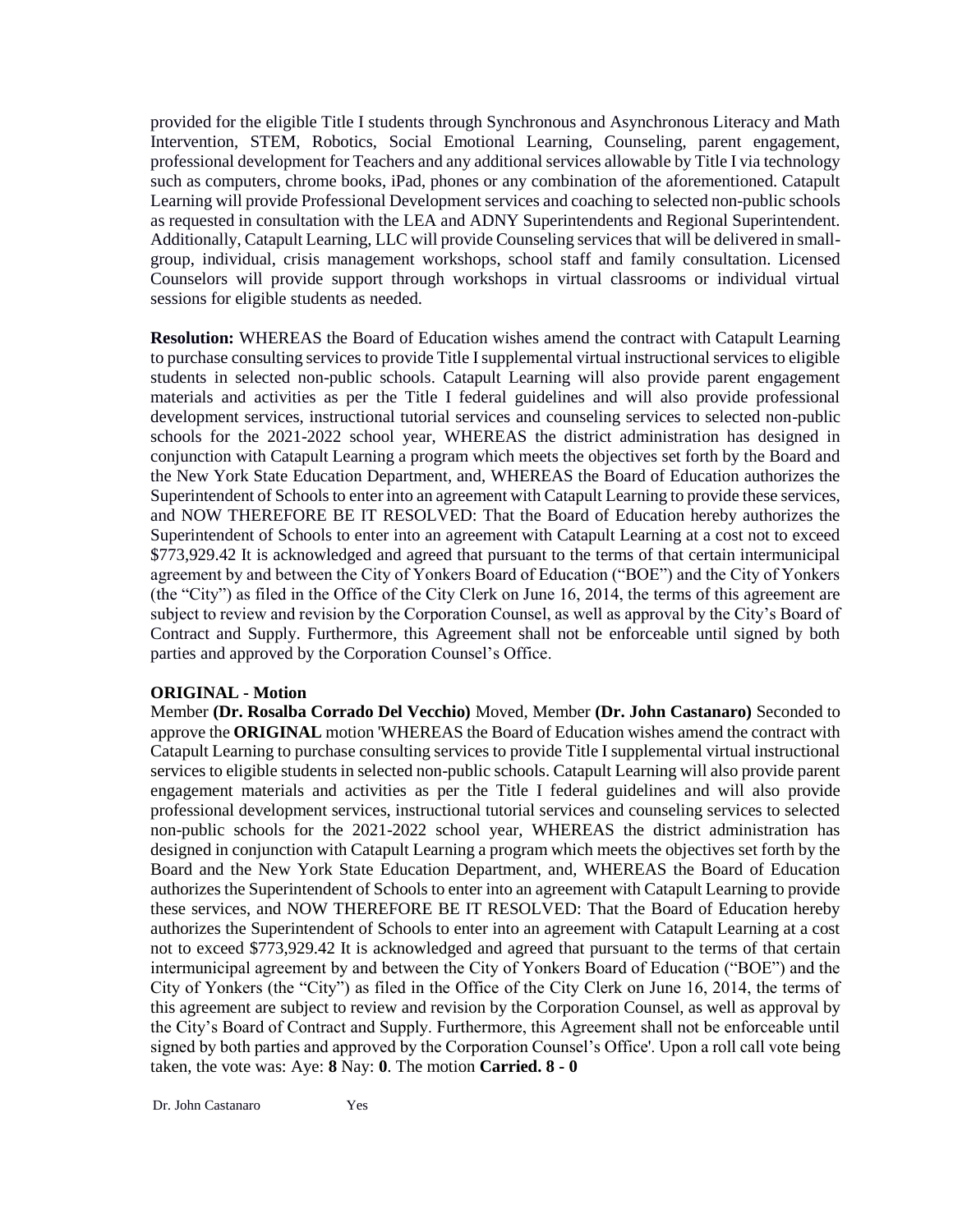provided for the eligible Title I students through Synchronous and Asynchronous Literacy and Math Intervention, STEM, Robotics, Social Emotional Learning, Counseling, parent engagement, professional development for Teachers and any additional services allowable by Title I via technology such as computers, chrome books, iPad, phones or any combination of the aforementioned. Catapult Learning will provide Professional Development services and coaching to selected non-public schools as requested in consultation with the LEA and ADNY Superintendents and Regional Superintendent. Additionally, Catapult Learning, LLC will provide Counseling services that will be delivered in small-group, individual, crisis management workshops, school staff and family consultation. Licensed Counselors will provide support through workshops in virtual classrooms or individual virtual sessions for eligible students as needed.

**Resolution:** WHEREAS the Board of Education wishes amend the contract with Catapult Learning to purchase consulting services to provide Title I supplemental virtual instructional services to eligible students in selected non-public schools. Catapult Learning will also provide parent engagement materials and activities as per the Title I federal guidelines and will also provide professional development services, instructional tutorial services and counseling services to selected non-public schools for the 2021-2022 school year, WHEREAS the district administration has designed in conjunction with Catapult Learning a program which meets the objectives set forth by the Board and the New York State Education Department, and, WHEREAS the Board of Education authorizes the Superintendent of Schools to enter into an agreement with Catapult Learning to provide these services, and NOW THEREFORE BE IT RESOLVED: That the Board of Education hereby authorizes the Superintendent of Schools to enter into an agreement with Catapult Learning at a cost not to exceed $773,929.42 It is acknowledged and agreed that pursuant to the terms of that certain intermunicipal agreement by and between the City of Yonkers Board of Education ("BOE") and the City of Yonkers (the "City") as filed in the Office of the City Clerk on June 16, 2014, the terms of this agreement are subject to review and revision by the Corporation Counsel, as well as approval by the City's Board of Contract and Supply. Furthermore, this Agreement shall not be enforceable until signed by both parties and approved by the Corporation Counsel's Office.

**ORIGINAL - Motion**

Member **(Dr. Rosalba Corrado Del Vecchio)** Moved, Member **(Dr. John Castanaro)** Seconded to approve the **ORIGINAL** motion 'WHEREAS the Board of Education wishes amend the contract with Catapult Learning to purchase consulting services to provide Title I supplemental virtual instructional services to eligible students in selected non-public schools. Catapult Learning will also provide parent engagement materials and activities as per the Title I federal guidelines and will also provide professional development services, instructional tutorial services and counseling services to selected non-public schools for the 2021-2022 school year, WHEREAS the district administration has designed in conjunction with Catapult Learning a program which meets the objectives set forth by the Board and the New York State Education Department, and, WHEREAS the Board of Education authorizes the Superintendent of Schools to enter into an agreement with Catapult Learning to provide these services, and NOW THEREFORE BE IT RESOLVED: That the Board of Education hereby authorizes the Superintendent of Schools to enter into an agreement with Catapult Learning at a cost not to exceed $773,929.42 It is acknowledged and agreed that pursuant to the terms of that certain intermunicipal agreement by and between the City of Yonkers Board of Education ("BOE") and the City of Yonkers (the "City") as filed in the Office of the City Clerk on June 16, 2014, the terms of this agreement are subject to review and revision by the Corporation Counsel, as well as approval by the City's Board of Contract and Supply. Furthermore, this Agreement shall not be enforceable until signed by both parties and approved by the Corporation Counsel's Office'. Upon a roll call vote being taken, the vote was: Aye: **8** Nay: **0**. The motion **Carried. 8 - 0**

| | |
|---|---|
| Dr. John Castanaro | Yes |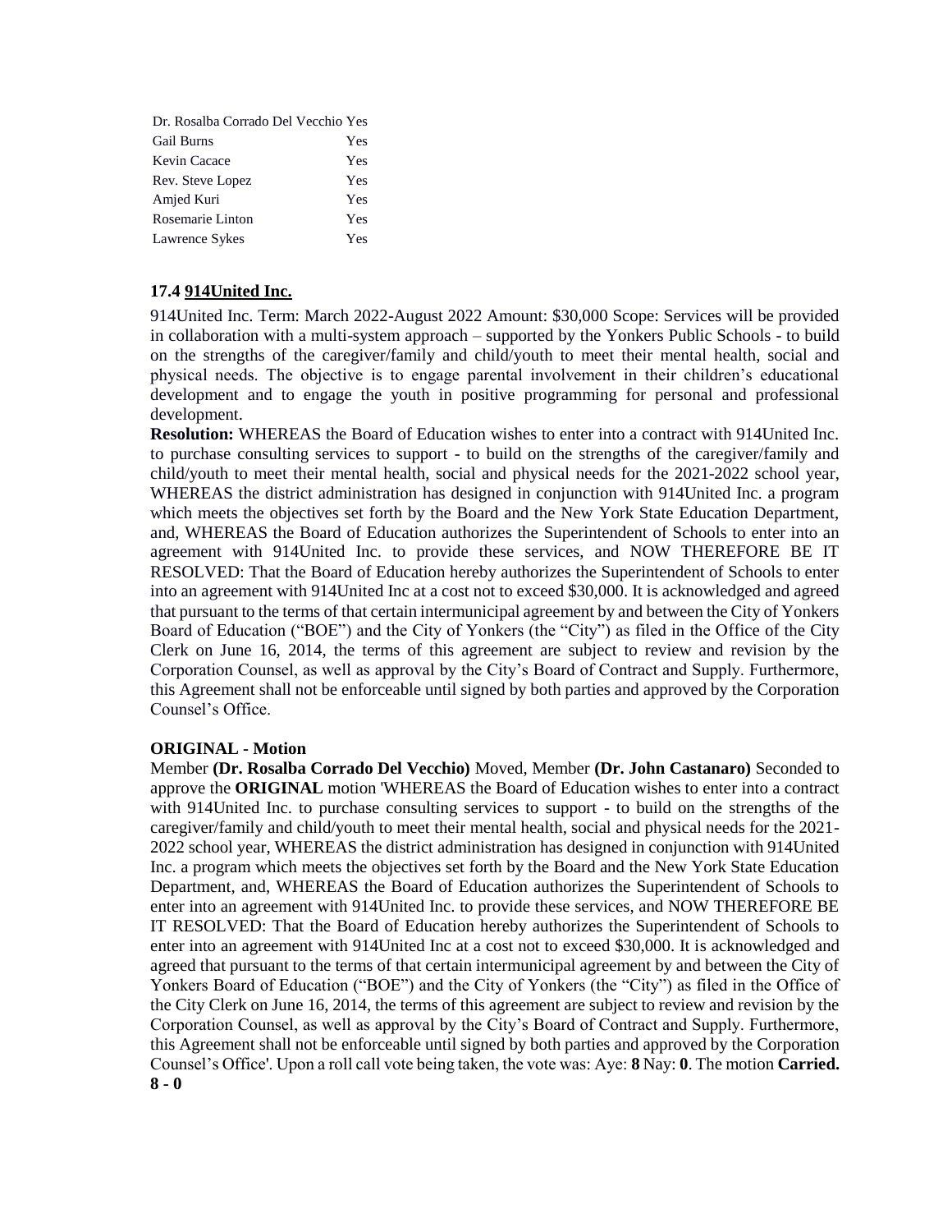| | |
|---|---|
| Dr. Rosalba Corrado Del Vecchio | Yes |
| Gail Burns | Yes |
| Kevin Cacace | Yes |
| Rev. Steve Lopez | Yes |
| Amjed Kuri | Yes |
| Rosemarie Linton | Yes |
| Lawrence Sykes | Yes |

**17.4 914United Inc.**

914United Inc. Term: March 2022-August 2022 Amount: $30,000 Scope: Services will be provided in collaboration with a multi-system approach – supported by the Yonkers Public Schools - to build on the strengths of the caregiver/family and child/youth to meet their mental health, social and physical needs. The objective is to engage parental involvement in their children's educational development and to engage the youth in positive programming for personal and professional development.

**Resolution:** WHEREAS the Board of Education wishes to enter into a contract with 914United Inc. to purchase consulting services to support - to build on the strengths of the caregiver/family and child/youth to meet their mental health, social and physical needs for the 2021-2022 school year, WHEREAS the district administration has designed in conjunction with 914United Inc. a program which meets the objectives set forth by the Board and the New York State Education Department, and, WHEREAS the Board of Education authorizes the Superintendent of Schools to enter into an agreement with 914United Inc. to provide these services, and NOW THEREFORE BE IT RESOLVED: That the Board of Education hereby authorizes the Superintendent of Schools to enter into an agreement with 914United Inc at a cost not to exceed $30,000. It is acknowledged and agreed that pursuant to the terms of that certain intermunicipal agreement by and between the City of Yonkers Board of Education ("BOE") and the City of Yonkers (the "City") as filed in the Office of the City Clerk on June 16, 2014, the terms of this agreement are subject to review and revision by the Corporation Counsel, as well as approval by the City's Board of Contract and Supply. Furthermore, this Agreement shall not be enforceable until signed by both parties and approved by the Corporation Counsel's Office.

**ORIGINAL - Motion**

Member **(Dr. Rosalba Corrado Del Vecchio)** Moved, Member **(Dr. John Castanaro)** Seconded to approve the **ORIGINAL** motion 'WHEREAS the Board of Education wishes to enter into a contract with 914United Inc. to purchase consulting services to support - to build on the strengths of the caregiver/family and child/youth to meet their mental health, social and physical needs for the 2021-2022 school year, WHEREAS the district administration has designed in conjunction with 914United Inc. a program which meets the objectives set forth by the Board and the New York State Education Department, and, WHEREAS the Board of Education authorizes the Superintendent of Schools to enter into an agreement with 914United Inc. to provide these services, and NOW THEREFORE BE IT RESOLVED: That the Board of Education hereby authorizes the Superintendent of Schools to enter into an agreement with 914United Inc at a cost not to exceed $30,000. It is acknowledged and agreed that pursuant to the terms of that certain intermunicipal agreement by and between the City of Yonkers Board of Education ("BOE") and the City of Yonkers (the "City") as filed in the Office of the City Clerk on June 16, 2014, the terms of this agreement are subject to review and revision by the Corporation Counsel, as well as approval by the City's Board of Contract and Supply. Furthermore, this Agreement shall not be enforceable until signed by both parties and approved by the Corporation Counsel's Office'. Upon a roll call vote being taken, the vote was: Aye: **8** Nay: **0**. The motion **Carried. 8 - 0**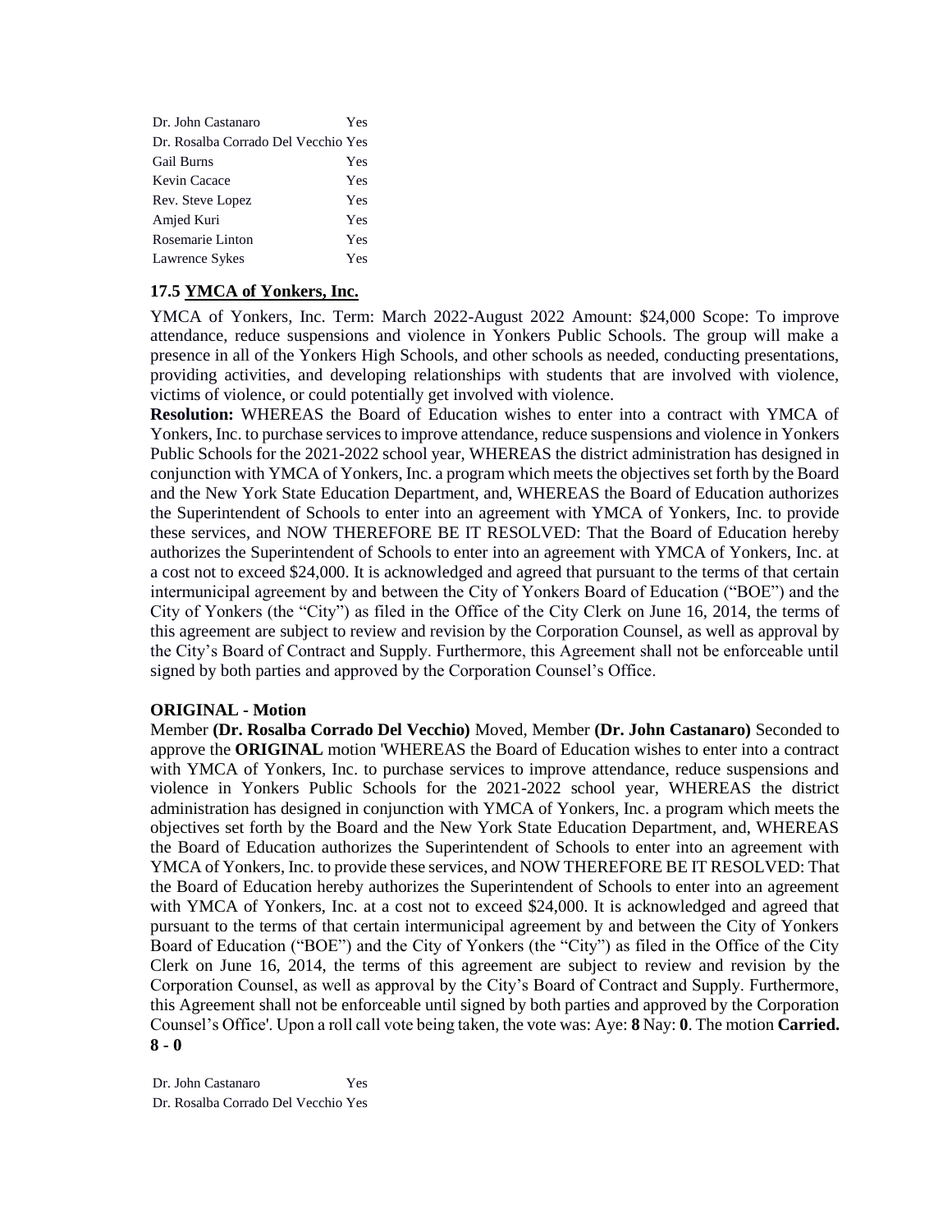| | |
|---|---|
| Dr. John Castanaro | Yes |
| Dr. Rosalba Corrado Del Vecchio | Yes |
| Gail Burns | Yes |
| Kevin Cacace | Yes |
| Rev. Steve Lopez | Yes |
| Amjed Kuri | Yes |
| Rosemarie Linton | Yes |
| Lawrence Sykes | Yes |

### 17.5 YMCA of Yonkers, Inc.

YMCA of Yonkers, Inc. Term: March 2022-August 2022 Amount: $24,000 Scope: To improve attendance, reduce suspensions and violence in Yonkers Public Schools. The group will make a presence in all of the Yonkers High Schools, and other schools as needed, conducting presentations, providing activities, and developing relationships with students that are involved with violence, victims of violence, or could potentially get involved with violence.

**Resolution:** WHEREAS the Board of Education wishes to enter into a contract with YMCA of Yonkers, Inc. to purchase services to improve attendance, reduce suspensions and violence in Yonkers Public Schools for the 2021-2022 school year, WHEREAS the district administration has designed in conjunction with YMCA of Yonkers, Inc. a program which meets the objectives set forth by the Board and the New York State Education Department, and, WHEREAS the Board of Education authorizes the Superintendent of Schools to enter into an agreement with YMCA of Yonkers, Inc. to provide these services, and NOW THEREFORE BE IT RESOLVED: That the Board of Education hereby authorizes the Superintendent of Schools to enter into an agreement with YMCA of Yonkers, Inc. at a cost not to exceed $24,000. It is acknowledged and agreed that pursuant to the terms of that certain intermunicipal agreement by and between the City of Yonkers Board of Education ("BOE") and the City of Yonkers (the "City") as filed in the Office of the City Clerk on June 16, 2014, the terms of this agreement are subject to review and revision by the Corporation Counsel, as well as approval by the City's Board of Contract and Supply. Furthermore, this Agreement shall not be enforceable until signed by both parties and approved by the Corporation Counsel's Office.

**ORIGINAL - Motion**

Member **(Dr. Rosalba Corrado Del Vecchio)** Moved, Member **(Dr. John Castanaro)** Seconded to approve the **ORIGINAL** motion 'WHEREAS the Board of Education wishes to enter into a contract with YMCA of Yonkers, Inc. to purchase services to improve attendance, reduce suspensions and violence in Yonkers Public Schools for the 2021-2022 school year, WHEREAS the district administration has designed in conjunction with YMCA of Yonkers, Inc. a program which meets the objectives set forth by the Board and the New York State Education Department, and, WHEREAS the Board of Education authorizes the Superintendent of Schools to enter into an agreement with YMCA of Yonkers, Inc. to provide these services, and NOW THEREFORE BE IT RESOLVED: That the Board of Education hereby authorizes the Superintendent of Schools to enter into an agreement with YMCA of Yonkers, Inc. at a cost not to exceed $24,000. It is acknowledged and agreed that pursuant to the terms of that certain intermunicipal agreement by and between the City of Yonkers Board of Education ("BOE") and the City of Yonkers (the "City") as filed in the Office of the City Clerk on June 16, 2014, the terms of this agreement are subject to review and revision by the Corporation Counsel, as well as approval by the City's Board of Contract and Supply. Furthermore, this Agreement shall not be enforceable until signed by both parties and approved by the Corporation Counsel's Office'. Upon a roll call vote being taken, the vote was: Aye: **8** Nay: **0**. The motion **Carried. 8 - 0**

| | |
|---|---|
| Dr. John Castanaro | Yes |
| Dr. Rosalba Corrado Del Vecchio | Yes |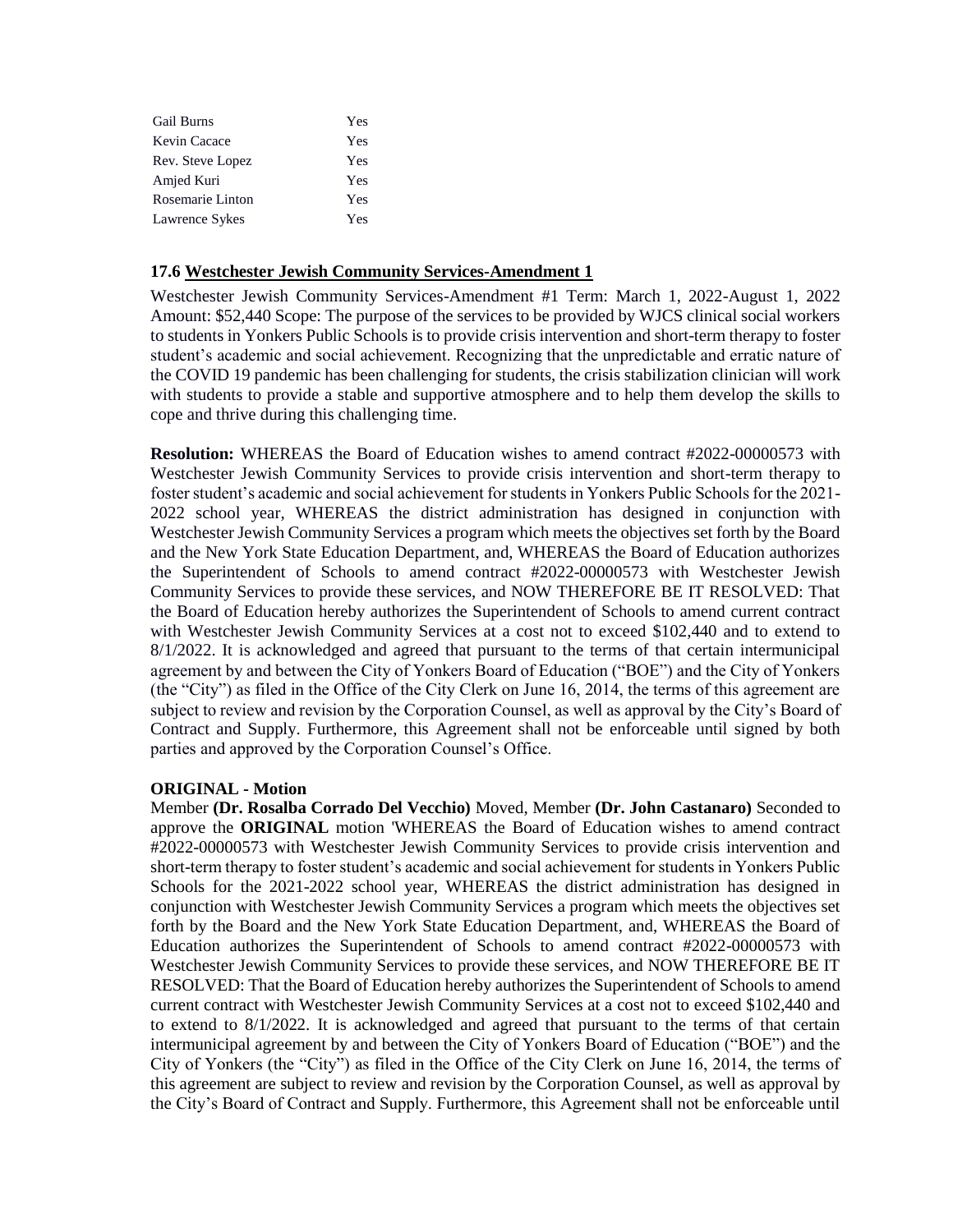| | |
|---|---|
| Gail Burns | Yes |
| Kevin Cacace | Yes |
| Rev. Steve Lopez | Yes |
| Amjed Kuri | Yes |
| Rosemarie Linton | Yes |
| Lawrence Sykes | Yes |

### 17.6 Westchester Jewish Community Services-Amendment 1

Westchester Jewish Community Services-Amendment #1 Term: March 1, 2022-August 1, 2022 Amount: $52,440 Scope: The purpose of the services to be provided by WJCS clinical social workers to students in Yonkers Public Schools is to provide crisis intervention and short-term therapy to foster student's academic and social achievement. Recognizing that the unpredictable and erratic nature of the COVID 19 pandemic has been challenging for students, the crisis stabilization clinician will work with students to provide a stable and supportive atmosphere and to help them develop the skills to cope and thrive during this challenging time.

**Resolution:** WHEREAS the Board of Education wishes to amend contract #2022-00000573 with Westchester Jewish Community Services to provide crisis intervention and short-term therapy to foster student's academic and social achievement for students in Yonkers Public Schools for the 2021-2022 school year, WHEREAS the district administration has designed in conjunction with Westchester Jewish Community Services a program which meets the objectives set forth by the Board and the New York State Education Department, and, WHEREAS the Board of Education authorizes the Superintendent of Schools to amend contract #2022-00000573 with Westchester Jewish Community Services to provide these services, and NOW THEREFORE BE IT RESOLVED: That the Board of Education hereby authorizes the Superintendent of Schools to amend current contract with Westchester Jewish Community Services at a cost not to exceed $102,440 and to extend to 8/1/2022. It is acknowledged and agreed that pursuant to the terms of that certain intermunicipal agreement by and between the City of Yonkers Board of Education ("BOE") and the City of Yonkers (the "City") as filed in the Office of the City Clerk on June 16, 2014, the terms of this agreement are subject to review and revision by the Corporation Counsel, as well as approval by the City's Board of Contract and Supply. Furthermore, this Agreement shall not be enforceable until signed by both parties and approved by the Corporation Counsel's Office.

**ORIGINAL - Motion**

Member **(Dr. Rosalba Corrado Del Vecchio)** Moved, Member **(Dr. John Castanaro)** Seconded to approve the **ORIGINAL** motion 'WHEREAS the Board of Education wishes to amend contract #2022-00000573 with Westchester Jewish Community Services to provide crisis intervention and short-term therapy to foster student's academic and social achievement for students in Yonkers Public Schools for the 2021-2022 school year, WHEREAS the district administration has designed in conjunction with Westchester Jewish Community Services a program which meets the objectives set forth by the Board and the New York State Education Department, and, WHEREAS the Board of Education authorizes the Superintendent of Schools to amend contract #2022-00000573 with Westchester Jewish Community Services to provide these services, and NOW THEREFORE BE IT RESOLVED: That the Board of Education hereby authorizes the Superintendent of Schools to amend current contract with Westchester Jewish Community Services at a cost not to exceed $102,440 and to extend to 8/1/2022. It is acknowledged and agreed that pursuant to the terms of that certain intermunicipal agreement by and between the City of Yonkers Board of Education ("BOE") and the City of Yonkers (the "City") as filed in the Office of the City Clerk on June 16, 2014, the terms of this agreement are subject to review and revision by the Corporation Counsel, as well as approval by the City's Board of Contract and Supply. Furthermore, this Agreement shall not be enforceable until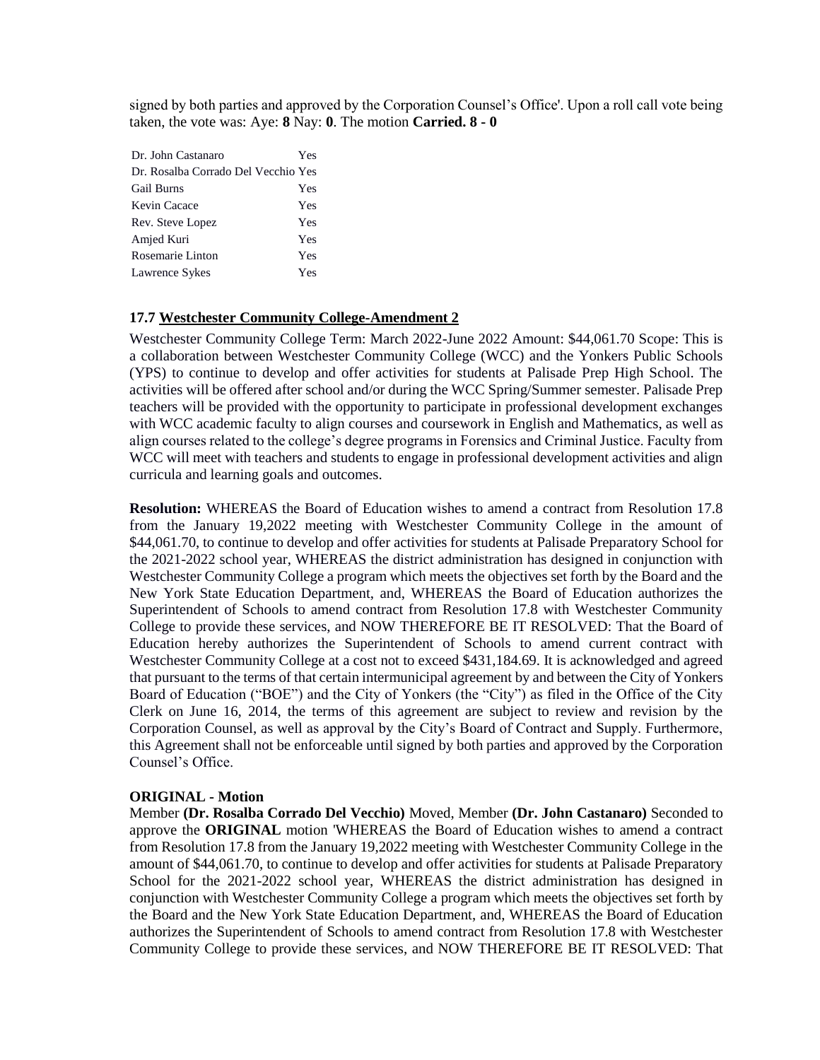signed by both parties and approved by the Corporation Counsel's Office'. Upon a roll call vote being taken, the vote was: Aye: **8** Nay: **0**. The motion **Carried. 8 - 0**

| | |
|---|---|
| Dr. John Castanaro | Yes |
| Dr. Rosalba Corrado Del Vecchio | Yes |
| Gail Burns | Yes |
| Kevin Cacace | Yes |
| Rev. Steve Lopez | Yes |
| Amjed Kuri | Yes |
| Rosemarie Linton | Yes |
| Lawrence Sykes | Yes |

### 17.7 Westchester Community College-Amendment 2

Westchester Community College Term: March 2022-June 2022 Amount: $44,061.70 Scope: This is a collaboration between Westchester Community College (WCC) and the Yonkers Public Schools (YPS) to continue to develop and offer activities for students at Palisade Prep High School. The activities will be offered after school and/or during the WCC Spring/Summer semester. Palisade Prep teachers will be provided with the opportunity to participate in professional development exchanges with WCC academic faculty to align courses and coursework in English and Mathematics, as well as align courses related to the college's degree programs in Forensics and Criminal Justice. Faculty from WCC will meet with teachers and students to engage in professional development activities and align curricula and learning goals and outcomes.

**Resolution:** WHEREAS the Board of Education wishes to amend a contract from Resolution 17.8 from the January 19,2022 meeting with Westchester Community College in the amount of $44,061.70, to continue to develop and offer activities for students at Palisade Preparatory School for the 2021-2022 school year, WHEREAS the district administration has designed in conjunction with Westchester Community College a program which meets the objectives set forth by the Board and the New York State Education Department, and, WHEREAS the Board of Education authorizes the Superintendent of Schools to amend contract from Resolution 17.8 with Westchester Community College to provide these services, and NOW THEREFORE BE IT RESOLVED: That the Board of Education hereby authorizes the Superintendent of Schools to amend current contract with Westchester Community College at a cost not to exceed $431,184.69. It is acknowledged and agreed that pursuant to the terms of that certain intermunicipal agreement by and between the City of Yonkers Board of Education ("BOE") and the City of Yonkers (the "City") as filed in the Office of the City Clerk on June 16, 2014, the terms of this agreement are subject to review and revision by the Corporation Counsel, as well as approval by the City's Board of Contract and Supply. Furthermore, this Agreement shall not be enforceable until signed by both parties and approved by the Corporation Counsel's Office.

**ORIGINAL - Motion**

Member **(Dr. Rosalba Corrado Del Vecchio)** Moved, Member **(Dr. John Castanaro)** Seconded to approve the **ORIGINAL** motion 'WHEREAS the Board of Education wishes to amend a contract from Resolution 17.8 from the January 19,2022 meeting with Westchester Community College in the amount of $44,061.70, to continue to develop and offer activities for students at Palisade Preparatory School for the 2021-2022 school year, WHEREAS the district administration has designed in conjunction with Westchester Community College a program which meets the objectives set forth by the Board and the New York State Education Department, and, WHEREAS the Board of Education authorizes the Superintendent of Schools to amend contract from Resolution 17.8 with Westchester Community College to provide these services, and NOW THEREFORE BE IT RESOLVED: That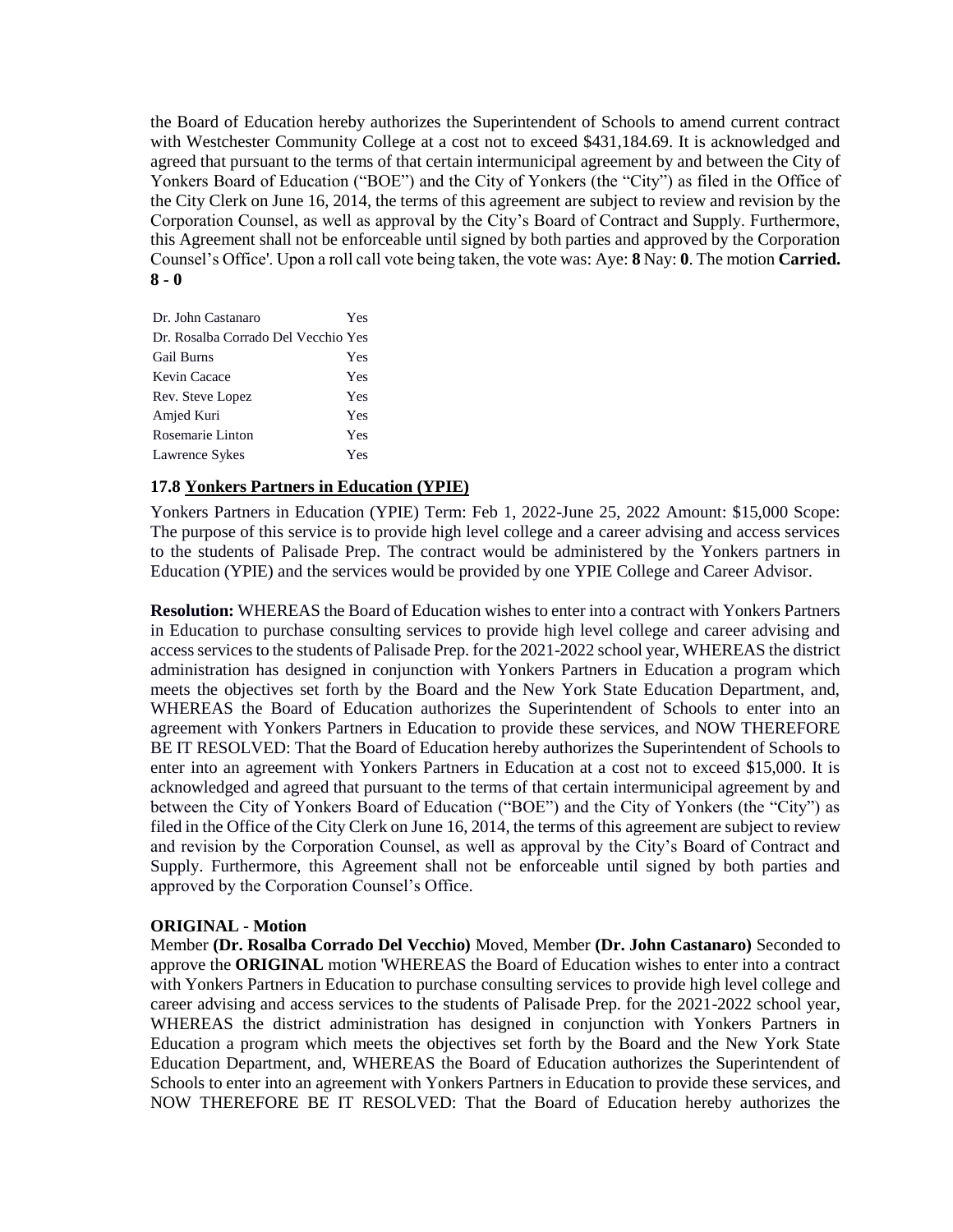the Board of Education hereby authorizes the Superintendent of Schools to amend current contract with Westchester Community College at a cost not to exceed $431,184.69. It is acknowledged and agreed that pursuant to the terms of that certain intermunicipal agreement by and between the City of Yonkers Board of Education ("BOE") and the City of Yonkers (the "City") as filed in the Office of the City Clerk on June 16, 2014, the terms of this agreement are subject to review and revision by the Corporation Counsel, as well as approval by the City's Board of Contract and Supply. Furthermore, this Agreement shall not be enforceable until signed by both parties and approved by the Corporation Counsel's Office'. Upon a roll call vote being taken, the vote was: Aye: **8** Nay: **0**. The motion **Carried. 8 - 0**

| | |
|---|---|
| Dr. John Castanaro | Yes |
| Dr. Rosalba Corrado Del Vecchio | Yes |
| Gail Burns | Yes |
| Kevin Cacace | Yes |
| Rev. Steve Lopez | Yes |
| Amjed Kuri | Yes |
| Rosemarie Linton | Yes |
| Lawrence Sykes | Yes |

### 17.8 Yonkers Partners in Education (YPIE)

Yonkers Partners in Education (YPIE) Term: Feb 1, 2022-June 25, 2022 Amount: $15,000 Scope: The purpose of this service is to provide high level college and a career advising and access services to the students of Palisade Prep. The contract would be administered by the Yonkers partners in Education (YPIE) and the services would be provided by one YPIE College and Career Advisor.

**Resolution:** WHEREAS the Board of Education wishes to enter into a contract with Yonkers Partners in Education to purchase consulting services to provide high level college and career advising and access services to the students of Palisade Prep. for the 2021-2022 school year, WHEREAS the district administration has designed in conjunction with Yonkers Partners in Education a program which meets the objectives set forth by the Board and the New York State Education Department, and, WHEREAS the Board of Education authorizes the Superintendent of Schools to enter into an agreement with Yonkers Partners in Education to provide these services, and NOW THEREFORE BE IT RESOLVED: That the Board of Education hereby authorizes the Superintendent of Schools to enter into an agreement with Yonkers Partners in Education at a cost not to exceed $15,000. It is acknowledged and agreed that pursuant to the terms of that certain intermunicipal agreement by and between the City of Yonkers Board of Education ("BOE") and the City of Yonkers (the "City") as filed in the Office of the City Clerk on June 16, 2014, the terms of this agreement are subject to review and revision by the Corporation Counsel, as well as approval by the City's Board of Contract and Supply. Furthermore, this Agreement shall not be enforceable until signed by both parties and approved by the Corporation Counsel's Office.

**ORIGINAL - Motion**

Member **(Dr. Rosalba Corrado Del Vecchio)** Moved, Member **(Dr. John Castanaro)** Seconded to approve the **ORIGINAL** motion 'WHEREAS the Board of Education wishes to enter into a contract with Yonkers Partners in Education to purchase consulting services to provide high level college and career advising and access services to the students of Palisade Prep. for the 2021-2022 school year, WHEREAS the district administration has designed in conjunction with Yonkers Partners in Education a program which meets the objectives set forth by the Board and the New York State Education Department, and, WHEREAS the Board of Education authorizes the Superintendent of Schools to enter into an agreement with Yonkers Partners in Education to provide these services, and NOW THEREFORE BE IT RESOLVED: That the Board of Education hereby authorizes the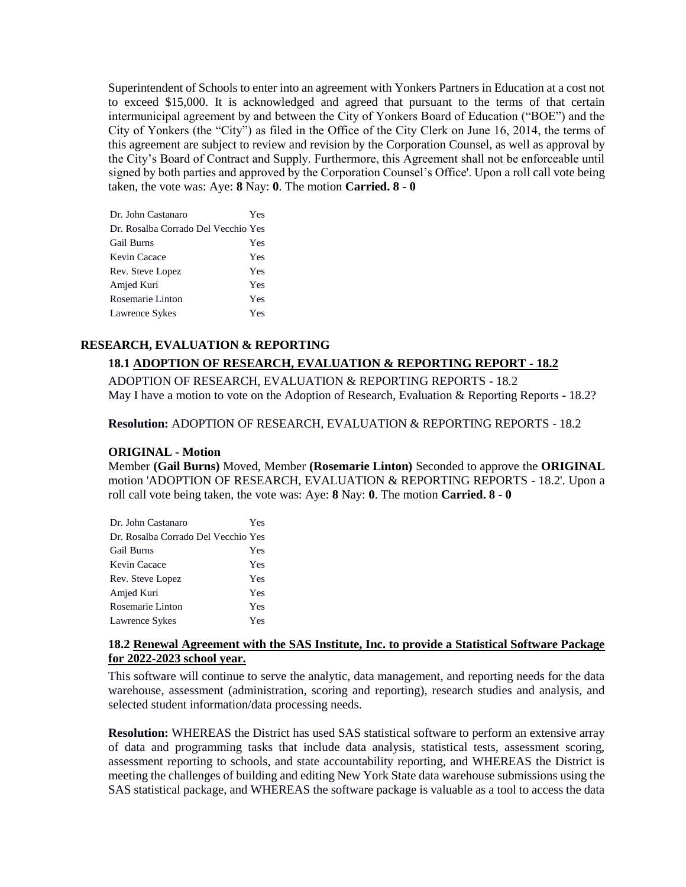Superintendent of Schools to enter into an agreement with Yonkers Partners in Education at a cost not to exceed $15,000. It is acknowledged and agreed that pursuant to the terms of that certain intermunicipal agreement by and between the City of Yonkers Board of Education ("BOE") and the City of Yonkers (the "City") as filed in the Office of the City Clerk on June 16, 2014, the terms of this agreement are subject to review and revision by the Corporation Counsel, as well as approval by the City's Board of Contract and Supply. Furthermore, this Agreement shall not be enforceable until signed by both parties and approved by the Corporation Counsel's Office'. Upon a roll call vote being taken, the vote was: Aye: **8** Nay: **0**. The motion **Carried. 8 - 0**

| | |
|---|---|
| Dr. John Castanaro | Yes |
| Dr. Rosalba Corrado Del Vecchio | Yes |
| Gail Burns | Yes |
| Kevin Cacace | Yes |
| Rev. Steve Lopez | Yes |
| Amjed Kuri | Yes |
| Rosemarie Linton | Yes |
| Lawrence Sykes | Yes |

## RESEARCH, EVALUATION & REPORTING

### 18.1 ADOPTION OF RESEARCH, EVALUATION & REPORTING REPORT - 18.2

ADOPTION OF RESEARCH, EVALUATION & REPORTING REPORTS - 18.2
May I have a motion to vote on the Adoption of Research, Evaluation & Reporting Reports - 18.2?

**Resolution:** ADOPTION OF RESEARCH, EVALUATION & REPORTING REPORTS - 18.2

**ORIGINAL - Motion**
Member **(Gail Burns)** Moved, Member **(Rosemarie Linton)** Seconded to approve the **ORIGINAL** motion 'ADOPTION OF RESEARCH, EVALUATION & REPORTING REPORTS - 18.2'. Upon a roll call vote being taken, the vote was: Aye: **8** Nay: **0**. The motion **Carried. 8 - 0**

| | |
|---|---|
| Dr. John Castanaro | Yes |
| Dr. Rosalba Corrado Del Vecchio | Yes |
| Gail Burns | Yes |
| Kevin Cacace | Yes |
| Rev. Steve Lopez | Yes |
| Amjed Kuri | Yes |
| Rosemarie Linton | Yes |
| Lawrence Sykes | Yes |

### 18.2 Renewal Agreement with the SAS Institute, Inc. to provide a Statistical Software Package for 2022-2023 school year.

This software will continue to serve the analytic, data management, and reporting needs for the data warehouse, assessment (administration, scoring and reporting), research studies and analysis, and selected student information/data processing needs.

**Resolution:** WHEREAS the District has used SAS statistical software to perform an extensive array of data and programming tasks that include data analysis, statistical tests, assessment scoring, assessment reporting to schools, and state accountability reporting, and WHEREAS the District is meeting the challenges of building and editing New York State data warehouse submissions using the SAS statistical package, and WHEREAS the software package is valuable as a tool to access the data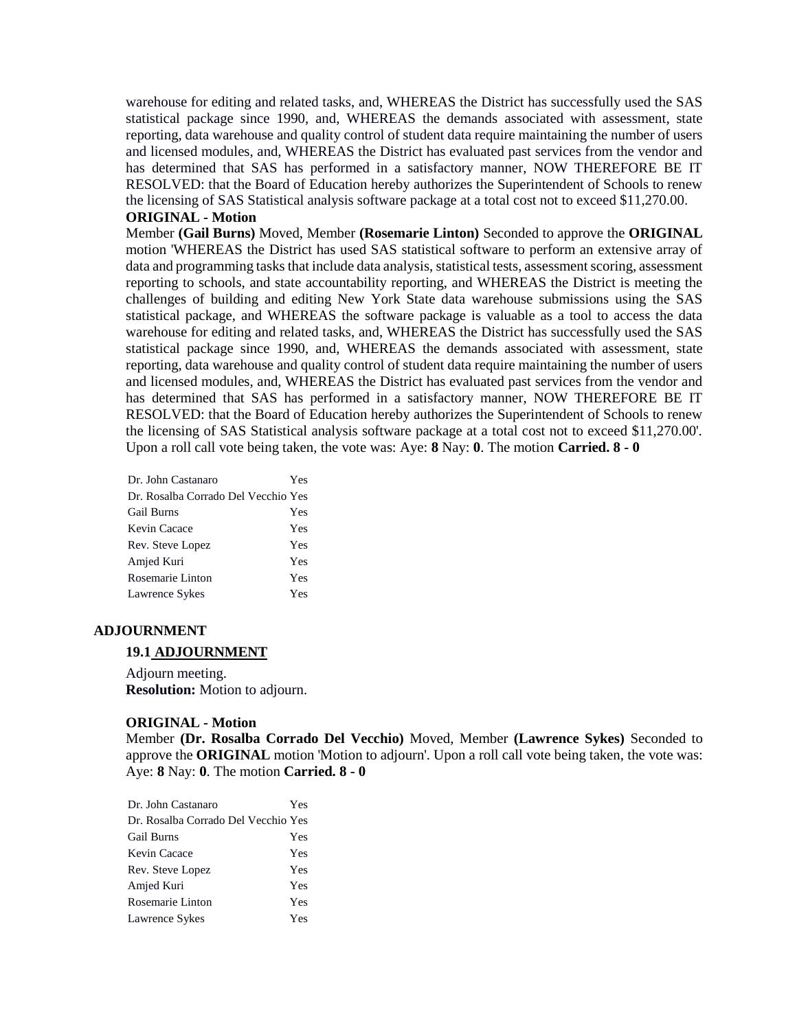warehouse for editing and related tasks, and, WHEREAS the District has successfully used the SAS statistical package since 1990, and, WHEREAS the demands associated with assessment, state reporting, data warehouse and quality control of student data require maintaining the number of users and licensed modules, and, WHEREAS the District has evaluated past services from the vendor and has determined that SAS has performed in a satisfactory manner, NOW THEREFORE BE IT RESOLVED: that the Board of Education hereby authorizes the Superintendent of Schools to renew the licensing of SAS Statistical analysis software package at a total cost not to exceed $11,270.00.

**ORIGINAL - Motion**

Member **(Gail Burns)** Moved, Member **(Rosemarie Linton)** Seconded to approve the **ORIGINAL** motion 'WHEREAS the District has used SAS statistical software to perform an extensive array of data and programming tasks that include data analysis, statistical tests, assessment scoring, assessment reporting to schools, and state accountability reporting, and WHEREAS the District is meeting the challenges of building and editing New York State data warehouse submissions using the SAS statistical package, and WHEREAS the software package is valuable as a tool to access the data warehouse for editing and related tasks, and, WHEREAS the District has successfully used the SAS statistical package since 1990, and, WHEREAS the demands associated with assessment, state reporting, data warehouse and quality control of student data require maintaining the number of users and licensed modules, and, WHEREAS the District has evaluated past services from the vendor and has determined that SAS has performed in a satisfactory manner, NOW THEREFORE BE IT RESOLVED: that the Board of Education hereby authorizes the Superintendent of Schools to renew the licensing of SAS Statistical analysis software package at a total cost not to exceed $11,270.00'. Upon a roll call vote being taken, the vote was: Aye: **8** Nay: **0**. The motion **Carried. 8 - 0**

| | |
|---|---|
| Dr. John Castanaro | Yes |
| Dr. Rosalba Corrado Del Vecchio | Yes |
| Gail Burns | Yes |
| Kevin Cacace | Yes |
| Rev. Steve Lopez | Yes |
| Amjed Kuri | Yes |
| Rosemarie Linton | Yes |
| Lawrence Sykes | Yes |

## ADJOURNMENT

### 19.1 ADJOURNMENT

Adjourn meeting.
**Resolution:** Motion to adjourn.

**ORIGINAL - Motion**

Member **(Dr. Rosalba Corrado Del Vecchio)** Moved, Member **(Lawrence Sykes)** Seconded to approve the **ORIGINAL** motion 'Motion to adjourn'. Upon a roll call vote being taken, the vote was: Aye: **8** Nay: **0**. The motion **Carried. 8 - 0**

| | |
|---|---|
| Dr. John Castanaro | Yes |
| Dr. Rosalba Corrado Del Vecchio | Yes |
| Gail Burns | Yes |
| Kevin Cacace | Yes |
| Rev. Steve Lopez | Yes |
| Amjed Kuri | Yes |
| Rosemarie Linton | Yes |
| Lawrence Sykes | Yes |